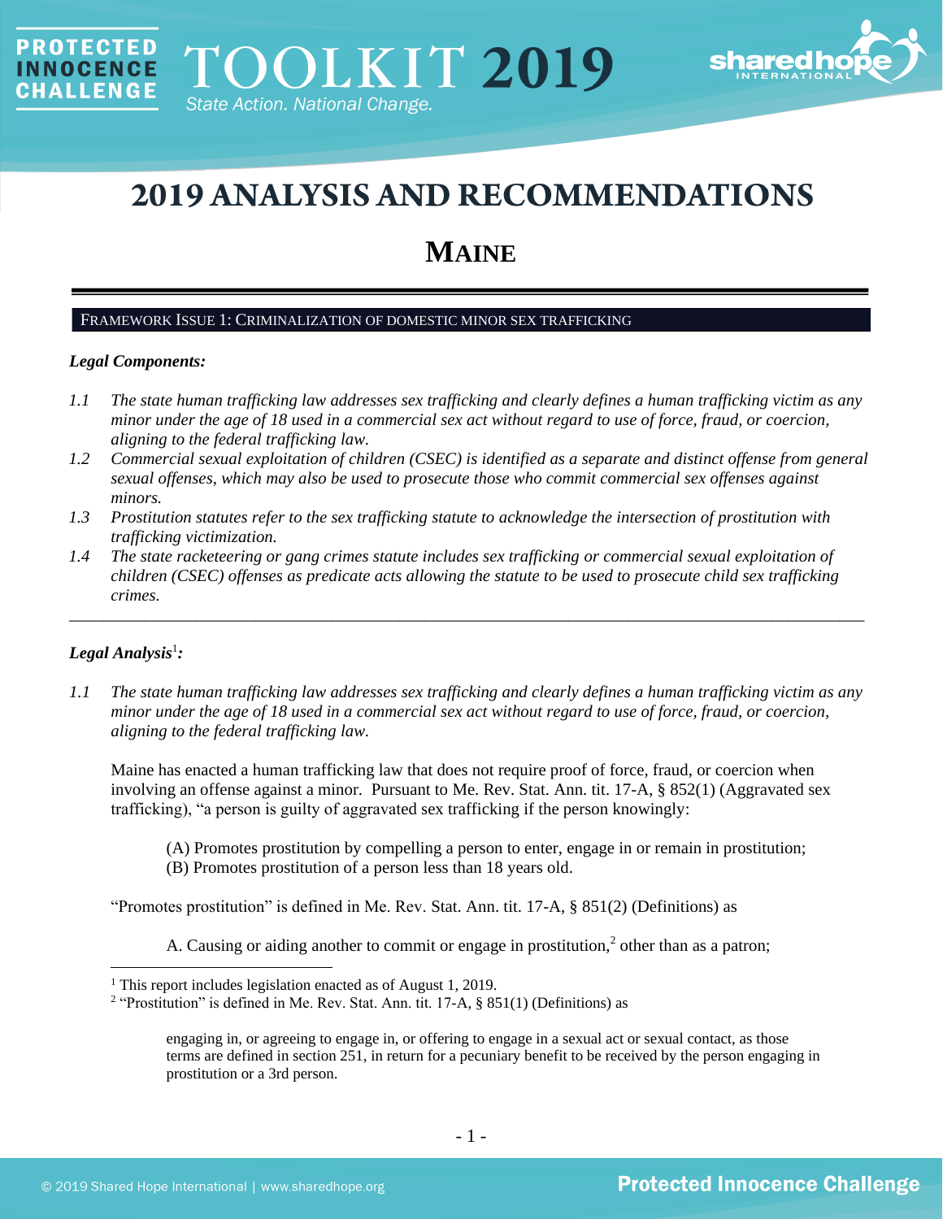# 2019 ANALYSIS AND RECOMMENDATIONS

## MAINE

FRAMEWORK ISSUE 1: CRIMINALIZATION OF DOMESTIC MINOR SEX TRAFFICKING

***Legal Components:***

*1.1 The state human trafficking law addresses sex trafficking and clearly defines a human trafficking victim as any minor under the age of 18 used in a commercial sex act without regard to use of force, fraud, or coercion, aligning to the federal trafficking law.*

*1.2 Commercial sexual exploitation of children (CSEC) is identified as a separate and distinct offense from general sexual offenses, which may also be used to prosecute those who commit commercial sex offenses against minors.*

*1.3 Prostitution statutes refer to the sex trafficking statute to acknowledge the intersection of prostitution with trafficking victimization.*

*1.4 The state racketeering or gang crimes statute includes sex trafficking or commercial sexual exploitation of children (CSEC) offenses as predicate acts allowing the statute to be used to prosecute child sex trafficking crimes.*

---

***Legal Analysis[1]:***

*1.1 The state human trafficking law addresses sex trafficking and clearly defines a human trafficking victim as any minor under the age of 18 used in a commercial sex act without regard to use of force, fraud, or coercion, aligning to the federal trafficking law.*

Maine has enacted a human trafficking law that does not require proof of force, fraud, or coercion when involving an offense against a minor. Pursuant to Me. Rev. Stat. Ann. tit. 17-A, § 852(1) (Aggravated sex trafficking), "a person is guilty of aggravated sex trafficking if the person knowingly:

> (A) Promotes prostitution by compelling a person to enter, engage in or remain in prostitution;
> (B) Promotes prostitution of a person less than 18 years old.

"Promotes prostitution" is defined in Me. Rev. Stat. Ann. tit. 17-A, § 851(2) (Definitions) as

> A. Causing or aiding another to commit or engage in prostitution,[2] other than as a patron;

---

[1] This report includes legislation enacted as of August 1, 2019.

[2] "Prostitution" is defined in Me. Rev. Stat. Ann. tit. 17-A, § 851(1) (Definitions) as

> engaging in, or agreeing to engage in, or offering to engage in a sexual act or sexual contact, as those terms are defined in section 251, in return for a pecuniary benefit to be received by the person engaging in prostitution or a 3rd person.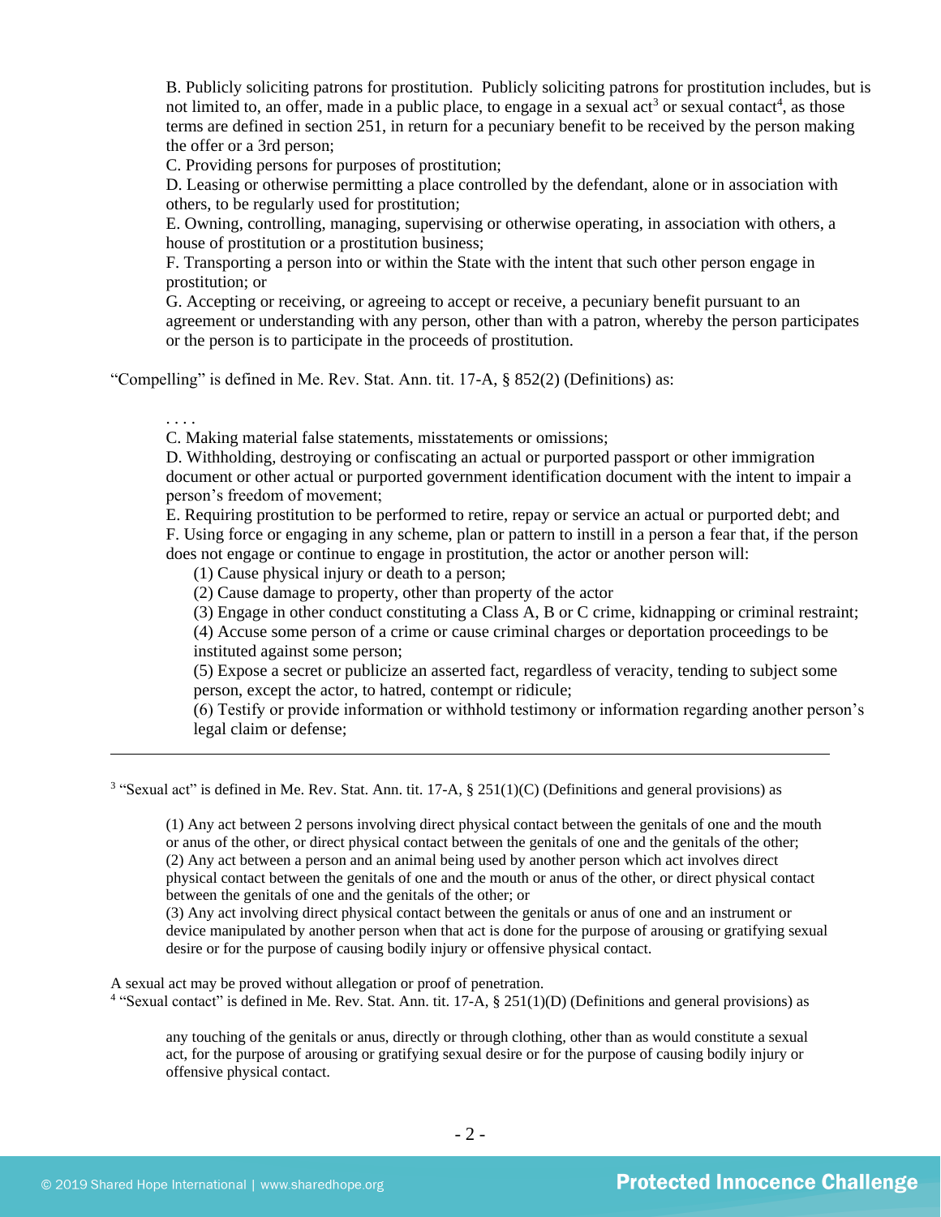> B. Publicly soliciting patrons for prostitution. Publicly soliciting patrons for prostitution includes, but is not limited to, an offer, made in a public place, to engage in a sexual act[3] or sexual contact[4], as those terms are defined in section 251, in return for a pecuniary benefit to be received by the person making the offer or a 3rd person;
> C. Providing persons for purposes of prostitution;
> D. Leasing or otherwise permitting a place controlled by the defendant, alone or in association with others, to be regularly used for prostitution;
> E. Owning, controlling, managing, supervising or otherwise operating, in association with others, a house of prostitution or a prostitution business;
> F. Transporting a person into or within the State with the intent that such other person engage in prostitution; or
> G. Accepting or receiving, or agreeing to accept or receive, a pecuniary benefit pursuant to an agreement or understanding with any person, other than with a patron, whereby the person participates or the person is to participate in the proceeds of prostitution.

"Compelling" is defined in Me. Rev. Stat. Ann. tit. 17-A, § 852(2) (Definitions) as:

> . . . .
> C. Making material false statements, misstatements or omissions;
> D. Withholding, destroying or confiscating an actual or purported passport or other immigration document or other actual or purported government identification document with the intent to impair a person's freedom of movement;
> E. Requiring prostitution to be performed to retire, repay or service an actual or purported debt; and
> F. Using force or engaging in any scheme, plan or pattern to instill in a person a fear that, if the person does not engage or continue to engage in prostitution, the actor or another person will:
> (1) Cause physical injury or death to a person;
> (2) Cause damage to property, other than property of the actor
> (3) Engage in other conduct constituting a Class A, B or C crime, kidnapping or criminal restraint;
> (4) Accuse some person of a crime or cause criminal charges or deportation proceedings to be instituted against some person;
> (5) Expose a secret or publicize an asserted fact, regardless of veracity, tending to subject some person, except the actor, to hatred, contempt or ridicule;
> (6) Testify or provide information or withhold testimony or information regarding another person's legal claim or defense;

---

[3] "Sexual act" is defined in Me. Rev. Stat. Ann. tit. 17-A, § 251(1)(C) (Definitions and general provisions) as

> (1) Any act between 2 persons involving direct physical contact between the genitals of one and the mouth or anus of the other, or direct physical contact between the genitals of one and the genitals of the other;
> (2) Any act between a person and an animal being used by another person which act involves direct physical contact between the genitals of one and the mouth or anus of the other, or direct physical contact between the genitals of one and the genitals of the other; or
> (3) Any act involving direct physical contact between the genitals or anus of one and an instrument or device manipulated by another person when that act is done for the purpose of arousing or gratifying sexual desire or for the purpose of causing bodily injury or offensive physical contact.

A sexual act may be proved without allegation or proof of penetration.

[4] "Sexual contact" is defined in Me. Rev. Stat. Ann. tit. 17-A, § 251(1)(D) (Definitions and general provisions) as

> any touching of the genitals or anus, directly or through clothing, other than as would constitute a sexual act, for the purpose of arousing or gratifying sexual desire or for the purpose of causing bodily injury or offensive physical contact.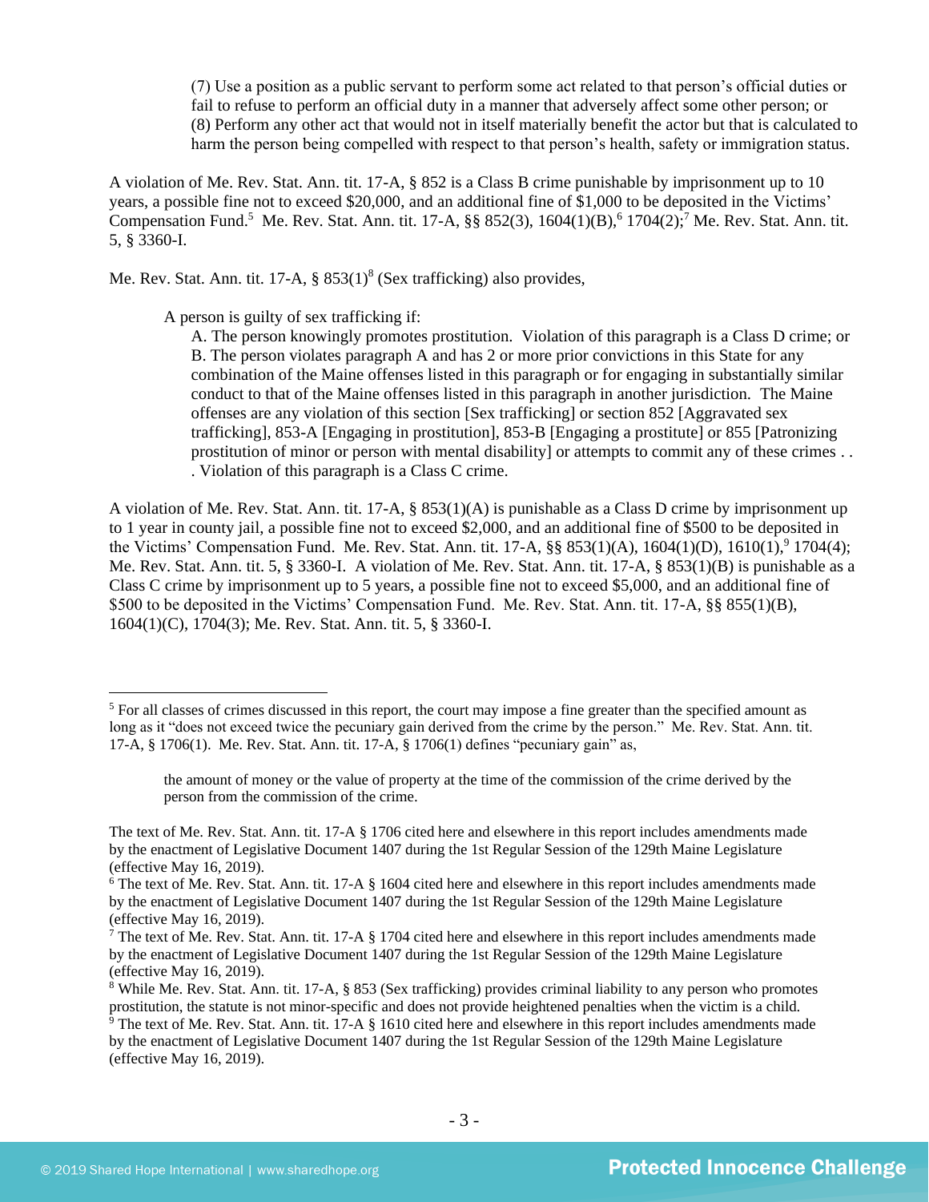(7) Use a position as a public servant to perform some act related to that person's official duties or fail to refuse to perform an official duty in a manner that adversely affect some other person; or
(8) Perform any other act that would not in itself materially benefit the actor but that is calculated to harm the person being compelled with respect to that person's health, safety or immigration status.

A violation of Me. Rev. Stat. Ann. tit. 17-A, § 852 is a Class B crime punishable by imprisonment up to 10 years, a possible fine not to exceed $20,000, and an additional fine of $1,000 to be deposited in the Victims' Compensation Fund.[5] Me. Rev. Stat. Ann. tit. 17-A, §§ 852(3), 1604(1)(B),[6] 1704(2);[7] Me. Rev. Stat. Ann. tit. 5, § 3360-I.

Me. Rev. Stat. Ann. tit. 17-A, § 853(1)[8] (Sex trafficking) also provides,

> A person is guilty of sex trafficking if:
> A. The person knowingly promotes prostitution. Violation of this paragraph is a Class D crime; or
> B. The person violates paragraph A and has 2 or more prior convictions in this State for any combination of the Maine offenses listed in this paragraph or for engaging in substantially similar conduct to that of the Maine offenses listed in this paragraph in another jurisdiction. The Maine offenses are any violation of this section [Sex trafficking] or section 852 [Aggravated sex trafficking], 853-A [Engaging in prostitution], 853-B [Engaging a prostitute] or 855 [Patronizing prostitution of minor or person with mental disability] or attempts to commit any of these crimes . . . Violation of this paragraph is a Class C crime.

A violation of Me. Rev. Stat. Ann. tit. 17-A, § 853(1)(A) is punishable as a Class D crime by imprisonment up to 1 year in county jail, a possible fine not to exceed $2,000, and an additional fine of $500 to be deposited in the Victims' Compensation Fund. Me. Rev. Stat. Ann. tit. 17-A, §§ 853(1)(A), 1604(1)(D), 1610(1),[9] 1704(4); Me. Rev. Stat. Ann. tit. 5, § 3360-I. A violation of Me. Rev. Stat. Ann. tit. 17-A, § 853(1)(B) is punishable as a Class C crime by imprisonment up to 5 years, a possible fine not to exceed $5,000, and an additional fine of $500 to be deposited in the Victims' Compensation Fund. Me. Rev. Stat. Ann. tit. 17-A, §§ 855(1)(B), 1604(1)(C), 1704(3); Me. Rev. Stat. Ann. tit. 5, § 3360-I.

---

[5] For all classes of crimes discussed in this report, the court may impose a fine greater than the specified amount as long as it "does not exceed twice the pecuniary gain derived from the crime by the person." Me. Rev. Stat. Ann. tit. 17-A, § 1706(1). Me. Rev. Stat. Ann. tit. 17-A, § 1706(1) defines "pecuniary gain" as,

> the amount of money or the value of property at the time of the commission of the crime derived by the person from the commission of the crime.

The text of Me. Rev. Stat. Ann. tit. 17-A § 1706 cited here and elsewhere in this report includes amendments made by the enactment of Legislative Document 1407 during the 1st Regular Session of the 129th Maine Legislature (effective May 16, 2019).

[6] The text of Me. Rev. Stat. Ann. tit. 17-A § 1604 cited here and elsewhere in this report includes amendments made by the enactment of Legislative Document 1407 during the 1st Regular Session of the 129th Maine Legislature (effective May 16, 2019).

[7] The text of Me. Rev. Stat. Ann. tit. 17-A § 1704 cited here and elsewhere in this report includes amendments made by the enactment of Legislative Document 1407 during the 1st Regular Session of the 129th Maine Legislature (effective May 16, 2019).

[8] While Me. Rev. Stat. Ann. tit. 17-A, § 853 (Sex trafficking) provides criminal liability to any person who promotes prostitution, the statute is not minor-specific and does not provide heightened penalties when the victim is a child.

[9] The text of Me. Rev. Stat. Ann. tit. 17-A § 1610 cited here and elsewhere in this report includes amendments made by the enactment of Legislative Document 1407 during the 1st Regular Session of the 129th Maine Legislature (effective May 16, 2019).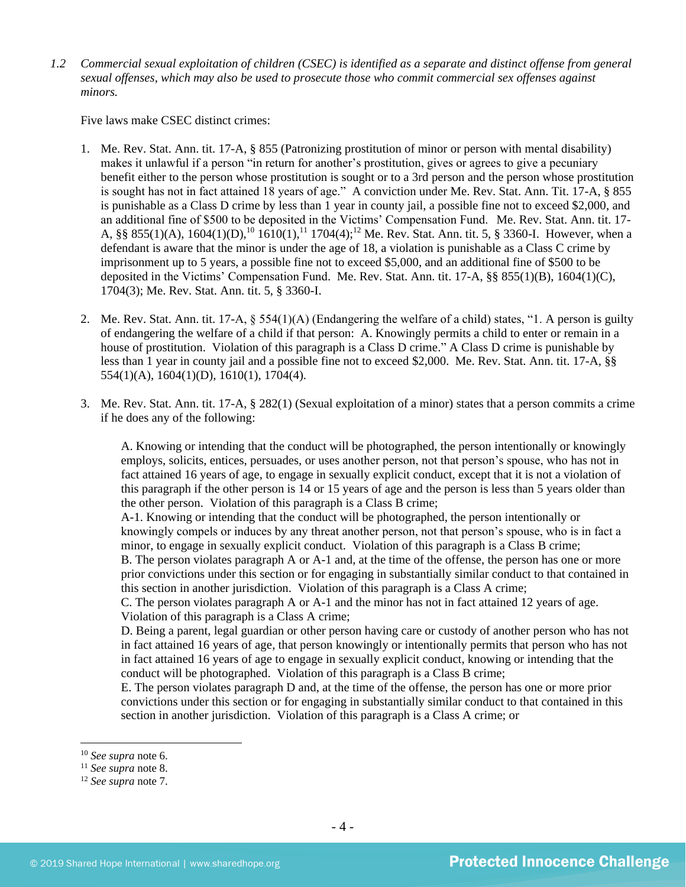*1.2 Commercial sexual exploitation of children (CSEC) is identified as a separate and distinct offense from general sexual offenses, which may also be used to prosecute those who commit commercial sex offenses against minors.*

Five laws make CSEC distinct crimes:

1. Me. Rev. Stat. Ann. tit. 17-A, § 855 (Patronizing prostitution of minor or person with mental disability) makes it unlawful if a person "in return for another's prostitution, gives or agrees to give a pecuniary benefit either to the person whose prostitution is sought or to a 3rd person and the person whose prostitution is sought has not in fact attained 18 years of age." A conviction under Me. Rev. Stat. Ann. Tit. 17-A, § 855 is punishable as a Class D crime by less than 1 year in county jail, a possible fine not to exceed $2,000, and an additional fine of $500 to be deposited in the Victims' Compensation Fund. Me. Rev. Stat. Ann. tit. 17-A, §§ 855(1)(A), 1604(1)(D),[10] 1610(1),[11] 1704(4);[12] Me. Rev. Stat. Ann. tit. 5, § 3360-I. However, when a defendant is aware that the minor is under the age of 18, a violation is punishable as a Class C crime by imprisonment up to 5 years, a possible fine not to exceed $5,000, and an additional fine of $500 to be deposited in the Victims' Compensation Fund. Me. Rev. Stat. Ann. tit. 17-A, §§ 855(1)(B), 1604(1)(C), 1704(3); Me. Rev. Stat. Ann. tit. 5, § 3360-I.

2. Me. Rev. Stat. Ann. tit. 17-A, § 554(1)(A) (Endangering the welfare of a child) states, "1. A person is guilty of endangering the welfare of a child if that person: A. Knowingly permits a child to enter or remain in a house of prostitution. Violation of this paragraph is a Class D crime." A Class D crime is punishable by less than 1 year in county jail and a possible fine not to exceed $2,000. Me. Rev. Stat. Ann. tit. 17-A, §§ 554(1)(A), 1604(1)(D), 1610(1), 1704(4).

3. Me. Rev. Stat. Ann. tit. 17-A, § 282(1) (Sexual exploitation of a minor) states that a person commits a crime if he does any of the following:

   A. Knowing or intending that the conduct will be photographed, the person intentionally or knowingly employs, solicits, entices, persuades, or uses another person, not that person's spouse, who has not in fact attained 16 years of age, to engage in sexually explicit conduct, except that it is not a violation of this paragraph if the other person is 14 or 15 years of age and the person is less than 5 years older than the other person. Violation of this paragraph is a Class B crime;
   A-1. Knowing or intending that the conduct will be photographed, the person intentionally or knowingly compels or induces by any threat another person, not that person's spouse, who is in fact a minor, to engage in sexually explicit conduct. Violation of this paragraph is a Class B crime;
   B. The person violates paragraph A or A-1 and, at the time of the offense, the person has one or more prior convictions under this section or for engaging in substantially similar conduct to that contained in this section in another jurisdiction. Violation of this paragraph is a Class A crime;
   C. The person violates paragraph A or A-1 and the minor has not in fact attained 12 years of age. Violation of this paragraph is a Class A crime;
   D. Being a parent, legal guardian or other person having care or custody of another person who has not in fact attained 16 years of age, that person knowingly or intentionally permits that person who has not in fact attained 16 years of age to engage in sexually explicit conduct, knowing or intending that the conduct will be photographed. Violation of this paragraph is a Class B crime;
   E. The person violates paragraph D and, at the time of the offense, the person has one or more prior convictions under this section or for engaging in substantially similar conduct to that contained in this section in another jurisdiction. Violation of this paragraph is a Class A crime; or

---

[10] *See supra* note 6.
[11] *See supra* note 8.
[12] *See supra* note 7.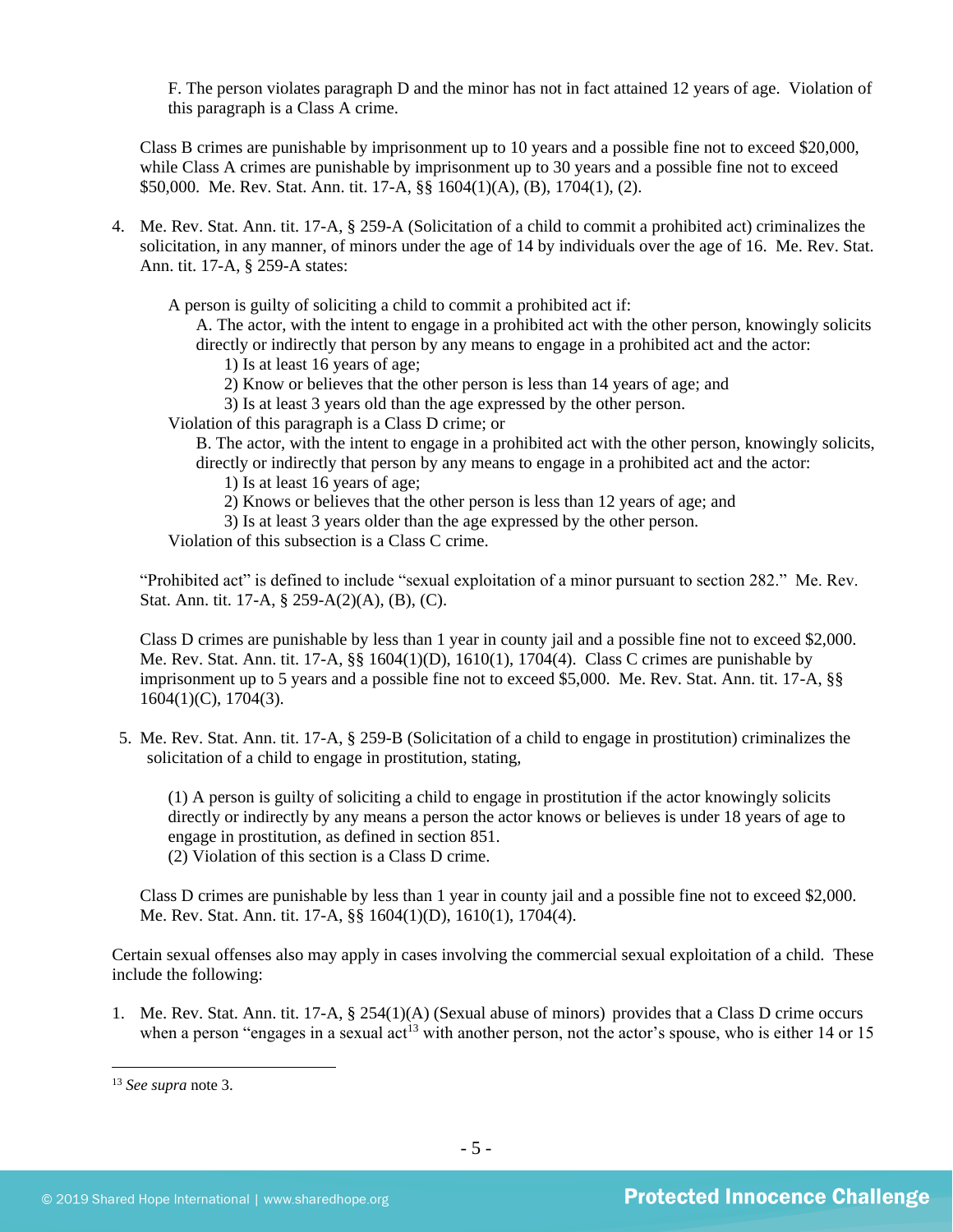F. The person violates paragraph D and the minor has not in fact attained 12 years of age. Violation of this paragraph is a Class A crime.

Class B crimes are punishable by imprisonment up to 10 years and a possible fine not to exceed $20,000, while Class A crimes are punishable by imprisonment up to 30 years and a possible fine not to exceed $50,000. Me. Rev. Stat. Ann. tit. 17-A, §§ 1604(1)(A), (B), 1704(1), (2).

4. Me. Rev. Stat. Ann. tit. 17-A, § 259-A (Solicitation of a child to commit a prohibited act) criminalizes the solicitation, in any manner, of minors under the age of 14 by individuals over the age of 16. Me. Rev. Stat. Ann. tit. 17-A, § 259-A states:

   A person is guilty of soliciting a child to commit a prohibited act if:
   
   A. The actor, with the intent to engage in a prohibited act with the other person, knowingly solicits directly or indirectly that person by any means to engage in a prohibited act and the actor:
      1) Is at least 16 years of age;
      2) Know or believes that the other person is less than 14 years of age; and
      3) Is at least 3 years old than the age expressed by the other person.
   
   Violation of this paragraph is a Class D crime; or
   
   B. The actor, with the intent to engage in a prohibited act with the other person, knowingly solicits, directly or indirectly that person by any means to engage in a prohibited act and the actor:
      1) Is at least 16 years of age;
      2) Knows or believes that the other person is less than 12 years of age; and
      3) Is at least 3 years older than the age expressed by the other person.
   
   Violation of this subsection is a Class C crime.

   "Prohibited act" is defined to include "sexual exploitation of a minor pursuant to section 282." Me. Rev. Stat. Ann. tit. 17-A, § 259-A(2)(A), (B), (C).

   Class D crimes are punishable by less than 1 year in county jail and a possible fine not to exceed $2,000. Me. Rev. Stat. Ann. tit. 17-A, §§ 1604(1)(D), 1610(1), 1704(4). Class C crimes are punishable by imprisonment up to 5 years and a possible fine not to exceed $5,000. Me. Rev. Stat. Ann. tit. 17-A, §§ 1604(1)(C), 1704(3).

5. Me. Rev. Stat. Ann. tit. 17-A, § 259-B (Solicitation of a child to engage in prostitution) criminalizes the solicitation of a child to engage in prostitution, stating,

   (1) A person is guilty of soliciting a child to engage in prostitution if the actor knowingly solicits directly or indirectly by any means a person the actor knows or believes is under 18 years of age to engage in prostitution, as defined in section 851.
   (2) Violation of this section is a Class D crime.

   Class D crimes are punishable by less than 1 year in county jail and a possible fine not to exceed $2,000. Me. Rev. Stat. Ann. tit. 17-A, §§ 1604(1)(D), 1610(1), 1704(4).

Certain sexual offenses also may apply in cases involving the commercial sexual exploitation of a child. These include the following:

1. Me. Rev. Stat. Ann. tit. 17-A, § 254(1)(A) (Sexual abuse of minors) provides that a Class D crime occurs when a person "engages in a sexual act[13] with another person, not the actor's spouse, who is either 14 or 15

[13] *See supra* note 3.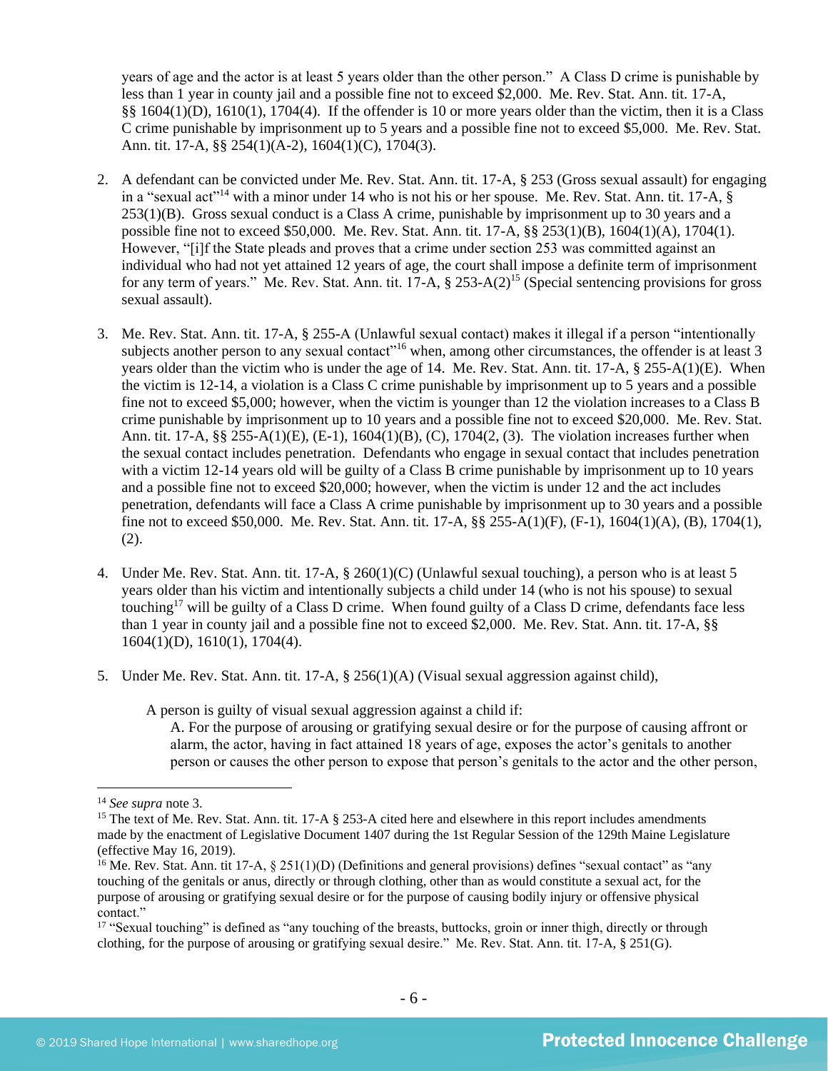years of age and the actor is at least 5 years older than the other person." A Class D crime is punishable by less than 1 year in county jail and a possible fine not to exceed $2,000. Me. Rev. Stat. Ann. tit. 17-A, §§ 1604(1)(D), 1610(1), 1704(4). If the offender is 10 or more years older than the victim, then it is a Class C crime punishable by imprisonment up to 5 years and a possible fine not to exceed $5,000. Me. Rev. Stat. Ann. tit. 17-A, §§ 254(1)(A-2), 1604(1)(C), 1704(3).

2. A defendant can be convicted under Me. Rev. Stat. Ann. tit. 17-A, § 253 (Gross sexual assault) for engaging in a "sexual act"[14] with a minor under 14 who is not his or her spouse. Me. Rev. Stat. Ann. tit. 17-A, § 253(1)(B). Gross sexual conduct is a Class A crime, punishable by imprisonment up to 30 years and a possible fine not to exceed $50,000. Me. Rev. Stat. Ann. tit. 17-A, §§ 253(1)(B), 1604(1)(A), 1704(1). However, "[i]f the State pleads and proves that a crime under section 253 was committed against an individual who had not yet attained 12 years of age, the court shall impose a definite term of imprisonment for any term of years." Me. Rev. Stat. Ann. tit. 17-A, § 253-A(2)[15] (Special sentencing provisions for gross sexual assault).

3. Me. Rev. Stat. Ann. tit. 17-A, § 255-A (Unlawful sexual contact) makes it illegal if a person "intentionally subjects another person to any sexual contact"[16] when, among other circumstances, the offender is at least 3 years older than the victim who is under the age of 14. Me. Rev. Stat. Ann. tit. 17-A, § 255-A(1)(E). When the victim is 12-14, a violation is a Class C crime punishable by imprisonment up to 5 years and a possible fine not to exceed $5,000; however, when the victim is younger than 12 the violation increases to a Class B crime punishable by imprisonment up to 10 years and a possible fine not to exceed $20,000. Me. Rev. Stat. Ann. tit. 17-A, §§ 255-A(1)(E), (E-1), 1604(1)(B), (C), 1704(2, (3). The violation increases further when the sexual contact includes penetration. Defendants who engage in sexual contact that includes penetration with a victim 12-14 years old will be guilty of a Class B crime punishable by imprisonment up to 10 years and a possible fine not to exceed $20,000; however, when the victim is under 12 and the act includes penetration, defendants will face a Class A crime punishable by imprisonment up to 30 years and a possible fine not to exceed $50,000. Me. Rev. Stat. Ann. tit. 17-A, §§ 255-A(1)(F), (F-1), 1604(1)(A), (B), 1704(1), (2).

4. Under Me. Rev. Stat. Ann. tit. 17-A, § 260(1)(C) (Unlawful sexual touching), a person who is at least 5 years older than his victim and intentionally subjects a child under 14 (who is not his spouse) to sexual touching[17] will be guilty of a Class D crime. When found guilty of a Class D crime, defendants face less than 1 year in county jail and a possible fine not to exceed $2,000. Me. Rev. Stat. Ann. tit. 17-A, §§ 1604(1)(D), 1610(1), 1704(4).

5. Under Me. Rev. Stat. Ann. tit. 17-A, § 256(1)(A) (Visual sexual aggression against child),

   > A person is guilty of visual sexual aggression against a child if:
   >
   > A. For the purpose of arousing or gratifying sexual desire or for the purpose of causing affront or alarm, the actor, having in fact attained 18 years of age, exposes the actor's genitals to another person or causes the other person to expose that person's genitals to the actor and the other person,

---

[14] *See supra* note 3.

[15] The text of Me. Rev. Stat. Ann. tit. 17-A § 253-A cited here and elsewhere in this report includes amendments made by the enactment of Legislative Document 1407 during the 1st Regular Session of the 129th Maine Legislature (effective May 16, 2019).

[16] Me. Rev. Stat. Ann. tit 17-A, § 251(1)(D) (Definitions and general provisions) defines "sexual contact" as "any touching of the genitals or anus, directly or through clothing, other than as would constitute a sexual act, for the purpose of arousing or gratifying sexual desire or for the purpose of causing bodily injury or offensive physical contact."

[17] "Sexual touching" is defined as "any touching of the breasts, buttocks, groin or inner thigh, directly or through clothing, for the purpose of arousing or gratifying sexual desire." Me. Rev. Stat. Ann. tit. 17-A, § 251(G).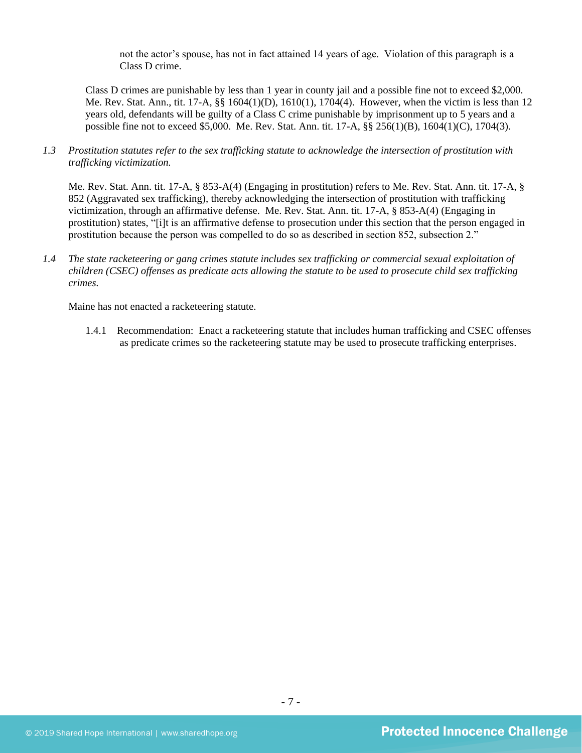not the actor's spouse, has not in fact attained 14 years of age. Violation of this paragraph is a Class D crime.

Class D crimes are punishable by less than 1 year in county jail and a possible fine not to exceed $2,000. Me. Rev. Stat. Ann., tit. 17-A, §§ 1604(1)(D), 1610(1), 1704(4). However, when the victim is less than 12 years old, defendants will be guilty of a Class C crime punishable by imprisonment up to 5 years and a possible fine not to exceed $5,000. Me. Rev. Stat. Ann. tit. 17-A, §§ 256(1)(B), 1604(1)(C), 1704(3).

*1.3 Prostitution statutes refer to the sex trafficking statute to acknowledge the intersection of prostitution with trafficking victimization.*

Me. Rev. Stat. Ann. tit. 17-A, § 853-A(4) (Engaging in prostitution) refers to Me. Rev. Stat. Ann. tit. 17-A, § 852 (Aggravated sex trafficking), thereby acknowledging the intersection of prostitution with trafficking victimization, through an affirmative defense. Me. Rev. Stat. Ann. tit. 17-A, § 853-A(4) (Engaging in prostitution) states, "[i]t is an affirmative defense to prosecution under this section that the person engaged in prostitution because the person was compelled to do so as described in section 852, subsection 2."

*1.4 The state racketeering or gang crimes statute includes sex trafficking or commercial sexual exploitation of children (CSEC) offenses as predicate acts allowing the statute to be used to prosecute child sex trafficking crimes.*

Maine has not enacted a racketeering statute.

1.4.1 Recommendation: Enact a racketeering statute that includes human trafficking and CSEC offenses as predicate crimes so the racketeering statute may be used to prosecute trafficking enterprises.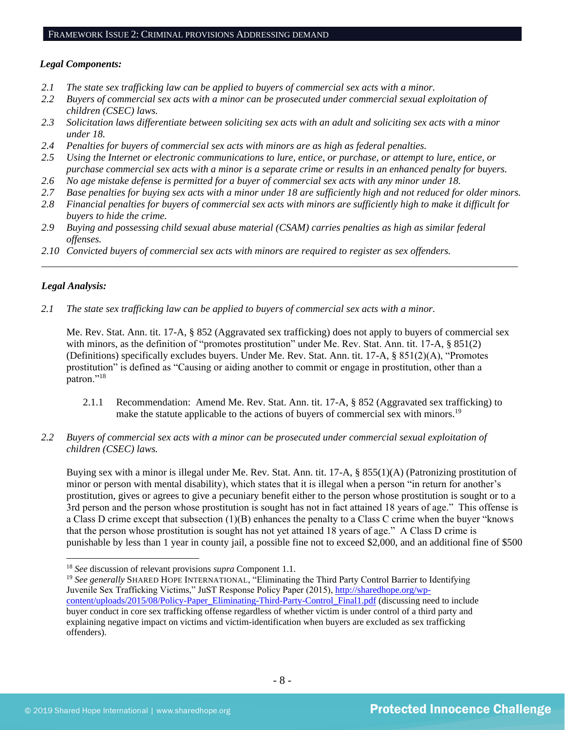FRAMEWORK ISSUE 2: CRIMINAL PROVISIONS ADDRESSING DEMAND

***Legal Components:***

*2.1 The state sex trafficking law can be applied to buyers of commercial sex acts with a minor.*
*2.2 Buyers of commercial sex acts with a minor can be prosecuted under commercial sexual exploitation of children (CSEC) laws.*
*2.3 Solicitation laws differentiate between soliciting sex acts with an adult and soliciting sex acts with a minor under 18.*
*2.4 Penalties for buyers of commercial sex acts with minors are as high as federal penalties.*
*2.5 Using the Internet or electronic communications to lure, entice, or purchase, or attempt to lure, entice, or purchase commercial sex acts with a minor is a separate crime or results in an enhanced penalty for buyers.*
*2.6 No age mistake defense is permitted for a buyer of commercial sex acts with any minor under 18.*
*2.7 Base penalties for buying sex acts with a minor under 18 are sufficiently high and not reduced for older minors.*
*2.8 Financial penalties for buyers of commercial sex acts with minors are sufficiently high to make it difficult for buyers to hide the crime.*
*2.9 Buying and possessing child sexual abuse material (CSAM) carries penalties as high as similar federal offenses.*
*2.10 Convicted buyers of commercial sex acts with minors are required to register as sex offenders.*

---

***Legal Analysis:***

*2.1 The state sex trafficking law can be applied to buyers of commercial sex acts with a minor.*

Me. Rev. Stat. Ann. tit. 17-A, § 852 (Aggravated sex trafficking) does not apply to buyers of commercial sex with minors, as the definition of "promotes prostitution" under Me. Rev. Stat. Ann. tit. 17-A, § 851(2) (Definitions) specifically excludes buyers. Under Me. Rev. Stat. Ann. tit. 17-A, § 851(2)(A), "Promotes prostitution" is defined as "Causing or aiding another to commit or engage in prostitution, other than a patron."[18]

2.1.1 Recommendation: Amend Me. Rev. Stat. Ann. tit. 17-A, § 852 (Aggravated sex trafficking) to make the statute applicable to the actions of buyers of commercial sex with minors.[19]

*2.2 Buyers of commercial sex acts with a minor can be prosecuted under commercial sexual exploitation of children (CSEC) laws.*

Buying sex with a minor is illegal under Me. Rev. Stat. Ann. tit. 17-A, § 855(1)(A) (Patronizing prostitution of minor or person with mental disability), which states that it is illegal when a person "in return for another's prostitution, gives or agrees to give a pecuniary benefit either to the person whose prostitution is sought or to a 3rd person and the person whose prostitution is sought has not in fact attained 18 years of age." This offense is a Class D crime except that subsection (1)(B) enhances the penalty to a Class C crime when the buyer "knows that the person whose prostitution is sought has not yet attained 18 years of age." A Class D crime is punishable by less than 1 year in county jail, a possible fine not to exceed $2,000, and an additional fine of $500

---

[18] *See* discussion of relevant provisions *supra* Component 1.1.

[19] *See generally* SHARED HOPE INTERNATIONAL, "Eliminating the Third Party Control Barrier to Identifying Juvenile Sex Trafficking Victims," JuST Response Policy Paper (2015), http://sharedhope.org/wp-content/uploads/2015/08/Policy-Paper_Eliminating-Third-Party-Control_Final1.pdf (discussing need to include buyer conduct in core sex trafficking offense regardless of whether victim is under control of a third party and explaining negative impact on victims and victim-identification when buyers are excluded as sex trafficking offenders).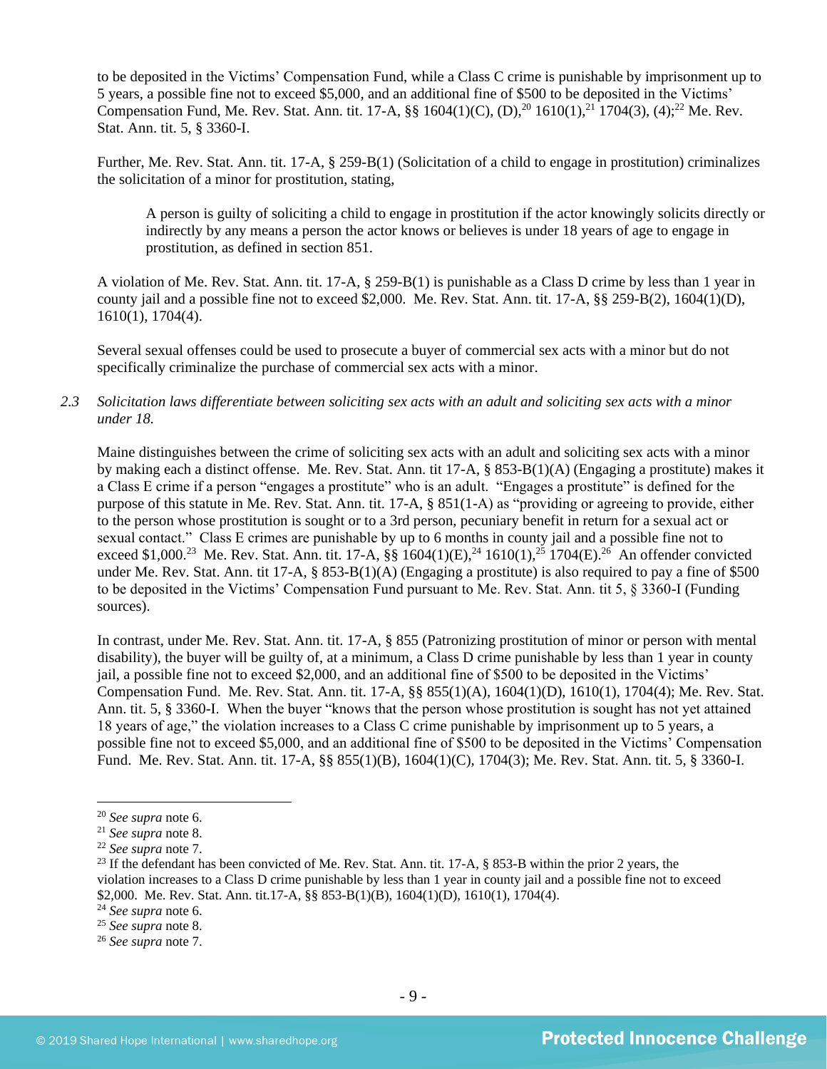to be deposited in the Victims' Compensation Fund, while a Class C crime is punishable by imprisonment up to 5 years, a possible fine not to exceed $5,000, and an additional fine of $500 to be deposited in the Victims' Compensation Fund, Me. Rev. Stat. Ann. tit. 17-A, §§ 1604(1)(C), (D),[20] 1610(1),[21] 1704(3), (4);[22] Me. Rev. Stat. Ann. tit. 5, § 3360-I.

Further, Me. Rev. Stat. Ann. tit. 17-A, § 259-B(1) (Solicitation of a child to engage in prostitution) criminalizes the solicitation of a minor for prostitution, stating,

> A person is guilty of soliciting a child to engage in prostitution if the actor knowingly solicits directly or indirectly by any means a person the actor knows or believes is under 18 years of age to engage in prostitution, as defined in section 851.

A violation of Me. Rev. Stat. Ann. tit. 17-A, § 259-B(1) is punishable as a Class D crime by less than 1 year in county jail and a possible fine not to exceed $2,000. Me. Rev. Stat. Ann. tit. 17-A, §§ 259-B(2), 1604(1)(D), 1610(1), 1704(4).

Several sexual offenses could be used to prosecute a buyer of commercial sex acts with a minor but do not specifically criminalize the purchase of commercial sex acts with a minor.

*2.3 Solicitation laws differentiate between soliciting sex acts with an adult and soliciting sex acts with a minor under 18.*

Maine distinguishes between the crime of soliciting sex acts with an adult and soliciting sex acts with a minor by making each a distinct offense. Me. Rev. Stat. Ann. tit 17-A, § 853-B(1)(A) (Engaging a prostitute) makes it a Class E crime if a person "engages a prostitute" who is an adult. "Engages a prostitute" is defined for the purpose of this statute in Me. Rev. Stat. Ann. tit. 17-A, § 851(1-A) as "providing or agreeing to provide, either to the person whose prostitution is sought or to a 3rd person, pecuniary benefit in return for a sexual act or sexual contact." Class E crimes are punishable by up to 6 months in county jail and a possible fine not to exceed $1,000.[23] Me. Rev. Stat. Ann. tit. 17-A, §§ 1604(1)(E),[24] 1610(1),[25] 1704(E).[26] An offender convicted under Me. Rev. Stat. Ann. tit 17-A, § 853-B(1)(A) (Engaging a prostitute) is also required to pay a fine of $500 to be deposited in the Victims' Compensation Fund pursuant to Me. Rev. Stat. Ann. tit 5, § 3360-I (Funding sources).

In contrast, under Me. Rev. Stat. Ann. tit. 17-A, § 855 (Patronizing prostitution of minor or person with mental disability), the buyer will be guilty of, at a minimum, a Class D crime punishable by less than 1 year in county jail, a possible fine not to exceed $2,000, and an additional fine of $500 to be deposited in the Victims' Compensation Fund. Me. Rev. Stat. Ann. tit. 17-A, §§ 855(1)(A), 1604(1)(D), 1610(1), 1704(4); Me. Rev. Stat. Ann. tit. 5, § 3360-I. When the buyer "knows that the person whose prostitution is sought has not yet attained 18 years of age," the violation increases to a Class C crime punishable by imprisonment up to 5 years, a possible fine not to exceed $5,000, and an additional fine of $500 to be deposited in the Victims' Compensation Fund. Me. Rev. Stat. Ann. tit. 17-A, §§ 855(1)(B), 1604(1)(C), 1704(3); Me. Rev. Stat. Ann. tit. 5, § 3360-I.

---

[20] *See supra* note 6.

[21] *See supra* note 8.

[22] *See supra* note 7.

[23] If the defendant has been convicted of Me. Rev. Stat. Ann. tit. 17-A, § 853-B within the prior 2 years, the violation increases to a Class D crime punishable by less than 1 year in county jail and a possible fine not to exceed $2,000. Me. Rev. Stat. Ann. tit.17-A, §§ 853-B(1)(B), 1604(1)(D), 1610(1), 1704(4).

[24] *See supra* note 6.

[25] *See supra* note 8.

[26] *See supra* note 7.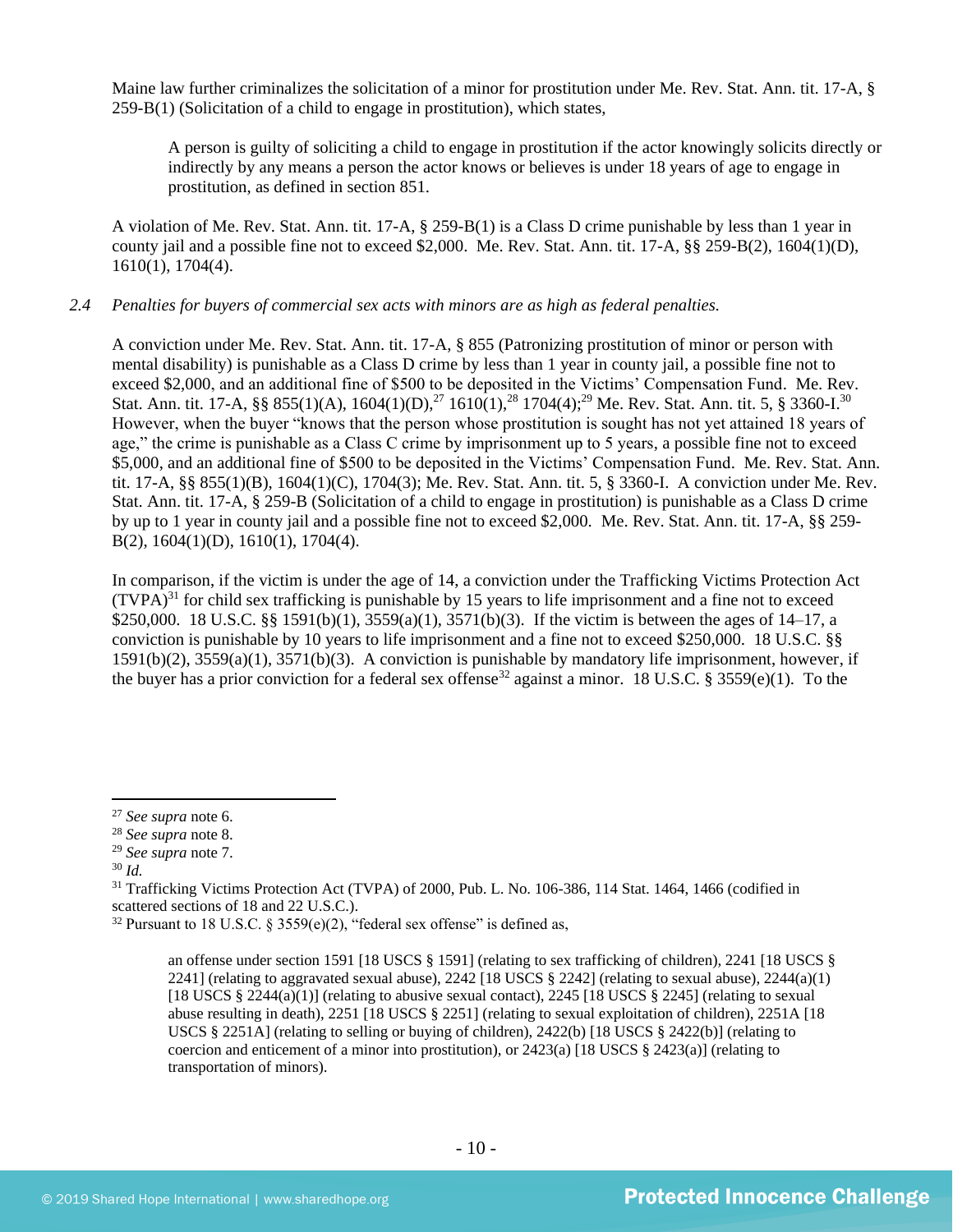Maine law further criminalizes the solicitation of a minor for prostitution under Me. Rev. Stat. Ann. tit. 17-A, § 259-B(1) (Solicitation of a child to engage in prostitution), which states,

> A person is guilty of soliciting a child to engage in prostitution if the actor knowingly solicits directly or indirectly by any means a person the actor knows or believes is under 18 years of age to engage in prostitution, as defined in section 851.

A violation of Me. Rev. Stat. Ann. tit. 17-A, § 259-B(1) is a Class D crime punishable by less than 1 year in county jail and a possible fine not to exceed $2,000. Me. Rev. Stat. Ann. tit. 17-A, §§ 259-B(2), 1604(1)(D), 1610(1), 1704(4).

*2.4 Penalties for buyers of commercial sex acts with minors are as high as federal penalties.*

A conviction under Me. Rev. Stat. Ann. tit. 17-A, § 855 (Patronizing prostitution of minor or person with mental disability) is punishable as a Class D crime by less than 1 year in county jail, a possible fine not to exceed $2,000, and an additional fine of $500 to be deposited in the Victims' Compensation Fund. Me. Rev. Stat. Ann. tit. 17-A, §§ 855(1)(A), 1604(1)(D),[27] 1610(1),[28] 1704(4);[29] Me. Rev. Stat. Ann. tit. 5, § 3360-I.[30] However, when the buyer "knows that the person whose prostitution is sought has not yet attained 18 years of age," the crime is punishable as a Class C crime by imprisonment up to 5 years, a possible fine not to exceed $5,000, and an additional fine of $500 to be deposited in the Victims' Compensation Fund. Me. Rev. Stat. Ann. tit. 17-A, §§ 855(1)(B), 1604(1)(C), 1704(3); Me. Rev. Stat. Ann. tit. 5, § 3360-I. A conviction under Me. Rev. Stat. Ann. tit. 17-A, § 259-B (Solicitation of a child to engage in prostitution) is punishable as a Class D crime by up to 1 year in county jail and a possible fine not to exceed $2,000. Me. Rev. Stat. Ann. tit. 17-A, §§ 259-B(2), 1604(1)(D), 1610(1), 1704(4).

In comparison, if the victim is under the age of 14, a conviction under the Trafficking Victims Protection Act (TVPA)[31] for child sex trafficking is punishable by 15 years to life imprisonment and a fine not to exceed $250,000. 18 U.S.C. §§ 1591(b)(1), 3559(a)(1), 3571(b)(3). If the victim is between the ages of 14–17, a conviction is punishable by 10 years to life imprisonment and a fine not to exceed $250,000. 18 U.S.C. §§ 1591(b)(2), 3559(a)(1), 3571(b)(3). A conviction is punishable by mandatory life imprisonment, however, if the buyer has a prior conviction for a federal sex offense[32] against a minor. 18 U.S.C. § 3559(e)(1). To the

---

[27] *See supra* note 6.

[28] *See supra* note 8.

[29] *See supra* note 7.

[30] *Id.*

[31] Trafficking Victims Protection Act (TVPA) of 2000, Pub. L. No. 106-386, 114 Stat. 1464, 1466 (codified in scattered sections of 18 and 22 U.S.C.).

[32] Pursuant to 18 U.S.C. § 3559(e)(2), "federal sex offense" is defined as,

> an offense under section 1591 [18 USCS § 1591] (relating to sex trafficking of children), 2241 [18 USCS § 2241] (relating to aggravated sexual abuse), 2242 [18 USCS § 2242] (relating to sexual abuse), 2244(a)(1) [18 USCS § 2244(a)(1)] (relating to abusive sexual contact), 2245 [18 USCS § 2245] (relating to sexual abuse resulting in death), 2251 [18 USCS § 2251] (relating to sexual exploitation of children), 2251A [18 USCS § 2251A] (relating to selling or buying of children), 2422(b) [18 USCS § 2422(b)] (relating to coercion and enticement of a minor into prostitution), or 2423(a) [18 USCS § 2423(a)] (relating to transportation of minors).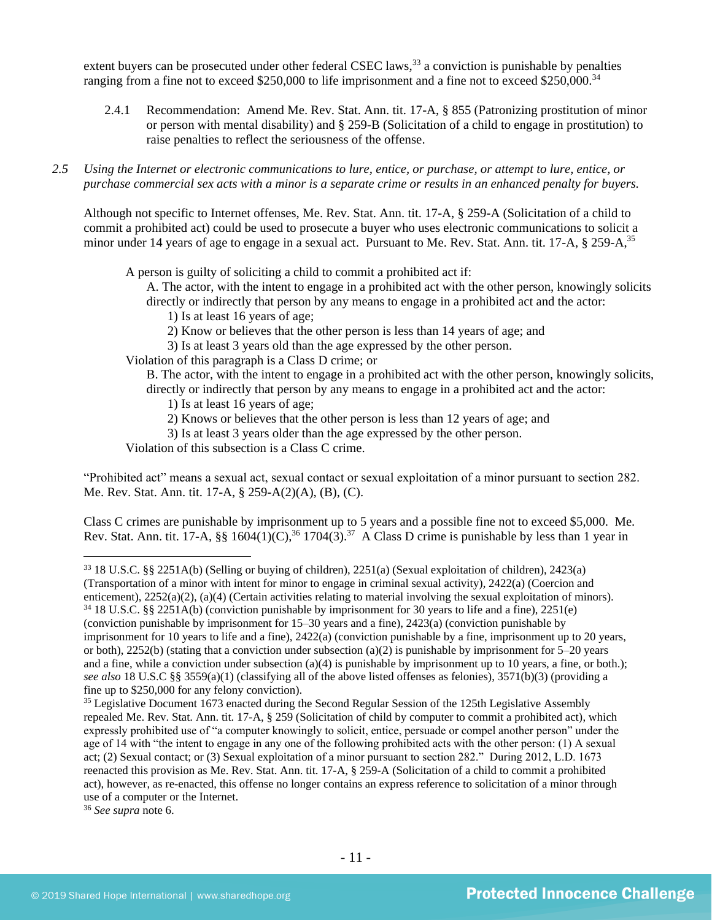extent buyers can be prosecuted under other federal CSEC laws,[33] a conviction is punishable by penalties ranging from a fine not to exceed $250,000 to life imprisonment and a fine not to exceed $250,000.[34]

2.4.1 Recommendation: Amend Me. Rev. Stat. Ann. tit. 17-A, § 855 (Patronizing prostitution of minor or person with mental disability) and § 259-B (Solicitation of a child to engage in prostitution) to raise penalties to reflect the seriousness of the offense.

*2.5 Using the Internet or electronic communications to lure, entice, or purchase, or attempt to lure, entice, or purchase commercial sex acts with a minor is a separate crime or results in an enhanced penalty for buyers.*

Although not specific to Internet offenses, Me. Rev. Stat. Ann. tit. 17-A, § 259-A (Solicitation of a child to commit a prohibited act) could be used to prosecute a buyer who uses electronic communications to solicit a minor under 14 years of age to engage in a sexual act. Pursuant to Me. Rev. Stat. Ann. tit. 17-A, § 259-A,[35]

> A person is guilty of soliciting a child to commit a prohibited act if:
>
> A. The actor, with the intent to engage in a prohibited act with the other person, knowingly solicits directly or indirectly that person by any means to engage in a prohibited act and the actor:
>
> 1) Is at least 16 years of age;
>
> 2) Know or believes that the other person is less than 14 years of age; and
>
> 3) Is at least 3 years old than the age expressed by the other person.
>
> Violation of this paragraph is a Class D crime; or
>
> B. The actor, with the intent to engage in a prohibited act with the other person, knowingly solicits, directly or indirectly that person by any means to engage in a prohibited act and the actor:
>
> 1) Is at least 16 years of age;
>
> 2) Knows or believes that the other person is less than 12 years of age; and
>
> 3) Is at least 3 years older than the age expressed by the other person.
>
> Violation of this subsection is a Class C crime.

"Prohibited act" means a sexual act, sexual contact or sexual exploitation of a minor pursuant to section 282. Me. Rev. Stat. Ann. tit. 17-A, § 259-A(2)(A), (B), (C).

Class C crimes are punishable by imprisonment up to 5 years and a possible fine not to exceed $5,000. Me. Rev. Stat. Ann. tit. 17-A, §§ 1604(1)(C),[36] 1704(3).[37] A Class D crime is punishable by less than 1 year in

---

[33] 18 U.S.C. §§ 2251A(b) (Selling or buying of children), 2251(a) (Sexual exploitation of children), 2423(a) (Transportation of a minor with intent for minor to engage in criminal sexual activity), 2422(a) (Coercion and enticement), 2252(a)(2), (a)(4) (Certain activities relating to material involving the sexual exploitation of minors).

[34] 18 U.S.C. §§ 2251A(b) (conviction punishable by imprisonment for 30 years to life and a fine), 2251(e) (conviction punishable by imprisonment for 15–30 years and a fine), 2423(a) (conviction punishable by imprisonment for 10 years to life and a fine), 2422(a) (conviction punishable by a fine, imprisonment up to 20 years, or both), 2252(b) (stating that a conviction under subsection (a)(2) is punishable by imprisonment for 5–20 years and a fine, while a conviction under subsection (a)(4) is punishable by imprisonment up to 10 years, a fine, or both.); *see also* 18 U.S.C §§ 3559(a)(1) (classifying all of the above listed offenses as felonies), 3571(b)(3) (providing a fine up to $250,000 for any felony conviction).

[35] Legislative Document 1673 enacted during the Second Regular Session of the 125th Legislative Assembly repealed Me. Rev. Stat. Ann. tit. 17-A, § 259 (Solicitation of child by computer to commit a prohibited act), which expressly prohibited use of "a computer knowingly to solicit, entice, persuade or compel another person" under the age of 14 with "the intent to engage in any one of the following prohibited acts with the other person: (1) A sexual act; (2) Sexual contact; or (3) Sexual exploitation of a minor pursuant to section 282." During 2012, L.D. 1673 reenacted this provision as Me. Rev. Stat. Ann. tit. 17-A, § 259-A (Solicitation of a child to commit a prohibited act), however, as re-enacted, this offense no longer contains an express reference to solicitation of a minor through use of a computer or the Internet.

[36] *See supra* note 6.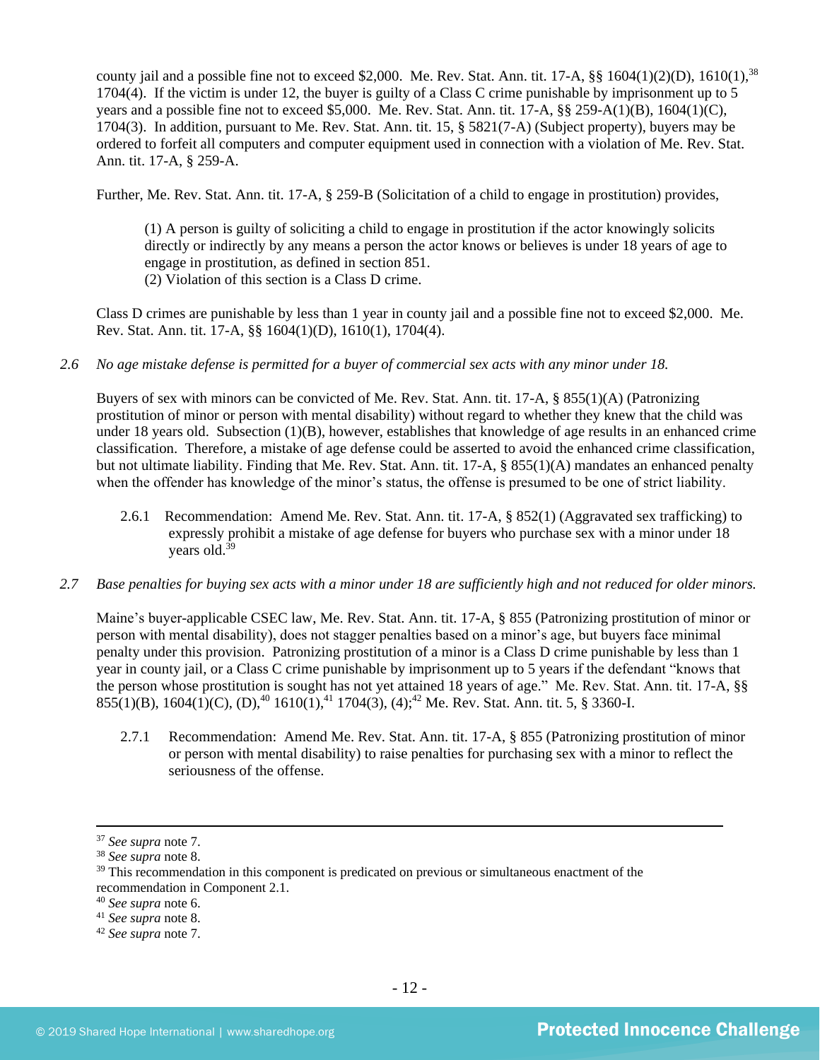county jail and a possible fine not to exceed $2,000. Me. Rev. Stat. Ann. tit. 17-A, §§ 1604(1)(2)(D), 1610(1),[38] 1704(4). If the victim is under 12, the buyer is guilty of a Class C crime punishable by imprisonment up to 5 years and a possible fine not to exceed $5,000. Me. Rev. Stat. Ann. tit. 17-A, §§ 259-A(1)(B), 1604(1)(C), 1704(3). In addition, pursuant to Me. Rev. Stat. Ann. tit. 15, § 5821(7-A) (Subject property), buyers may be ordered to forfeit all computers and computer equipment used in connection with a violation of Me. Rev. Stat. Ann. tit. 17-A, § 259-A.

Further, Me. Rev. Stat. Ann. tit. 17-A, § 259-B (Solicitation of a child to engage in prostitution) provides,

> (1) A person is guilty of soliciting a child to engage in prostitution if the actor knowingly solicits directly or indirectly by any means a person the actor knows or believes is under 18 years of age to engage in prostitution, as defined in section 851.
> (2) Violation of this section is a Class D crime.

Class D crimes are punishable by less than 1 year in county jail and a possible fine not to exceed $2,000. Me. Rev. Stat. Ann. tit. 17-A, §§ 1604(1)(D), 1610(1), 1704(4).

*2.6 No age mistake defense is permitted for a buyer of commercial sex acts with any minor under 18.*

Buyers of sex with minors can be convicted of Me. Rev. Stat. Ann. tit. 17-A, § 855(1)(A) (Patronizing prostitution of minor or person with mental disability) without regard to whether they knew that the child was under 18 years old. Subsection (1)(B), however, establishes that knowledge of age results in an enhanced crime classification. Therefore, a mistake of age defense could be asserted to avoid the enhanced crime classification, but not ultimate liability. Finding that Me. Rev. Stat. Ann. tit. 17-A, § 855(1)(A) mandates an enhanced penalty when the offender has knowledge of the minor's status, the offense is presumed to be one of strict liability.

2.6.1 Recommendation: Amend Me. Rev. Stat. Ann. tit. 17-A, § 852(1) (Aggravated sex trafficking) to expressly prohibit a mistake of age defense for buyers who purchase sex with a minor under 18 years old.[39]

*2.7 Base penalties for buying sex acts with a minor under 18 are sufficiently high and not reduced for older minors.*

Maine's buyer-applicable CSEC law, Me. Rev. Stat. Ann. tit. 17-A, § 855 (Patronizing prostitution of minor or person with mental disability), does not stagger penalties based on a minor's age, but buyers face minimal penalty under this provision. Patronizing prostitution of a minor is a Class D crime punishable by less than 1 year in county jail, or a Class C crime punishable by imprisonment up to 5 years if the defendant "knows that the person whose prostitution is sought has not yet attained 18 years of age." Me. Rev. Stat. Ann. tit. 17-A, §§ 855(1)(B), 1604(1)(C), (D),[40] 1610(1),[41] 1704(3), (4);[42] Me. Rev. Stat. Ann. tit. 5, § 3360-I.

2.7.1 Recommendation: Amend Me. Rev. Stat. Ann. tit. 17-A, § 855 (Patronizing prostitution of minor or person with mental disability) to raise penalties for purchasing sex with a minor to reflect the seriousness of the offense.

---

[37] *See supra* note 7.
[38] *See supra* note 8.
[39] This recommendation in this component is predicated on previous or simultaneous enactment of the recommendation in Component 2.1.
[40] *See supra* note 6.
[41] *See supra* note 8.
[42] *See supra* note 7.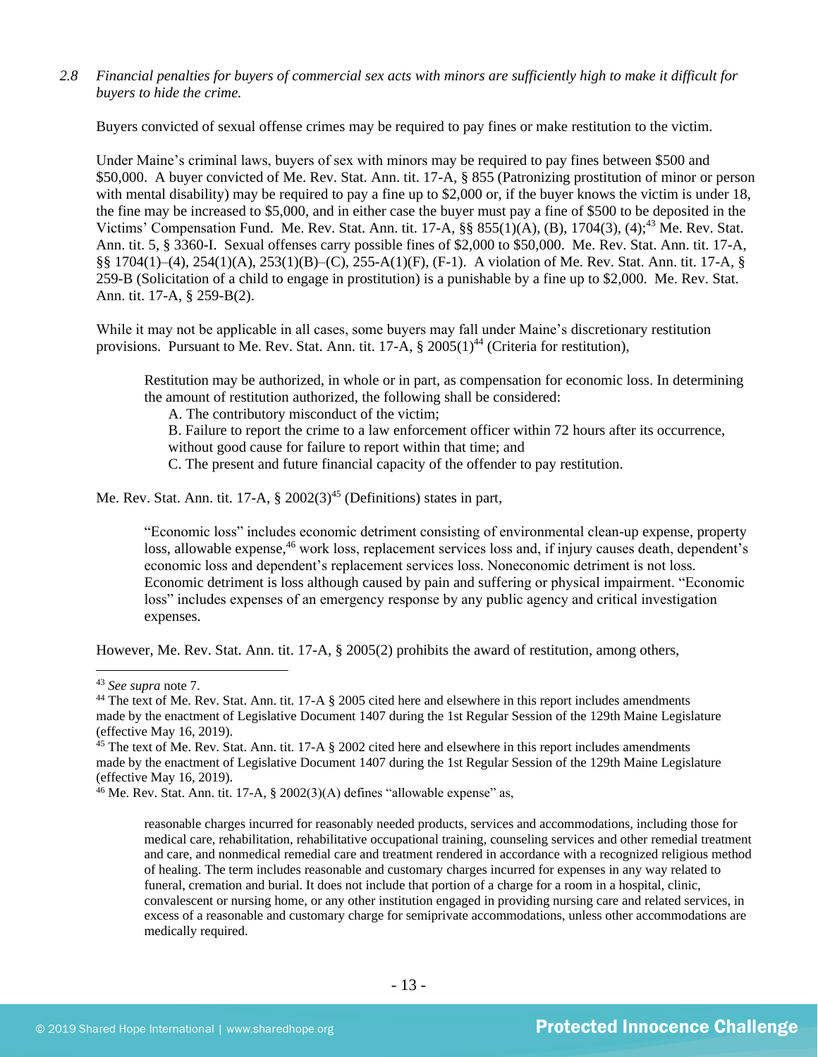*2.8 Financial penalties for buyers of commercial sex acts with minors are sufficiently high to make it difficult for buyers to hide the crime.*

Buyers convicted of sexual offense crimes may be required to pay fines or make restitution to the victim.

Under Maine's criminal laws, buyers of sex with minors may be required to pay fines between $500 and $50,000. A buyer convicted of Me. Rev. Stat. Ann. tit. 17-A, § 855 (Patronizing prostitution of minor or person with mental disability) may be required to pay a fine up to $2,000 or, if the buyer knows the victim is under 18, the fine may be increased to $5,000, and in either case the buyer must pay a fine of $500 to be deposited in the Victims' Compensation Fund. Me. Rev. Stat. Ann. tit. 17-A, §§ 855(1)(A), (B), 1704(3), (4);[43] Me. Rev. Stat. Ann. tit. 5, § 3360-I. Sexual offenses carry possible fines of $2,000 to $50,000. Me. Rev. Stat. Ann. tit. 17-A, §§ 1704(1)–(4), 254(1)(A), 253(1)(B)–(C), 255-A(1)(F), (F-1). A violation of Me. Rev. Stat. Ann. tit. 17-A, § 259-B (Solicitation of a child to engage in prostitution) is a punishable by a fine up to $2,000. Me. Rev. Stat. Ann. tit. 17-A, § 259-B(2).

While it may not be applicable in all cases, some buyers may fall under Maine's discretionary restitution provisions. Pursuant to Me. Rev. Stat. Ann. tit. 17-A, § 2005(1)[44] (Criteria for restitution),

> Restitution may be authorized, in whole or in part, as compensation for economic loss. In determining the amount of restitution authorized, the following shall be considered:
> A. The contributory misconduct of the victim;
> B. Failure to report the crime to a law enforcement officer within 72 hours after its occurrence, without good cause for failure to report within that time; and
> C. The present and future financial capacity of the offender to pay restitution.

Me. Rev. Stat. Ann. tit. 17-A, § 2002(3)[45] (Definitions) states in part,

> "Economic loss" includes economic detriment consisting of environmental clean-up expense, property loss, allowable expense,[46] work loss, replacement services loss and, if injury causes death, dependent's economic loss and dependent's replacement services loss. Noneconomic detriment is not loss. Economic detriment is loss although caused by pain and suffering or physical impairment. "Economic loss" includes expenses of an emergency response by any public agency and critical investigation expenses.

However, Me. Rev. Stat. Ann. tit. 17-A, § 2005(2) prohibits the award of restitution, among others,

---

[43] *See supra* note 7.

[44] The text of Me. Rev. Stat. Ann. tit. 17-A § 2005 cited here and elsewhere in this report includes amendments made by the enactment of Legislative Document 1407 during the 1st Regular Session of the 129th Maine Legislature (effective May 16, 2019).

[45] The text of Me. Rev. Stat. Ann. tit. 17-A § 2002 cited here and elsewhere in this report includes amendments made by the enactment of Legislative Document 1407 during the 1st Regular Session of the 129th Maine Legislature (effective May 16, 2019).

[46] Me. Rev. Stat. Ann. tit. 17-A, § 2002(3)(A) defines "allowable expense" as,

> reasonable charges incurred for reasonably needed products, services and accommodations, including those for medical care, rehabilitation, rehabilitative occupational training, counseling services and other remedial treatment and care, and nonmedical remedial care and treatment rendered in accordance with a recognized religious method of healing. The term includes reasonable and customary charges incurred for expenses in any way related to funeral, cremation and burial. It does not include that portion of a charge for a room in a hospital, clinic, convalescent or nursing home, or any other institution engaged in providing nursing care and related services, in excess of a reasonable and customary charge for semiprivate accommodations, unless other accommodations are medically required.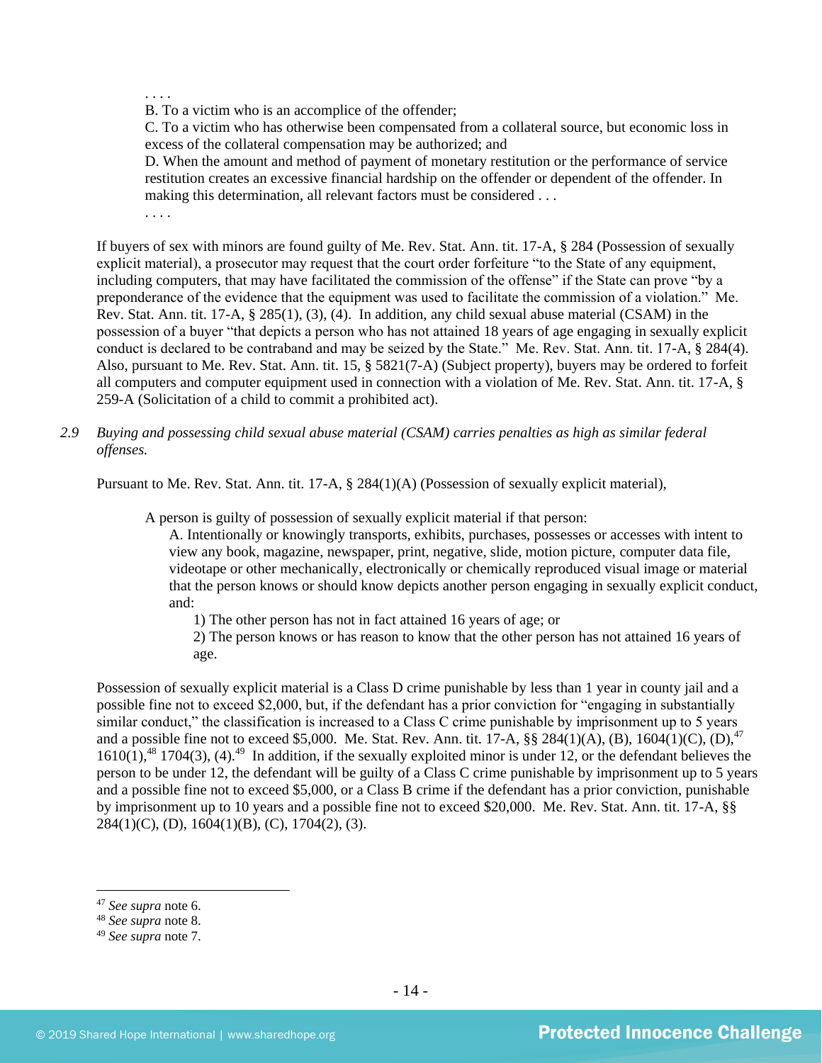. . . .

B. To a victim who is an accomplice of the offender;

C. To a victim who has otherwise been compensated from a collateral source, but economic loss in excess of the collateral compensation may be authorized; and

D. When the amount and method of payment of monetary restitution or the performance of service restitution creates an excessive financial hardship on the offender or dependent of the offender. In making this determination, all relevant factors must be considered . . .

. . . .

If buyers of sex with minors are found guilty of Me. Rev. Stat. Ann. tit. 17-A, § 284 (Possession of sexually explicit material), a prosecutor may request that the court order forfeiture "to the State of any equipment, including computers, that may have facilitated the commission of the offense" if the State can prove "by a preponderance of the evidence that the equipment was used to facilitate the commission of a violation." Me. Rev. Stat. Ann. tit. 17-A, § 285(1), (3), (4). In addition, any child sexual abuse material (CSAM) in the possession of a buyer "that depicts a person who has not attained 18 years of age engaging in sexually explicit conduct is declared to be contraband and may be seized by the State." Me. Rev. Stat. Ann. tit. 17-A, § 284(4). Also, pursuant to Me. Rev. Stat. Ann. tit. 15, § 5821(7-A) (Subject property), buyers may be ordered to forfeit all computers and computer equipment used in connection with a violation of Me. Rev. Stat. Ann. tit. 17-A, § 259-A (Solicitation of a child to commit a prohibited act).

*2.9 Buying and possessing child sexual abuse material (CSAM) carries penalties as high as similar federal offenses.*

Pursuant to Me. Rev. Stat. Ann. tit. 17-A, § 284(1)(A) (Possession of sexually explicit material),

> A person is guilty of possession of sexually explicit material if that person:
>
> A. Intentionally or knowingly transports, exhibits, purchases, possesses or accesses with intent to view any book, magazine, newspaper, print, negative, slide, motion picture, computer data file, videotape or other mechanically, electronically or chemically reproduced visual image or material that the person knows or should know depicts another person engaging in sexually explicit conduct, and:
>
> 1) The other person has not in fact attained 16 years of age; or
>
> 2) The person knows or has reason to know that the other person has not attained 16 years of age.

Possession of sexually explicit material is a Class D crime punishable by less than 1 year in county jail and a possible fine not to exceed $2,000, but, if the defendant has a prior conviction for "engaging in substantially similar conduct," the classification is increased to a Class C crime punishable by imprisonment up to 5 years and a possible fine not to exceed $5,000. Me. Stat. Rev. Ann. tit. 17-A, §§ 284(1)(A), (B), 1604(1)(C), (D),[47] 1610(1),[48] 1704(3), (4).[49] In addition, if the sexually exploited minor is under 12, or the defendant believes the person to be under 12, the defendant will be guilty of a Class C crime punishable by imprisonment up to 5 years and a possible fine not to exceed $5,000, or a Class B crime if the defendant has a prior conviction, punishable by imprisonment up to 10 years and a possible fine not to exceed $20,000. Me. Rev. Stat. Ann. tit. 17-A, §§ 284(1)(C), (D), 1604(1)(B), (C), 1704(2), (3).

---

[47] *See supra* note 6.

[48] *See supra* note 8.

[49] *See supra* note 7.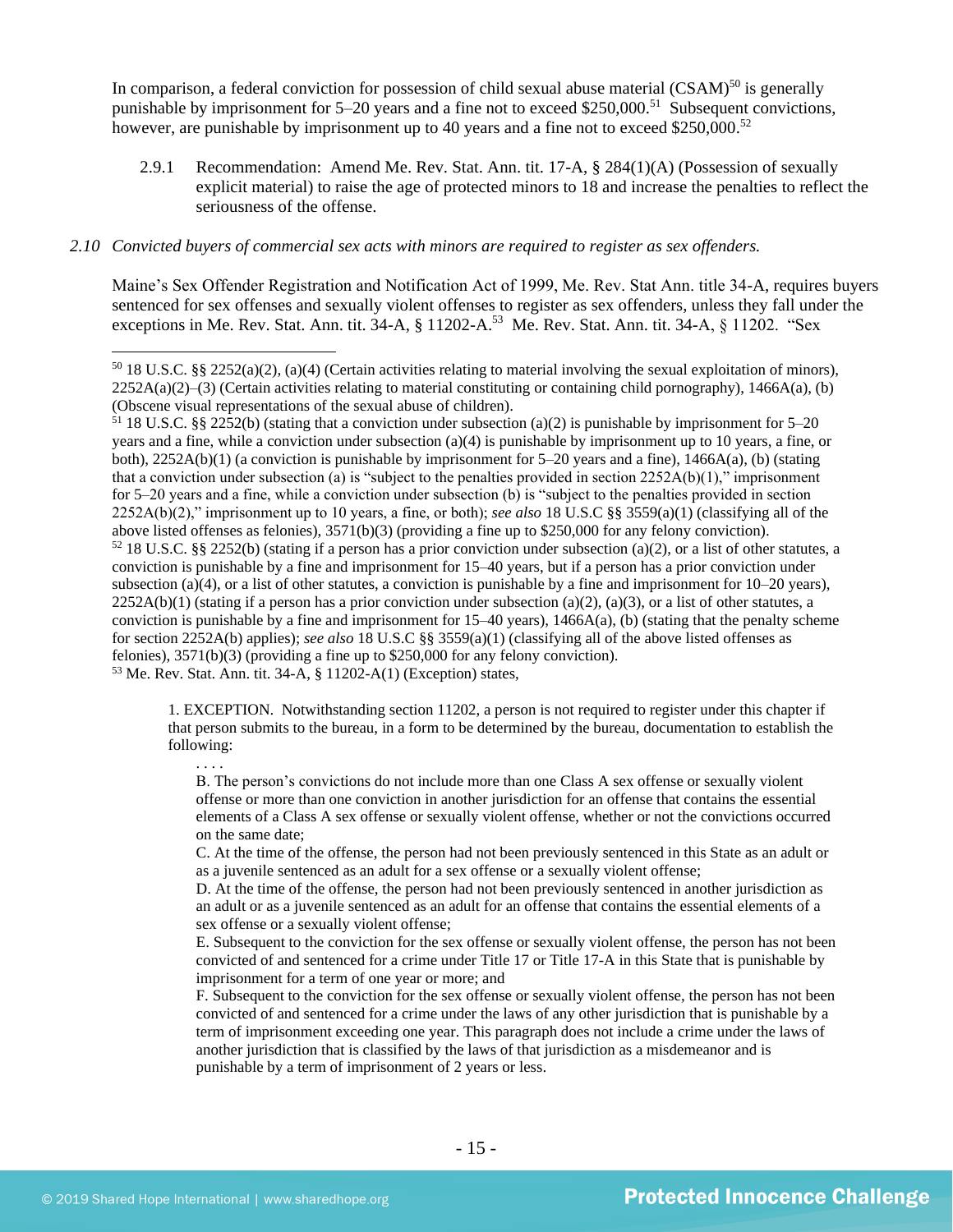In comparison, a federal conviction for possession of child sexual abuse material (CSAM)[50] is generally punishable by imprisonment for 5–20 years and a fine not to exceed $250,000.[51] Subsequent convictions, however, are punishable by imprisonment up to 40 years and a fine not to exceed $250,000.[52]

2.9.1 Recommendation: Amend Me. Rev. Stat. Ann. tit. 17-A, § 284(1)(A) (Possession of sexually explicit material) to raise the age of protected minors to 18 and increase the penalties to reflect the seriousness of the offense.

*2.10 Convicted buyers of commercial sex acts with minors are required to register as sex offenders.*

Maine's Sex Offender Registration and Notification Act of 1999, Me. Rev. Stat Ann. title 34-A, requires buyers sentenced for sex offenses and sexually violent offenses to register as sex offenders, unless they fall under the exceptions in Me. Rev. Stat. Ann. tit. 34-A, § 11202-A.[53] Me. Rev. Stat. Ann. tit. 34-A, § 11202. "Sex

---

[50] 18 U.S.C. §§ 2252(a)(2), (a)(4) (Certain activities relating to material involving the sexual exploitation of minors), 2252A(a)(2)–(3) (Certain activities relating to material constituting or containing child pornography), 1466A(a), (b) (Obscene visual representations of the sexual abuse of children).

[51] 18 U.S.C. §§ 2252(b) (stating that a conviction under subsection (a)(2) is punishable by imprisonment for 5–20 years and a fine, while a conviction under subsection (a)(4) is punishable by imprisonment up to 10 years, a fine, or both), 2252A(b)(1) (a conviction is punishable by imprisonment for 5–20 years and a fine), 1466A(a), (b) (stating that a conviction under subsection (a) is "subject to the penalties provided in section 2252A(b)(1)," imprisonment for 5–20 years and a fine, while a conviction under subsection (b) is "subject to the penalties provided in section 2252A(b)(2)," imprisonment up to 10 years, a fine, or both); *see also* 18 U.S.C §§ 3559(a)(1) (classifying all of the above listed offenses as felonies), 3571(b)(3) (providing a fine up to $250,000 for any felony conviction).

[52] 18 U.S.C. §§ 2252(b) (stating if a person has a prior conviction under subsection (a)(2), or a list of other statutes, a conviction is punishable by a fine and imprisonment for 15–40 years, but if a person has a prior conviction under subsection (a)(4), or a list of other statutes, a conviction is punishable by a fine and imprisonment for 10–20 years), 2252A(b)(1) (stating if a person has a prior conviction under subsection (a)(2), (a)(3), or a list of other statutes, a conviction is punishable by a fine and imprisonment for 15–40 years), 1466A(a), (b) (stating that the penalty scheme for section 2252A(b) applies); *see also* 18 U.S.C §§ 3559(a)(1) (classifying all of the above listed offenses as felonies), 3571(b)(3) (providing a fine up to $250,000 for any felony conviction).

[53] Me. Rev. Stat. Ann. tit. 34-A, § 11202-A(1) (Exception) states,

> 1. EXCEPTION. Notwithstanding section 11202, a person is not required to register under this chapter if that person submits to the bureau, in a form to be determined by the bureau, documentation to establish the following:
>
> . . . .
>
> B. The person's convictions do not include more than one Class A sex offense or sexually violent offense or more than one conviction in another jurisdiction for an offense that contains the essential elements of a Class A sex offense or sexually violent offense, whether or not the convictions occurred on the same date;
>
> C. At the time of the offense, the person had not been previously sentenced in this State as an adult or as a juvenile sentenced as an adult for a sex offense or a sexually violent offense;
>
> D. At the time of the offense, the person had not been previously sentenced in another jurisdiction as an adult or as a juvenile sentenced as an adult for an offense that contains the essential elements of a sex offense or a sexually violent offense;
>
> E. Subsequent to the conviction for the sex offense or sexually violent offense, the person has not been convicted of and sentenced for a crime under Title 17 or Title 17-A in this State that is punishable by imprisonment for a term of one year or more; and
>
> F. Subsequent to the conviction for the sex offense or sexually violent offense, the person has not been convicted of and sentenced for a crime under the laws of any other jurisdiction that is punishable by a term of imprisonment exceeding one year. This paragraph does not include a crime under the laws of another jurisdiction that is classified by the laws of that jurisdiction as a misdemeanor and is punishable by a term of imprisonment of 2 years or less.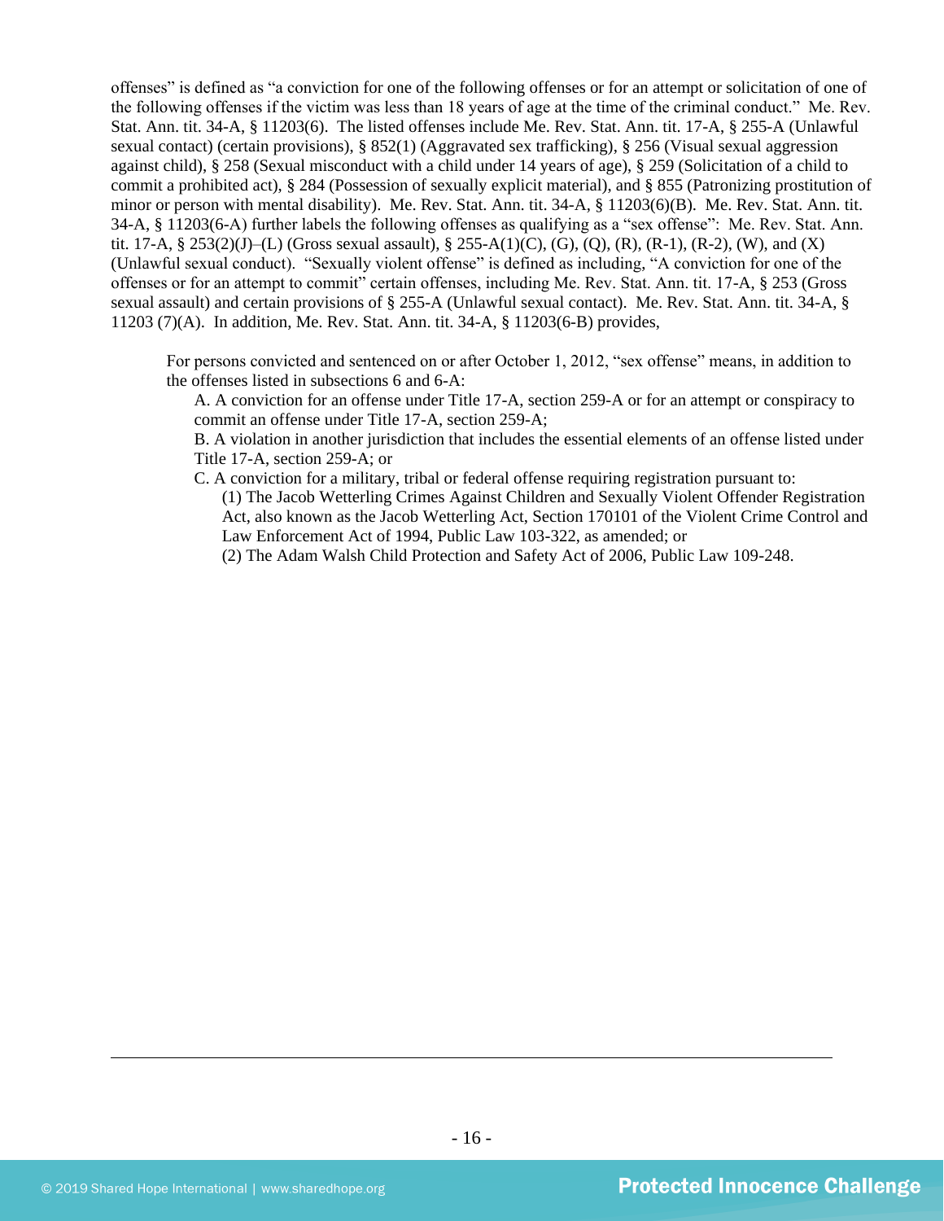offenses" is defined as "a conviction for one of the following offenses or for an attempt or solicitation of one of the following offenses if the victim was less than 18 years of age at the time of the criminal conduct." Me. Rev. Stat. Ann. tit. 34-A, § 11203(6). The listed offenses include Me. Rev. Stat. Ann. tit. 17-A, § 255-A (Unlawful sexual contact) (certain provisions), § 852(1) (Aggravated sex trafficking), § 256 (Visual sexual aggression against child), § 258 (Sexual misconduct with a child under 14 years of age), § 259 (Solicitation of a child to commit a prohibited act), § 284 (Possession of sexually explicit material), and § 855 (Patronizing prostitution of minor or person with mental disability). Me. Rev. Stat. Ann. tit. 34-A, § 11203(6)(B). Me. Rev. Stat. Ann. tit. 34-A, § 11203(6-A) further labels the following offenses as qualifying as a "sex offense": Me. Rev. Stat. Ann. tit. 17-A, § 253(2)(J)–(L) (Gross sexual assault), § 255-A(1)(C), (G), (Q), (R), (R-1), (R-2), (W), and (X) (Unlawful sexual conduct). "Sexually violent offense" is defined as including, "A conviction for one of the offenses or for an attempt to commit" certain offenses, including Me. Rev. Stat. Ann. tit. 17-A, § 253 (Gross sexual assault) and certain provisions of § 255-A (Unlawful sexual contact). Me. Rev. Stat. Ann. tit. 34-A, § 11203 (7)(A). In addition, Me. Rev. Stat. Ann. tit. 34-A, § 11203(6-B) provides,

> For persons convicted and sentenced on or after October 1, 2012, "sex offense" means, in addition to the offenses listed in subsections 6 and 6-A:
>
> A. A conviction for an offense under Title 17-A, section 259-A or for an attempt or conspiracy to commit an offense under Title 17-A, section 259-A;
>
> B. A violation in another jurisdiction that includes the essential elements of an offense listed under Title 17-A, section 259-A; or
>
> C. A conviction for a military, tribal or federal offense requiring registration pursuant to:
>
> (1) The Jacob Wetterling Crimes Against Children and Sexually Violent Offender Registration Act, also known as the Jacob Wetterling Act, Section 170101 of the Violent Crime Control and Law Enforcement Act of 1994, Public Law 103-322, as amended; or
>
> (2) The Adam Walsh Child Protection and Safety Act of 2006, Public Law 109-248.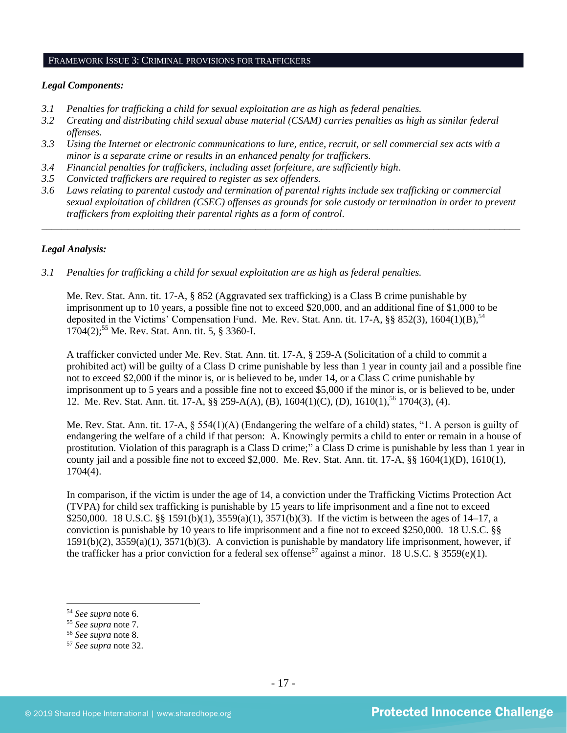## FRAMEWORK ISSUE 3: CRIMINAL PROVISIONS FOR TRAFFICKERS

***Legal Components:***

*3.1 Penalties for trafficking a child for sexual exploitation are as high as federal penalties.*
*3.2 Creating and distributing child sexual abuse material (CSAM) carries penalties as high as similar federal offenses.*
*3.3 Using the Internet or electronic communications to lure, entice, recruit, or sell commercial sex acts with a minor is a separate crime or results in an enhanced penalty for traffickers.*
*3.4 Financial penalties for traffickers, including asset forfeiture, are sufficiently high.*
*3.5 Convicted traffickers are required to register as sex offenders.*
*3.6 Laws relating to parental custody and termination of parental rights include sex trafficking or commercial sexual exploitation of children (CSEC) offenses as grounds for sole custody or termination in order to prevent traffickers from exploiting their parental rights as a form of control.*

---

***Legal Analysis:***

*3.1 Penalties for trafficking a child for sexual exploitation are as high as federal penalties.*

Me. Rev. Stat. Ann. tit. 17-A, § 852 (Aggravated sex trafficking) is a Class B crime punishable by imprisonment up to 10 years, a possible fine not to exceed $20,000, and an additional fine of $1,000 to be deposited in the Victims' Compensation Fund. Me. Rev. Stat. Ann. tit. 17-A, §§ 852(3), 1604(1)(B),[54] 1704(2);[55] Me. Rev. Stat. Ann. tit. 5, § 3360-I.

A trafficker convicted under Me. Rev. Stat. Ann. tit. 17-A, § 259-A (Solicitation of a child to commit a prohibited act) will be guilty of a Class D crime punishable by less than 1 year in county jail and a possible fine not to exceed $2,000 if the minor is, or is believed to be, under 14, or a Class C crime punishable by imprisonment up to 5 years and a possible fine not to exceed $5,000 if the minor is, or is believed to be, under 12. Me. Rev. Stat. Ann. tit. 17-A, §§ 259-A(A), (B), 1604(1)(C), (D), 1610(1),[56] 1704(3), (4).

Me. Rev. Stat. Ann. tit. 17-A, § 554(1)(A) (Endangering the welfare of a child) states, "1. A person is guilty of endangering the welfare of a child if that person: A. Knowingly permits a child to enter or remain in a house of prostitution. Violation of this paragraph is a Class D crime;" a Class D crime is punishable by less than 1 year in county jail and a possible fine not to exceed $2,000. Me. Rev. Stat. Ann. tit. 17-A, §§ 1604(1)(D), 1610(1), 1704(4).

In comparison, if the victim is under the age of 14, a conviction under the Trafficking Victims Protection Act (TVPA) for child sex trafficking is punishable by 15 years to life imprisonment and a fine not to exceed $250,000. 18 U.S.C. §§ 1591(b)(1), 3559(a)(1), 3571(b)(3). If the victim is between the ages of 14–17, a conviction is punishable by 10 years to life imprisonment and a fine not to exceed $250,000. 18 U.S.C. §§ 1591(b)(2), 3559(a)(1), 3571(b)(3). A conviction is punishable by mandatory life imprisonment, however, if the trafficker has a prior conviction for a federal sex offense[57] against a minor. 18 U.S.C. § 3559(e)(1).

---

[54] *See supra* note 6.
[55] *See supra* note 7.
[56] *See supra* note 8.
[57] *See supra* note 32.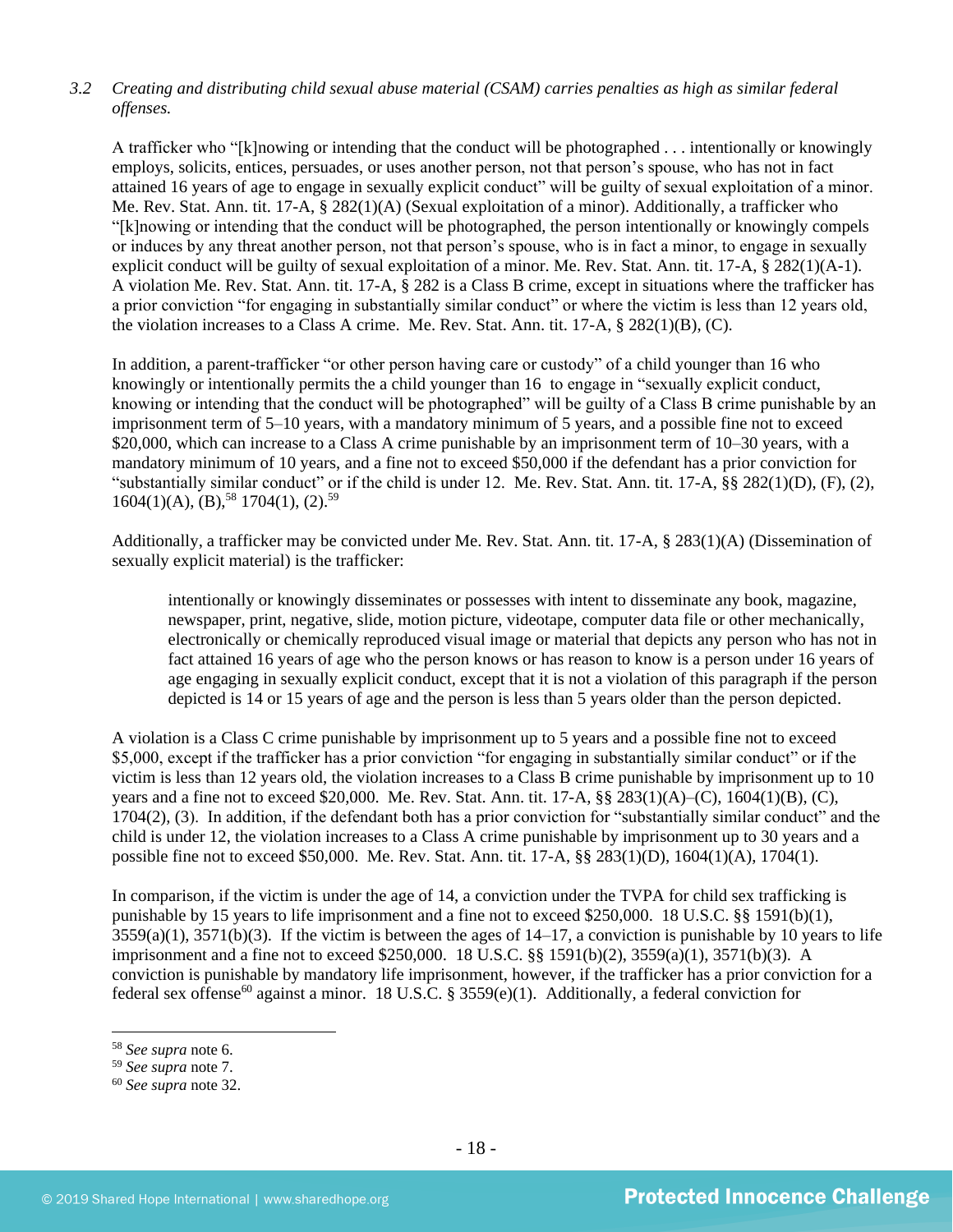*3.2 Creating and distributing child sexual abuse material (CSAM) carries penalties as high as similar federal offenses.*

A trafficker who "[k]nowing or intending that the conduct will be photographed . . . intentionally or knowingly employs, solicits, entices, persuades, or uses another person, not that person's spouse, who has not in fact attained 16 years of age to engage in sexually explicit conduct" will be guilty of sexual exploitation of a minor. Me. Rev. Stat. Ann. tit. 17-A, § 282(1)(A) (Sexual exploitation of a minor). Additionally, a trafficker who "[k]nowing or intending that the conduct will be photographed, the person intentionally or knowingly compels or induces by any threat another person, not that person's spouse, who is in fact a minor, to engage in sexually explicit conduct will be guilty of sexual exploitation of a minor. Me. Rev. Stat. Ann. tit. 17-A, § 282(1)(A-1). A violation Me. Rev. Stat. Ann. tit. 17-A, § 282 is a Class B crime, except in situations where the trafficker has a prior conviction "for engaging in substantially similar conduct" or where the victim is less than 12 years old, the violation increases to a Class A crime. Me. Rev. Stat. Ann. tit. 17-A, § 282(1)(B), (C).

In addition, a parent-trafficker "or other person having care or custody" of a child younger than 16 who knowingly or intentionally permits the a child younger than 16 to engage in "sexually explicit conduct, knowing or intending that the conduct will be photographed" will be guilty of a Class B crime punishable by an imprisonment term of 5–10 years, with a mandatory minimum of 5 years, and a possible fine not to exceed $20,000, which can increase to a Class A crime punishable by an imprisonment term of 10–30 years, with a mandatory minimum of 10 years, and a fine not to exceed $50,000 if the defendant has a prior conviction for "substantially similar conduct" or if the child is under 12. Me. Rev. Stat. Ann. tit. 17-A, §§ 282(1)(D), (F), (2), 1604(1)(A), (B),[58] 1704(1), (2).[59]

Additionally, a trafficker may be convicted under Me. Rev. Stat. Ann. tit. 17-A, § 283(1)(A) (Dissemination of sexually explicit material) is the trafficker:

> intentionally or knowingly disseminates or possesses with intent to disseminate any book, magazine, newspaper, print, negative, slide, motion picture, videotape, computer data file or other mechanically, electronically or chemically reproduced visual image or material that depicts any person who has not in fact attained 16 years of age who the person knows or has reason to know is a person under 16 years of age engaging in sexually explicit conduct, except that it is not a violation of this paragraph if the person depicted is 14 or 15 years of age and the person is less than 5 years older than the person depicted.

A violation is a Class C crime punishable by imprisonment up to 5 years and a possible fine not to exceed $5,000, except if the trafficker has a prior conviction "for engaging in substantially similar conduct" or if the victim is less than 12 years old, the violation increases to a Class B crime punishable by imprisonment up to 10 years and a fine not to exceed $20,000. Me. Rev. Stat. Ann. tit. 17-A, §§ 283(1)(A)–(C), 1604(1)(B), (C), 1704(2), (3). In addition, if the defendant both has a prior conviction for "substantially similar conduct" and the child is under 12, the violation increases to a Class A crime punishable by imprisonment up to 30 years and a possible fine not to exceed $50,000. Me. Rev. Stat. Ann. tit. 17-A, §§ 283(1)(D), 1604(1)(A), 1704(1).

In comparison, if the victim is under the age of 14, a conviction under the TVPA for child sex trafficking is punishable by 15 years to life imprisonment and a fine not to exceed $250,000. 18 U.S.C. §§ 1591(b)(1), 3559(a)(1), 3571(b)(3). If the victim is between the ages of 14–17, a conviction is punishable by 10 years to life imprisonment and a fine not to exceed $250,000. 18 U.S.C. §§ 1591(b)(2), 3559(a)(1), 3571(b)(3). A conviction is punishable by mandatory life imprisonment, however, if the trafficker has a prior conviction for a federal sex offense[60] against a minor. 18 U.S.C. § 3559(e)(1). Additionally, a federal conviction for

---

[58] *See supra* note 6.

[59] *See supra* note 7.

[60] *See supra* note 32.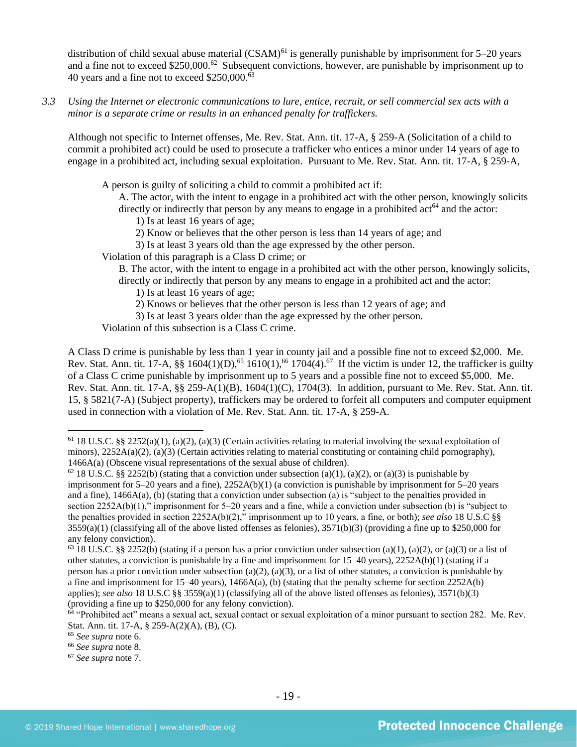distribution of child sexual abuse material (CSAM)[61] is generally punishable by imprisonment for 5–20 years and a fine not to exceed $250,000.[62] Subsequent convictions, however, are punishable by imprisonment up to 40 years and a fine not to exceed $250,000.[63]

*3.3 Using the Internet or electronic communications to lure, entice, recruit, or sell commercial sex acts with a minor is a separate crime or results in an enhanced penalty for traffickers.*

Although not specific to Internet offenses, Me. Rev. Stat. Ann. tit. 17-A, § 259-A (Solicitation of a child to commit a prohibited act) could be used to prosecute a trafficker who entices a minor under 14 years of age to engage in a prohibited act, including sexual exploitation. Pursuant to Me. Rev. Stat. Ann. tit. 17-A, § 259-A,

> A person is guilty of soliciting a child to commit a prohibited act if:
>
> A. The actor, with the intent to engage in a prohibited act with the other person, knowingly solicits directly or indirectly that person by any means to engage in a prohibited act[64] and the actor:
>
> 1) Is at least 16 years of age;
>
> 2) Know or believes that the other person is less than 14 years of age; and
>
> 3) Is at least 3 years old than the age expressed by the other person.
>
> Violation of this paragraph is a Class D crime; or
>
> B. The actor, with the intent to engage in a prohibited act with the other person, knowingly solicits, directly or indirectly that person by any means to engage in a prohibited act and the actor:
>
> 1) Is at least 16 years of age;
>
> 2) Knows or believes that the other person is less than 12 years of age; and
>
> 3) Is at least 3 years older than the age expressed by the other person.
>
> Violation of this subsection is a Class C crime.

A Class D crime is punishable by less than 1 year in county jail and a possible fine not to exceed $2,000. Me. Rev. Stat. Ann. tit. 17-A, §§ 1604(1)(D),[65] 1610(1),[66] 1704(4).[67] If the victim is under 12, the trafficker is guilty of a Class C crime punishable by imprisonment up to 5 years and a possible fine not to exceed $5,000. Me. Rev. Stat. Ann. tit. 17-A, §§ 259-A(1)(B), 1604(1)(C), 1704(3). In addition, pursuant to Me. Rev. Stat. Ann. tit. 15, § 5821(7-A) (Subject property), traffickers may be ordered to forfeit all computers and computer equipment used in connection with a violation of Me. Rev. Stat. Ann. tit. 17-A, § 259-A.

---

[61] 18 U.S.C. §§ 2252(a)(1), (a)(2), (a)(3) (Certain activities relating to material involving the sexual exploitation of minors), 2252A(a)(2), (a)(3) (Certain activities relating to material constituting or containing child pornography), 1466A(a) (Obscene visual representations of the sexual abuse of children).

[62] 18 U.S.C. §§ 2252(b) (stating that a conviction under subsection (a)(1), (a)(2), or (a)(3) is punishable by imprisonment for 5–20 years and a fine), 2252A(b)(1) (a conviction is punishable by imprisonment for 5–20 years and a fine), 1466A(a), (b) (stating that a conviction under subsection (a) is "subject to the penalties provided in section 2252A(b)(1)," imprisonment for 5–20 years and a fine, while a conviction under subsection (b) is "subject to the penalties provided in section 2252A(b)(2)," imprisonment up to 10 years, a fine, or both); *see also* 18 U.S.C §§ 3559(a)(1) (classifying all of the above listed offenses as felonies), 3571(b)(3) (providing a fine up to $250,000 for any felony conviction).

[63] 18 U.S.C. §§ 2252(b) (stating if a person has a prior conviction under subsection (a)(1), (a)(2), or (a)(3) or a list of other statutes, a conviction is punishable by a fine and imprisonment for 15–40 years), 2252A(b)(1) (stating if a person has a prior conviction under subsection (a)(2), (a)(3), or a list of other statutes, a conviction is punishable by a fine and imprisonment for 15–40 years), 1466A(a), (b) (stating that the penalty scheme for section 2252A(b) applies); *see also* 18 U.S.C §§ 3559(a)(1) (classifying all of the above listed offenses as felonies), 3571(b)(3) (providing a fine up to $250,000 for any felony conviction).

[64] "Prohibited act" means a sexual act, sexual contact or sexual exploitation of a minor pursuant to section 282. Me. Rev. Stat. Ann. tit. 17-A, § 259-A(2)(A), (B), (C).

[65] *See supra* note 6.

[66] *See supra* note 8.

[67] *See supra* note 7.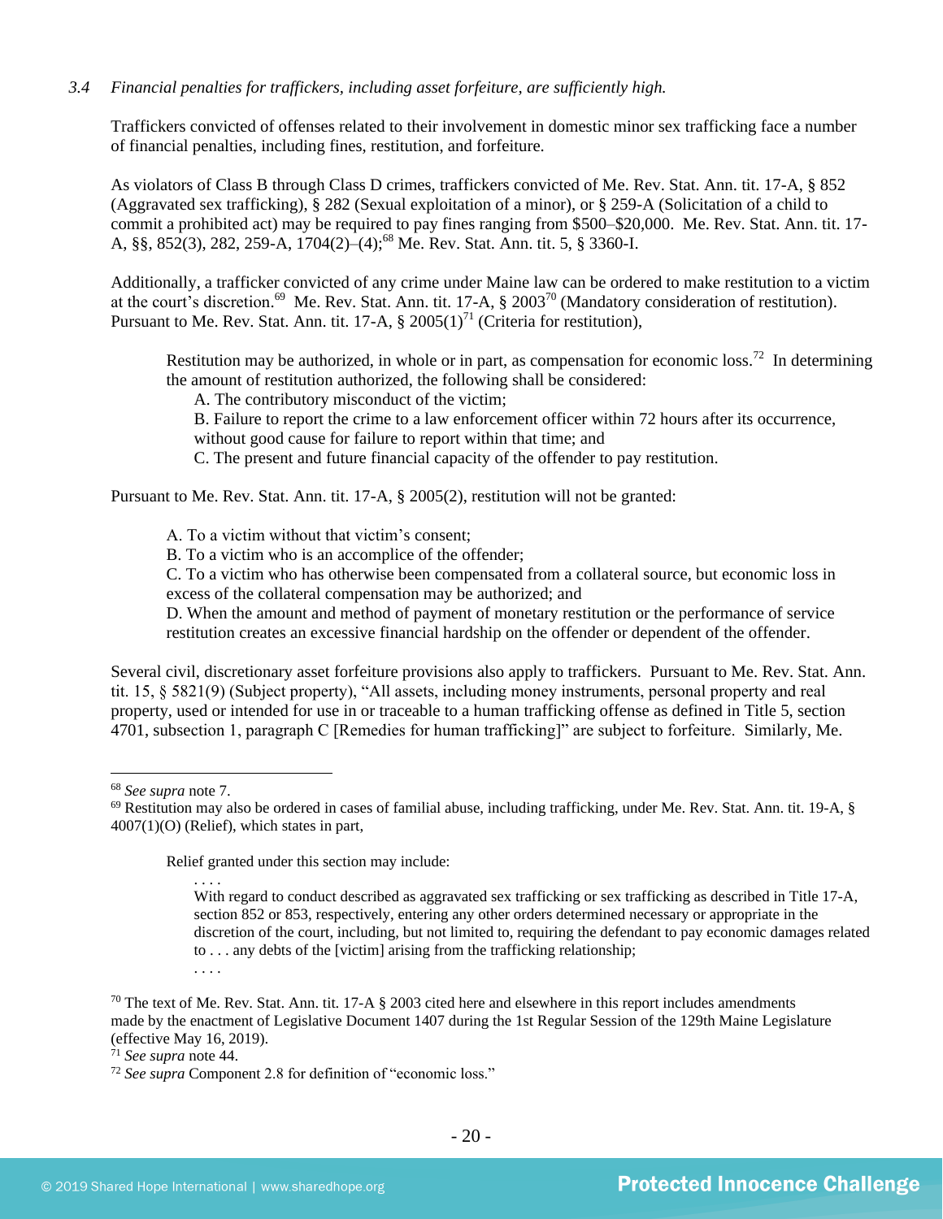*3.4 Financial penalties for traffickers, including asset forfeiture, are sufficiently high.*

Traffickers convicted of offenses related to their involvement in domestic minor sex trafficking face a number of financial penalties, including fines, restitution, and forfeiture.

As violators of Class B through Class D crimes, traffickers convicted of Me. Rev. Stat. Ann. tit. 17-A, § 852 (Aggravated sex trafficking), § 282 (Sexual exploitation of a minor), or § 259-A (Solicitation of a child to commit a prohibited act) may be required to pay fines ranging from $500–$20,000. Me. Rev. Stat. Ann. tit. 17-A, §§, 852(3), 282, 259-A, 1704(2)–(4);[68] Me. Rev. Stat. Ann. tit. 5, § 3360-I.

Additionally, a trafficker convicted of any crime under Maine law can be ordered to make restitution to a victim at the court's discretion.[69] Me. Rev. Stat. Ann. tit. 17-A, § 2003[70] (Mandatory consideration of restitution). Pursuant to Me. Rev. Stat. Ann. tit. 17-A, § 2005(1)[71] (Criteria for restitution),

> Restitution may be authorized, in whole or in part, as compensation for economic loss.[72] In determining the amount of restitution authorized, the following shall be considered:
>
> A. The contributory misconduct of the victim;
>
> B. Failure to report the crime to a law enforcement officer within 72 hours after its occurrence, without good cause for failure to report within that time; and
>
> C. The present and future financial capacity of the offender to pay restitution.

Pursuant to Me. Rev. Stat. Ann. tit. 17-A, § 2005(2), restitution will not be granted:

> A. To a victim without that victim's consent;
>
> B. To a victim who is an accomplice of the offender;
>
> C. To a victim who has otherwise been compensated from a collateral source, but economic loss in excess of the collateral compensation may be authorized; and
>
> D. When the amount and method of payment of monetary restitution or the performance of service restitution creates an excessive financial hardship on the offender or dependent of the offender.

Several civil, discretionary asset forfeiture provisions also apply to traffickers. Pursuant to Me. Rev. Stat. Ann. tit. 15, § 5821(9) (Subject property), "All assets, including money instruments, personal property and real property, used or intended for use in or traceable to a human trafficking offense as defined in Title 5, section 4701, subsection 1, paragraph C [Remedies for human trafficking]" are subject to forfeiture. Similarly, Me.

---

[68] *See supra* note 7.

[69] Restitution may also be ordered in cases of familial abuse, including trafficking, under Me. Rev. Stat. Ann. tit. 19-A, § 4007(1)(O) (Relief), which states in part,

> Relief granted under this section may include:
>
> . . . .
>
> With regard to conduct described as aggravated sex trafficking or sex trafficking as described in Title 17-A, section 852 or 853, respectively, entering any other orders determined necessary or appropriate in the discretion of the court, including, but not limited to, requiring the defendant to pay economic damages related to . . . any debts of the [victim] arising from the trafficking relationship;
>
> . . . .

[70] The text of Me. Rev. Stat. Ann. tit. 17-A § 2003 cited here and elsewhere in this report includes amendments made by the enactment of Legislative Document 1407 during the 1st Regular Session of the 129th Maine Legislature (effective May 16, 2019).

[71] *See supra* note 44.

[72] *See supra* Component 2.8 for definition of "economic loss."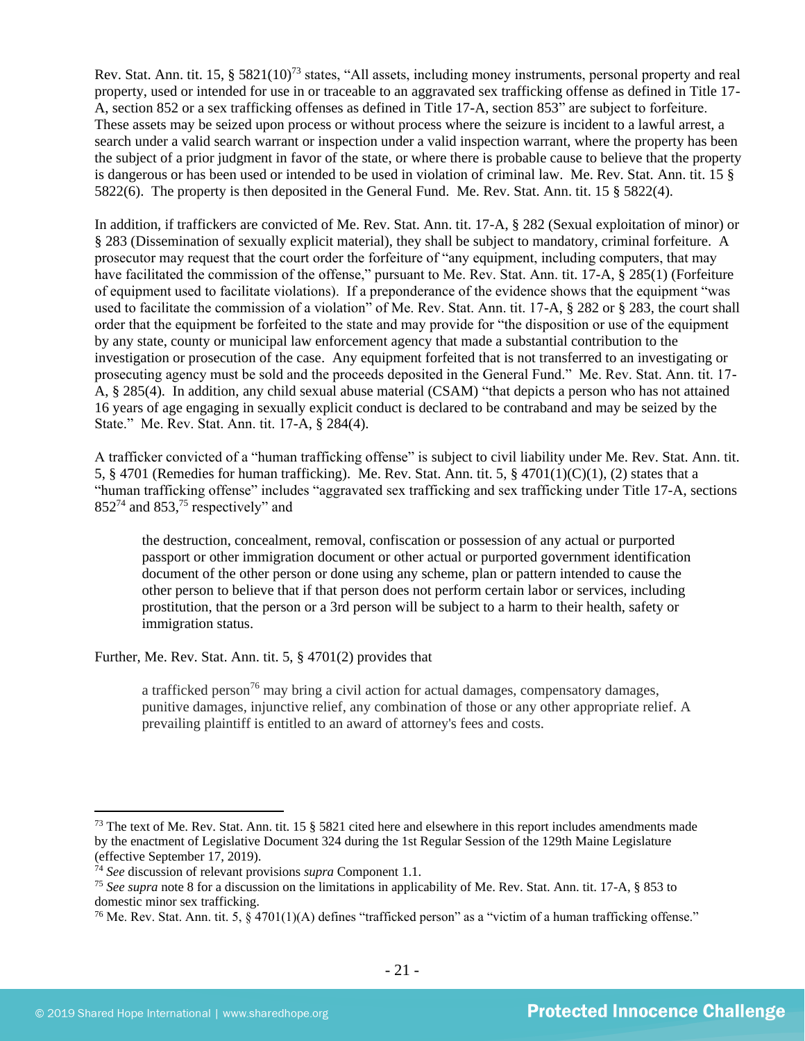Rev. Stat. Ann. tit. 15, § 5821(10)[73] states, "All assets, including money instruments, personal property and real property, used or intended for use in or traceable to an aggravated sex trafficking offense as defined in Title 17-A, section 852 or a sex trafficking offenses as defined in Title 17-A, section 853" are subject to forfeiture. These assets may be seized upon process or without process where the seizure is incident to a lawful arrest, a search under a valid search warrant or inspection under a valid inspection warrant, where the property has been the subject of a prior judgment in favor of the state, or where there is probable cause to believe that the property is dangerous or has been used or intended to be used in violation of criminal law. Me. Rev. Stat. Ann. tit. 15 § 5822(6). The property is then deposited in the General Fund. Me. Rev. Stat. Ann. tit. 15 § 5822(4).

In addition, if traffickers are convicted of Me. Rev. Stat. Ann. tit. 17-A, § 282 (Sexual exploitation of minor) or § 283 (Dissemination of sexually explicit material), they shall be subject to mandatory, criminal forfeiture. A prosecutor may request that the court order the forfeiture of "any equipment, including computers, that may have facilitated the commission of the offense," pursuant to Me. Rev. Stat. Ann. tit. 17-A, § 285(1) (Forfeiture of equipment used to facilitate violations). If a preponderance of the evidence shows that the equipment "was used to facilitate the commission of a violation" of Me. Rev. Stat. Ann. tit. 17-A, § 282 or § 283, the court shall order that the equipment be forfeited to the state and may provide for "the disposition or use of the equipment by any state, county or municipal law enforcement agency that made a substantial contribution to the investigation or prosecution of the case. Any equipment forfeited that is not transferred to an investigating or prosecuting agency must be sold and the proceeds deposited in the General Fund." Me. Rev. Stat. Ann. tit. 17-A, § 285(4). In addition, any child sexual abuse material (CSAM) "that depicts a person who has not attained 16 years of age engaging in sexually explicit conduct is declared to be contraband and may be seized by the State." Me. Rev. Stat. Ann. tit. 17-A, § 284(4).

A trafficker convicted of a "human trafficking offense" is subject to civil liability under Me. Rev. Stat. Ann. tit. 5, § 4701 (Remedies for human trafficking). Me. Rev. Stat. Ann. tit. 5, § 4701(1)(C)(1), (2) states that a "human trafficking offense" includes "aggravated sex trafficking and sex trafficking under Title 17-A, sections 852[74] and 853,[75] respectively" and

> the destruction, concealment, removal, confiscation or possession of any actual or purported passport or other immigration document or other actual or purported government identification document of the other person or done using any scheme, plan or pattern intended to cause the other person to believe that if that person does not perform certain labor or services, including prostitution, that the person or a 3rd person will be subject to a harm to their health, safety or immigration status.

Further, Me. Rev. Stat. Ann. tit. 5, § 4701(2) provides that

> a trafficked person[76] may bring a civil action for actual damages, compensatory damages, punitive damages, injunctive relief, any combination of those or any other appropriate relief. A prevailing plaintiff is entitled to an award of attorney's fees and costs.

---

[73] The text of Me. Rev. Stat. Ann. tit. 15 § 5821 cited here and elsewhere in this report includes amendments made by the enactment of Legislative Document 324 during the 1st Regular Session of the 129th Maine Legislature (effective September 17, 2019).

[74] *See* discussion of relevant provisions *supra* Component 1.1.

[75] *See supra* note 8 for a discussion on the limitations in applicability of Me. Rev. Stat. Ann. tit. 17-A, § 853 to domestic minor sex trafficking.

[76] Me. Rev. Stat. Ann. tit. 5, § 4701(1)(A) defines "trafficked person" as a "victim of a human trafficking offense."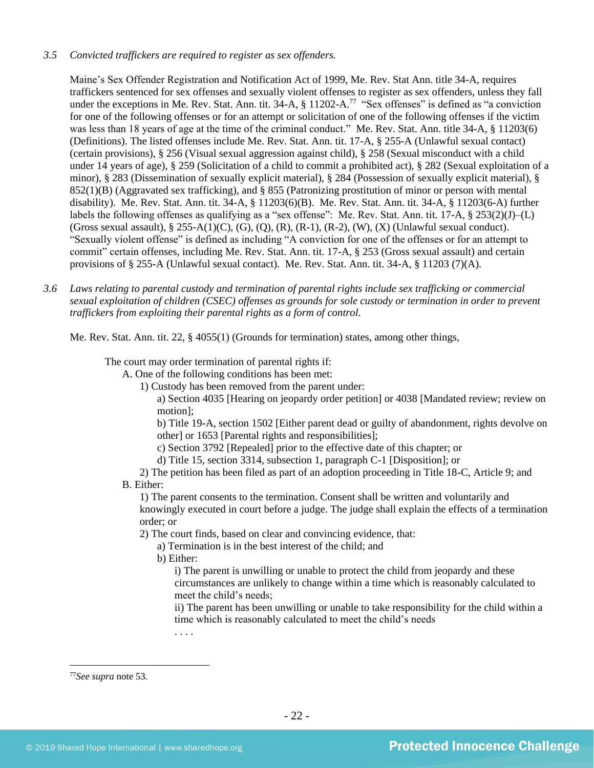*3.5 Convicted traffickers are required to register as sex offenders.*

Maine's Sex Offender Registration and Notification Act of 1999, Me. Rev. Stat Ann. title 34-A, requires traffickers sentenced for sex offenses and sexually violent offenses to register as sex offenders, unless they fall under the exceptions in Me. Rev. Stat. Ann. tit. 34-A, § 11202-A.[77] "Sex offenses" is defined as "a conviction for one of the following offenses or for an attempt or solicitation of one of the following offenses if the victim was less than 18 years of age at the time of the criminal conduct." Me. Rev. Stat. Ann. title 34-A, § 11203(6) (Definitions). The listed offenses include Me. Rev. Stat. Ann. tit. 17-A, § 255-A (Unlawful sexual contact) (certain provisions), § 256 (Visual sexual aggression against child), § 258 (Sexual misconduct with a child under 14 years of age), § 259 (Solicitation of a child to commit a prohibited act), § 282 (Sexual exploitation of a minor), § 283 (Dissemination of sexually explicit material), § 284 (Possession of sexually explicit material), § 852(1)(B) (Aggravated sex trafficking), and § 855 (Patronizing prostitution of minor or person with mental disability). Me. Rev. Stat. Ann. tit. 34-A, § 11203(6)(B). Me. Rev. Stat. Ann. tit. 34-A, § 11203(6-A) further labels the following offenses as qualifying as a "sex offense": Me. Rev. Stat. Ann. tit. 17-A, § 253(2)(J)–(L) (Gross sexual assault), § 255-A(1)(C), (G), (Q), (R), (R-1), (R-2), (W), (X) (Unlawful sexual conduct). "Sexually violent offense" is defined as including "A conviction for one of the offenses or for an attempt to commit" certain offenses, including Me. Rev. Stat. Ann. tit. 17-A, § 253 (Gross sexual assault) and certain provisions of § 255-A (Unlawful sexual contact). Me. Rev. Stat. Ann. tit. 34-A, § 11203 (7)(A).

*3.6 Laws relating to parental custody and termination of parental rights include sex trafficking or commercial sexual exploitation of children (CSEC) offenses as grounds for sole custody or termination in order to prevent traffickers from exploiting their parental rights as a form of control.*

Me. Rev. Stat. Ann. tit. 22, § 4055(1) (Grounds for termination) states, among other things,

> The court may order termination of parental rights if:
> A. One of the following conditions has been met:
> 1) Custody has been removed from the parent under:
> a) Section 4035 [Hearing on jeopardy order petition] or 4038 [Mandated review; review on motion];
> b) Title 19-A, section 1502 [Either parent dead or guilty of abandonment, rights devolve on other] or 1653 [Parental rights and responsibilities];
> c) Section 3792 [Repealed] prior to the effective date of this chapter; or
> d) Title 15, section 3314, subsection 1, paragraph C-1 [Disposition]; or
> 2) The petition has been filed as part of an adoption proceeding in Title 18-C, Article 9; and
> B. Either:
> 1) The parent consents to the termination. Consent shall be written and voluntarily and knowingly executed in court before a judge. The judge shall explain the effects of a termination order; or
> 2) The court finds, based on clear and convincing evidence, that:
> a) Termination is in the best interest of the child; and
> b) Either:
> i) The parent is unwilling or unable to protect the child from jeopardy and these circumstances are unlikely to change within a time which is reasonably calculated to meet the child's needs;
> ii) The parent has been unwilling or unable to take responsibility for the child within a time which is reasonably calculated to meet the child's needs
> . . . .

[77] *See supra* note 53.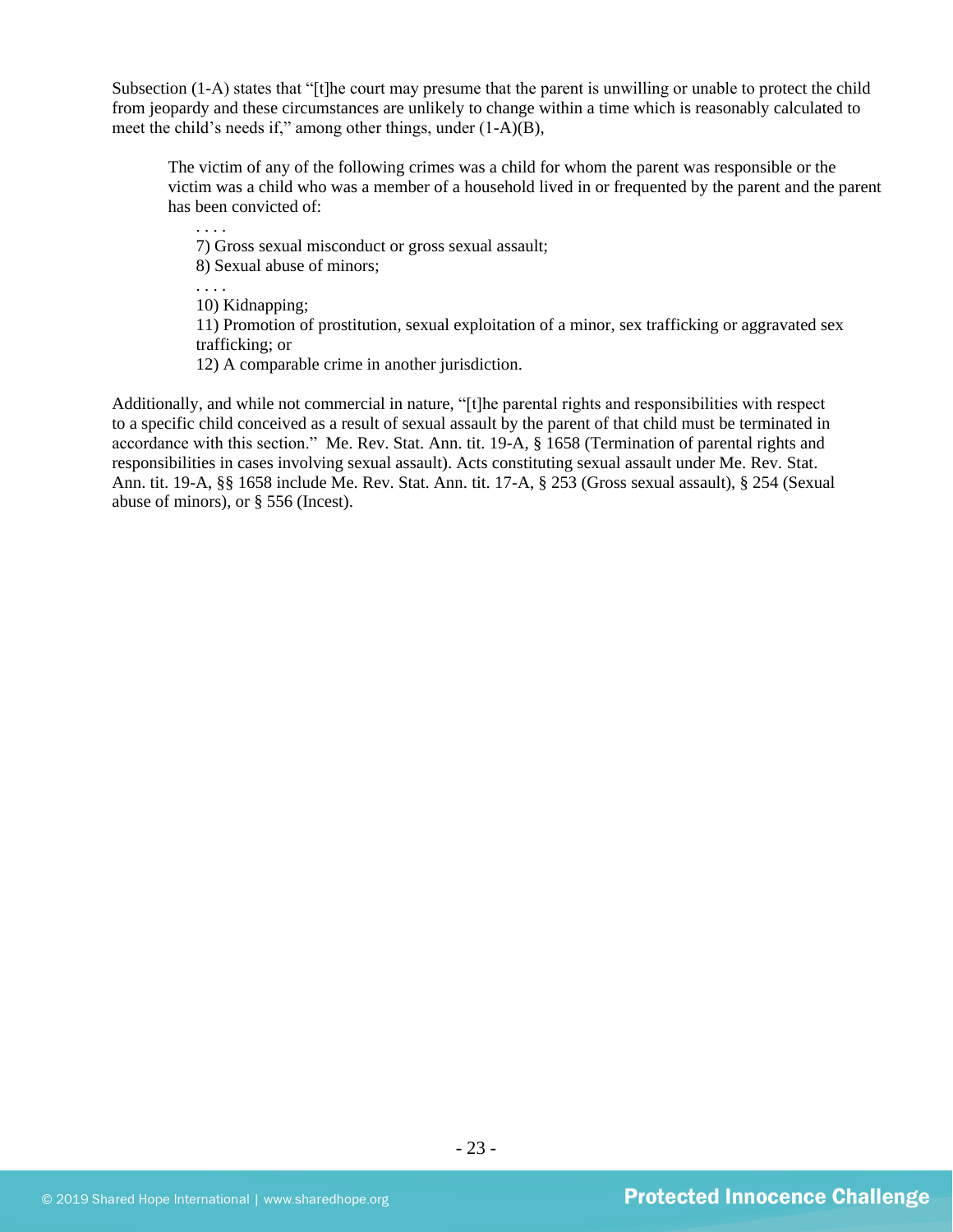Subsection (1-A) states that "[t]he court may presume that the parent is unwilling or unable to protect the child from jeopardy and these circumstances are unlikely to change within a time which is reasonably calculated to meet the child's needs if," among other things, under (1-A)(B),

> The victim of any of the following crimes was a child for whom the parent was responsible or the victim was a child who was a member of a household lived in or frequented by the parent and the parent has been convicted of:
>
> . . . .
>
> 7) Gross sexual misconduct or gross sexual assault;
>
> 8) Sexual abuse of minors;
>
> . . . .
>
> 10) Kidnapping;
>
> 11) Promotion of prostitution, sexual exploitation of a minor, sex trafficking or aggravated sex trafficking; or
>
> 12) A comparable crime in another jurisdiction.

Additionally, and while not commercial in nature, "[t]he parental rights and responsibilities with respect to a specific child conceived as a result of sexual assault by the parent of that child must be terminated in accordance with this section." Me. Rev. Stat. Ann. tit. 19-A, § 1658 (Termination of parental rights and responsibilities in cases involving sexual assault). Acts constituting sexual assault under Me. Rev. Stat. Ann. tit. 19-A, §§ 1658 include Me. Rev. Stat. Ann. tit. 17-A, § 253 (Gross sexual assault), § 254 (Sexual abuse of minors), or § 556 (Incest).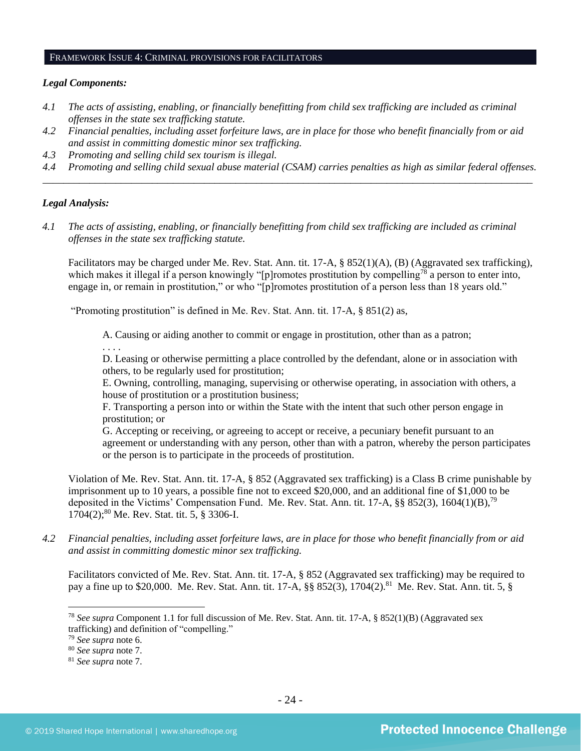## FRAMEWORK ISSUE 4: CRIMINAL PROVISIONS FOR FACILITATORS

***Legal Components:***

*4.1 The acts of assisting, enabling, or financially benefitting from child sex trafficking are included as criminal offenses in the state sex trafficking statute.*

*4.2 Financial penalties, including asset forfeiture laws, are in place for those who benefit financially from or aid and assist in committing domestic minor sex trafficking.*

*4.3 Promoting and selling child sex tourism is illegal.*

*4.4 Promoting and selling child sexual abuse material (CSAM) carries penalties as high as similar federal offenses.*

---

***Legal Analysis:***

*4.1 The acts of assisting, enabling, or financially benefitting from child sex trafficking are included as criminal offenses in the state sex trafficking statute.*

Facilitators may be charged under Me. Rev. Stat. Ann. tit. 17-A, § 852(1)(A), (B) (Aggravated sex trafficking), which makes it illegal if a person knowingly "[p]romotes prostitution by compelling[78] a person to enter into, engage in, or remain in prostitution," or who "[p]romotes prostitution of a person less than 18 years old."

"Promoting prostitution" is defined in Me. Rev. Stat. Ann. tit. 17-A, § 851(2) as,

> A. Causing or aiding another to commit or engage in prostitution, other than as a patron;
> . . . .
> D. Leasing or otherwise permitting a place controlled by the defendant, alone or in association with others, to be regularly used for prostitution;
> E. Owning, controlling, managing, supervising or otherwise operating, in association with others, a house of prostitution or a prostitution business;
> F. Transporting a person into or within the State with the intent that such other person engage in prostitution; or
> G. Accepting or receiving, or agreeing to accept or receive, a pecuniary benefit pursuant to an agreement or understanding with any person, other than with a patron, whereby the person participates or the person is to participate in the proceeds of prostitution.

Violation of Me. Rev. Stat. Ann. tit. 17-A, § 852 (Aggravated sex trafficking) is a Class B crime punishable by imprisonment up to 10 years, a possible fine not to exceed $20,000, and an additional fine of $1,000 to be deposited in the Victims' Compensation Fund. Me. Rev. Stat. Ann. tit. 17-A, §§ 852(3), 1604(1)(B),[79] 1704(2);[80] Me. Rev. Stat. tit. 5, § 3306-I.

*4.2 Financial penalties, including asset forfeiture laws, are in place for those who benefit financially from or aid and assist in committing domestic minor sex trafficking.*

Facilitators convicted of Me. Rev. Stat. Ann. tit. 17-A, § 852 (Aggravated sex trafficking) may be required to pay a fine up to $20,000. Me. Rev. Stat. Ann. tit. 17-A, §§ 852(3), 1704(2).[81] Me. Rev. Stat. Ann. tit. 5, §

---

[78] *See supra* Component 1.1 for full discussion of Me. Rev. Stat. Ann. tit. 17-A, § 852(1)(B) (Aggravated sex trafficking) and definition of "compelling."

[79] *See supra* note 6.

[80] *See supra* note 7.

[81] *See supra* note 7.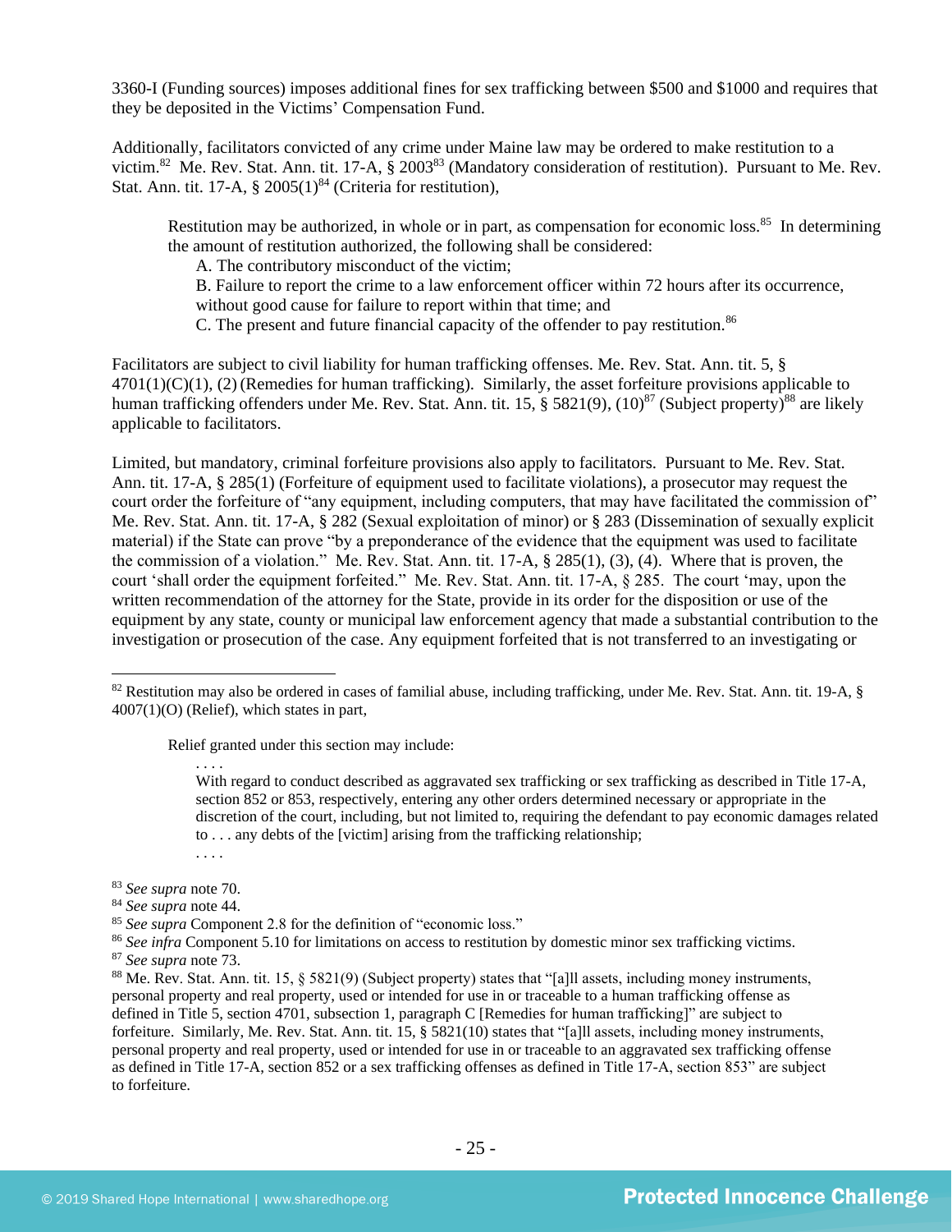3360-I (Funding sources) imposes additional fines for sex trafficking between $500 and $1000 and requires that they be deposited in the Victims' Compensation Fund.

Additionally, facilitators convicted of any crime under Maine law may be ordered to make restitution to a victim.[82] Me. Rev. Stat. Ann. tit. 17-A, § 2003[83] (Mandatory consideration of restitution). Pursuant to Me. Rev. Stat. Ann. tit. 17-A, § 2005(1)[84] (Criteria for restitution),

> Restitution may be authorized, in whole or in part, as compensation for economic loss.[85] In determining the amount of restitution authorized, the following shall be considered:
>
> A. The contributory misconduct of the victim;
>
> B. Failure to report the crime to a law enforcement officer within 72 hours after its occurrence, without good cause for failure to report within that time; and
>
> C. The present and future financial capacity of the offender to pay restitution.[86]

Facilitators are subject to civil liability for human trafficking offenses. Me. Rev. Stat. Ann. tit. 5, § 4701(1)(C)(1), (2) (Remedies for human trafficking). Similarly, the asset forfeiture provisions applicable to human trafficking offenders under Me. Rev. Stat. Ann. tit. 15, § 5821(9), (10)[87] (Subject property)[88] are likely applicable to facilitators.

Limited, but mandatory, criminal forfeiture provisions also apply to facilitators. Pursuant to Me. Rev. Stat. Ann. tit. 17-A, § 285(1) (Forfeiture of equipment used to facilitate violations), a prosecutor may request the court order the forfeiture of "any equipment, including computers, that may have facilitated the commission of" Me. Rev. Stat. Ann. tit. 17-A, § 282 (Sexual exploitation of minor) or § 283 (Dissemination of sexually explicit material) if the State can prove "by a preponderance of the evidence that the equipment was used to facilitate the commission of a violation." Me. Rev. Stat. Ann. tit. 17-A, § 285(1), (3), (4). Where that is proven, the court 'shall order the equipment forfeited." Me. Rev. Stat. Ann. tit. 17-A, § 285. The court 'may, upon the written recommendation of the attorney for the State, provide in its order for the disposition or use of the equipment by any state, county or municipal law enforcement agency that made a substantial contribution to the investigation or prosecution of the case. Any equipment forfeited that is not transferred to an investigating or

---

[82] Restitution may also be ordered in cases of familial abuse, including trafficking, under Me. Rev. Stat. Ann. tit. 19-A, § 4007(1)(O) (Relief), which states in part,

> Relief granted under this section may include:
>
> . . . .
>
> With regard to conduct described as aggravated sex trafficking or sex trafficking as described in Title 17-A, section 852 or 853, respectively, entering any other orders determined necessary or appropriate in the discretion of the court, including, but not limited to, requiring the defendant to pay economic damages related to . . . any debts of the [victim] arising from the trafficking relationship;
>
> . . . .

[83] *See supra* note 70.

[84] *See supra* note 44.

[85] *See supra* Component 2.8 for the definition of "economic loss."

[86] *See infra* Component 5.10 for limitations on access to restitution by domestic minor sex trafficking victims.

[87] *See supra* note 73.

[88] Me. Rev. Stat. Ann. tit. 15, § 5821(9) (Subject property) states that "[a]ll assets, including money instruments, personal property and real property, used or intended for use in or traceable to a human trafficking offense as defined in Title 5, section 4701, subsection 1, paragraph C [Remedies for human trafficking]" are subject to forfeiture. Similarly, Me. Rev. Stat. Ann. tit. 15, § 5821(10) states that "[a]ll assets, including money instruments, personal property and real property, used or intended for use in or traceable to an aggravated sex trafficking offense as defined in Title 17-A, section 852 or a sex trafficking offenses as defined in Title 17-A, section 853" are subject to forfeiture.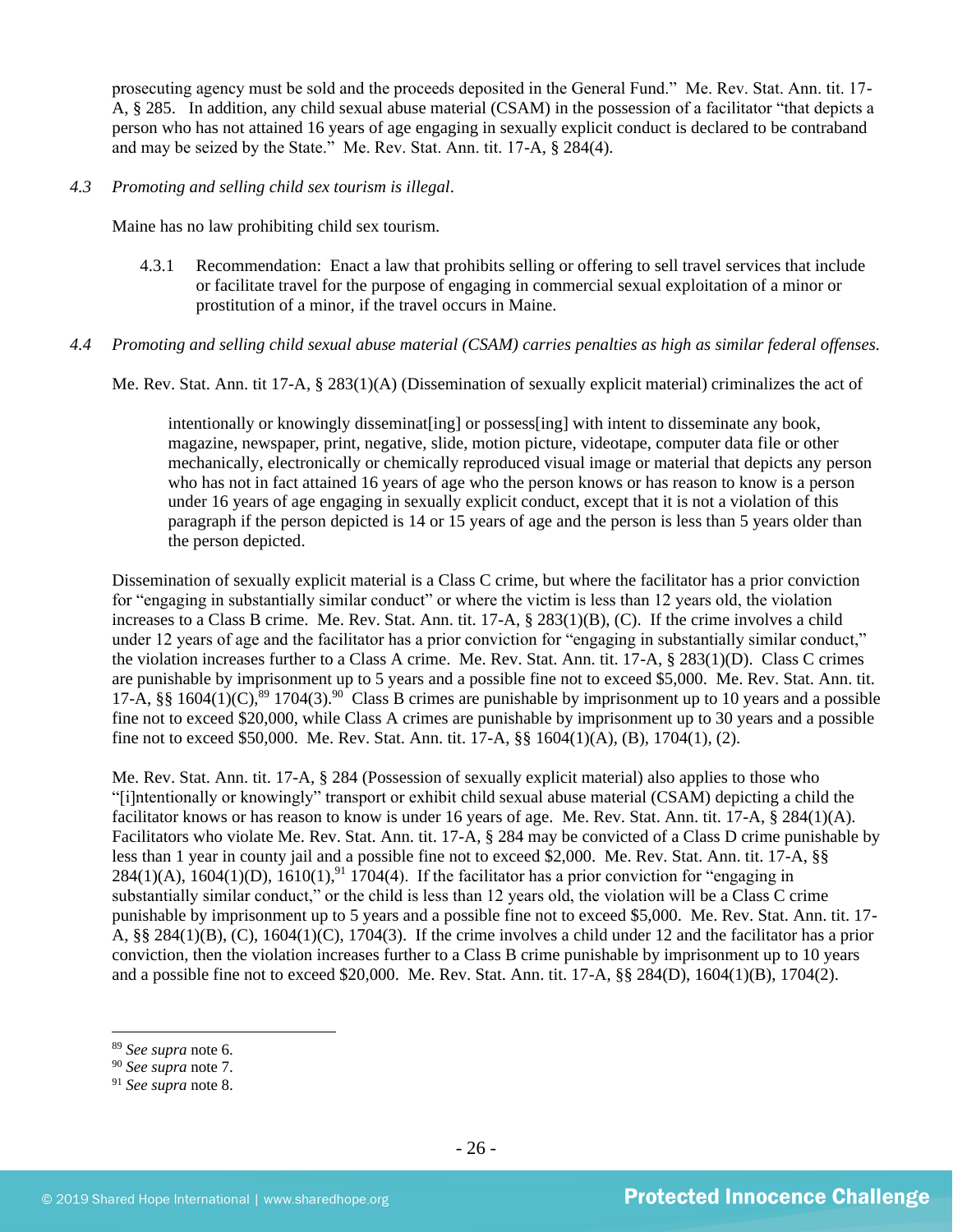prosecuting agency must be sold and the proceeds deposited in the General Fund." Me. Rev. Stat. Ann. tit. 17-A, § 285. In addition, any child sexual abuse material (CSAM) in the possession of a facilitator "that depicts a person who has not attained 16 years of age engaging in sexually explicit conduct is declared to be contraband and may be seized by the State." Me. Rev. Stat. Ann. tit. 17-A, § 284(4).

*4.3 Promoting and selling child sex tourism is illegal.*

Maine has no law prohibiting child sex tourism.

4.3.1 Recommendation: Enact a law that prohibits selling or offering to sell travel services that include or facilitate travel for the purpose of engaging in commercial sexual exploitation of a minor or prostitution of a minor, if the travel occurs in Maine.

*4.4 Promoting and selling child sexual abuse material (CSAM) carries penalties as high as similar federal offenses.*

Me. Rev. Stat. Ann. tit 17-A, § 283(1)(A) (Dissemination of sexually explicit material) criminalizes the act of

> intentionally or knowingly disseminat[ing] or possess[ing] with intent to disseminate any book, magazine, newspaper, print, negative, slide, motion picture, videotape, computer data file or other mechanically, electronically or chemically reproduced visual image or material that depicts any person who has not in fact attained 16 years of age who the person knows or has reason to know is a person under 16 years of age engaging in sexually explicit conduct, except that it is not a violation of this paragraph if the person depicted is 14 or 15 years of age and the person is less than 5 years older than the person depicted.

Dissemination of sexually explicit material is a Class C crime, but where the facilitator has a prior conviction for "engaging in substantially similar conduct" or where the victim is less than 12 years old, the violation increases to a Class B crime. Me. Rev. Stat. Ann. tit. 17-A, § 283(1)(B), (C). If the crime involves a child under 12 years of age and the facilitator has a prior conviction for "engaging in substantially similar conduct," the violation increases further to a Class A crime. Me. Rev. Stat. Ann. tit. 17-A, § 283(1)(D). Class C crimes are punishable by imprisonment up to 5 years and a possible fine not to exceed $5,000. Me. Rev. Stat. Ann. tit. 17-A, §§ 1604(1)(C),[89] 1704(3).[90] Class B crimes are punishable by imprisonment up to 10 years and a possible fine not to exceed $20,000, while Class A crimes are punishable by imprisonment up to 30 years and a possible fine not to exceed $50,000. Me. Rev. Stat. Ann. tit. 17-A, §§ 1604(1)(A), (B), 1704(1), (2).

Me. Rev. Stat. Ann. tit. 17-A, § 284 (Possession of sexually explicit material) also applies to those who "[i]ntentionally or knowingly" transport or exhibit child sexual abuse material (CSAM) depicting a child the facilitator knows or has reason to know is under 16 years of age. Me. Rev. Stat. Ann. tit. 17-A, § 284(1)(A). Facilitators who violate Me. Rev. Stat. Ann. tit. 17-A, § 284 may be convicted of a Class D crime punishable by less than 1 year in county jail and a possible fine not to exceed $2,000. Me. Rev. Stat. Ann. tit. 17-A, §§ 284(1)(A), 1604(1)(D), 1610(1),[91] 1704(4). If the facilitator has a prior conviction for "engaging in substantially similar conduct," or the child is less than 12 years old, the violation will be a Class C crime punishable by imprisonment up to 5 years and a possible fine not to exceed $5,000. Me. Rev. Stat. Ann. tit. 17-A, §§ 284(1)(B), (C), 1604(1)(C), 1704(3). If the crime involves a child under 12 and the facilitator has a prior conviction, then the violation increases further to a Class B crime punishable by imprisonment up to 10 years and a possible fine not to exceed $20,000. Me. Rev. Stat. Ann. tit. 17-A, §§ 284(D), 1604(1)(B), 1704(2).

---

[89] *See supra* note 6.
[90] *See supra* note 7.
[91] *See supra* note 8.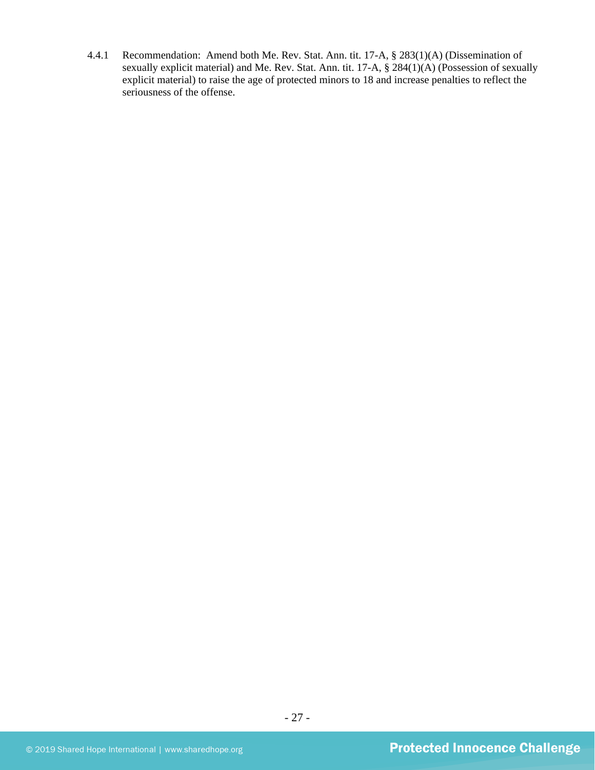4.4.1 Recommendation: Amend both Me. Rev. Stat. Ann. tit. 17-A, § 283(1)(A) (Dissemination of sexually explicit material) and Me. Rev. Stat. Ann. tit. 17-A, § 284(1)(A) (Possession of sexually explicit material) to raise the age of protected minors to 18 and increase penalties to reflect the seriousness of the offense.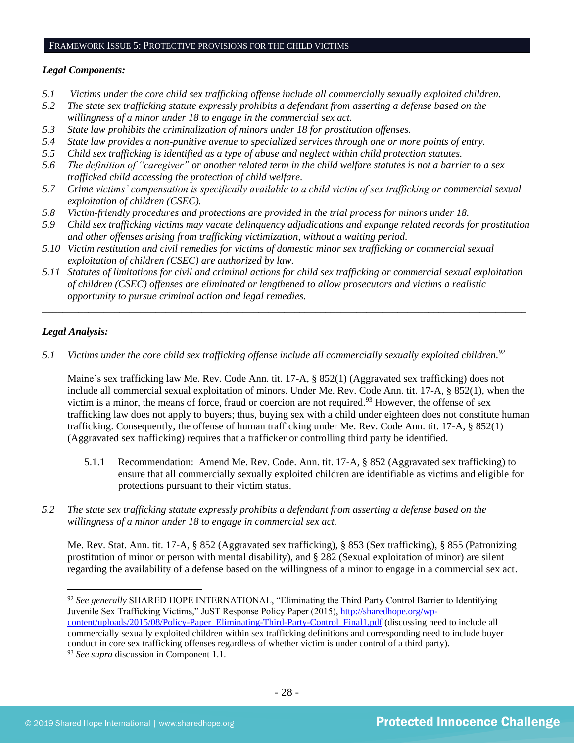## FRAMEWORK ISSUE 5: PROTECTIVE PROVISIONS FOR THE CHILD VICTIMS

***Legal Components:***

*5.1 Victims under the core child sex trafficking offense include all commercially sexually exploited children.*
*5.2 The state sex trafficking statute expressly prohibits a defendant from asserting a defense based on the willingness of a minor under 18 to engage in the commercial sex act.*
*5.3 State law prohibits the criminalization of minors under 18 for prostitution offenses.*
*5.4 State law provides a non-punitive avenue to specialized services through one or more points of entry.*
*5.5 Child sex trafficking is identified as a type of abuse and neglect within child protection statutes.*
*5.6 The definition of "caregiver" or another related term in the child welfare statutes is not a barrier to a sex trafficked child accessing the protection of child welfare.*
*5.7 Crime victims' compensation is specifically available to a child victim of sex trafficking or commercial sexual exploitation of children (CSEC).*
*5.8 Victim-friendly procedures and protections are provided in the trial process for minors under 18.*
*5.9 Child sex trafficking victims may vacate delinquency adjudications and expunge related records for prostitution and other offenses arising from trafficking victimization, without a waiting period.*
*5.10 Victim restitution and civil remedies for victims of domestic minor sex trafficking or commercial sexual exploitation of children (CSEC) are authorized by law.*
*5.11 Statutes of limitations for civil and criminal actions for child sex trafficking or commercial sexual exploitation of children (CSEC) offenses are eliminated or lengthened to allow prosecutors and victims a realistic opportunity to pursue criminal action and legal remedies.*

---

***Legal Analysis:***

*5.1 Victims under the core child sex trafficking offense include all commercially sexually exploited children.*[92]

Maine's sex trafficking law Me. Rev. Code Ann. tit. 17-A, § 852(1) (Aggravated sex trafficking) does not include all commercial sexual exploitation of minors. Under Me. Rev. Code Ann. tit. 17-A, § 852(1), when the victim is a minor, the means of force, fraud or coercion are not required.[93] However, the offense of sex trafficking law does not apply to buyers; thus, buying sex with a child under eighteen does not constitute human trafficking. Consequently, the offense of human trafficking under Me. Rev. Code Ann. tit. 17-A, § 852(1) (Aggravated sex trafficking) requires that a trafficker or controlling third party be identified.

5.1.1 Recommendation: Amend Me. Rev. Code. Ann. tit. 17-A, § 852 (Aggravated sex trafficking) to ensure that all commercially sexually exploited children are identifiable as victims and eligible for protections pursuant to their victim status.

*5.2 The state sex trafficking statute expressly prohibits a defendant from asserting a defense based on the willingness of a minor under 18 to engage in commercial sex act.*

Me. Rev. Stat. Ann. tit. 17-A, § 852 (Aggravated sex trafficking), § 853 (Sex trafficking), § 855 (Patronizing prostitution of minor or person with mental disability), and § 282 (Sexual exploitation of minor) are silent regarding the availability of a defense based on the willingness of a minor to engage in a commercial sex act.

---

[92] *See generally* SHARED HOPE INTERNATIONAL, "Eliminating the Third Party Control Barrier to Identifying Juvenile Sex Trafficking Victims," JuST Response Policy Paper (2015), http://sharedhope.org/wp-content/uploads/2015/08/Policy-Paper_Eliminating-Third-Party-Control_Final1.pdf (discussing need to include all commercially sexually exploited children within sex trafficking definitions and corresponding need to include buyer conduct in core sex trafficking offenses regardless of whether victim is under control of a third party).

[93] *See supra* discussion in Component 1.1.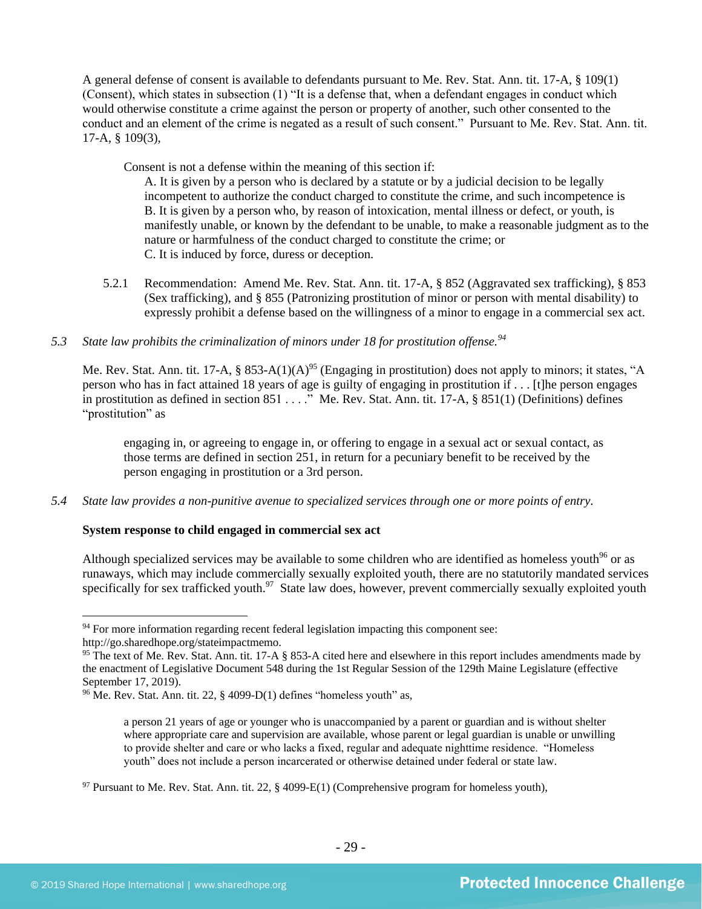A general defense of consent is available to defendants pursuant to Me. Rev. Stat. Ann. tit. 17-A, § 109(1) (Consent), which states in subsection (1) "It is a defense that, when a defendant engages in conduct which would otherwise constitute a crime against the person or property of another, such other consented to the conduct and an element of the crime is negated as a result of such consent." Pursuant to Me. Rev. Stat. Ann. tit. 17-A, § 109(3),

> Consent is not a defense within the meaning of this section if:
>
> A. It is given by a person who is declared by a statute or by a judicial decision to be legally incompetent to authorize the conduct charged to constitute the crime, and such incompetence is
> B. It is given by a person who, by reason of intoxication, mental illness or defect, or youth, is manifestly unable, or known by the defendant to be unable, to make a reasonable judgment as to the nature or harmfulness of the conduct charged to constitute the crime; or
> C. It is induced by force, duress or deception.

5.2.1 Recommendation: Amend Me. Rev. Stat. Ann. tit. 17-A, § 852 (Aggravated sex trafficking), § 853 (Sex trafficking), and § 855 (Patronizing prostitution of minor or person with mental disability) to expressly prohibit a defense based on the willingness of a minor to engage in a commercial sex act.

*5.3 State law prohibits the criminalization of minors under 18 for prostitution offense.*[94]

Me. Rev. Stat. Ann. tit. 17-A, § 853-A(1)(A)[95] (Engaging in prostitution) does not apply to minors; it states, "A person who has in fact attained 18 years of age is guilty of engaging in prostitution if . . . [t]he person engages in prostitution as defined in section 851 . . . ." Me. Rev. Stat. Ann. tit. 17-A, § 851(1) (Definitions) defines "prostitution" as

> engaging in, or agreeing to engage in, or offering to engage in a sexual act or sexual contact, as those terms are defined in section 251, in return for a pecuniary benefit to be received by the person engaging in prostitution or a 3rd person.

*5.4 State law provides a non-punitive avenue to specialized services through one or more points of entry.*

**System response to child engaged in commercial sex act**

Although specialized services may be available to some children who are identified as homeless youth[96] or as runaways, which may include commercially sexually exploited youth, there are no statutorily mandated services specifically for sex trafficked youth.[97] State law does, however, prevent commercially sexually exploited youth

---

[94] For more information regarding recent federal legislation impacting this component see: http://go.sharedhope.org/stateimpactmemo.

[95] The text of Me. Rev. Stat. Ann. tit. 17-A § 853-A cited here and elsewhere in this report includes amendments made by the enactment of Legislative Document 548 during the 1st Regular Session of the 129th Maine Legislature (effective September 17, 2019).

[96] Me. Rev. Stat. Ann. tit. 22, § 4099-D(1) defines "homeless youth" as,

> a person 21 years of age or younger who is unaccompanied by a parent or guardian and is without shelter where appropriate care and supervision are available, whose parent or legal guardian is unable or unwilling to provide shelter and care or who lacks a fixed, regular and adequate nighttime residence. "Homeless youth" does not include a person incarcerated or otherwise detained under federal or state law.

[97] Pursuant to Me. Rev. Stat. Ann. tit. 22, § 4099-E(1) (Comprehensive program for homeless youth),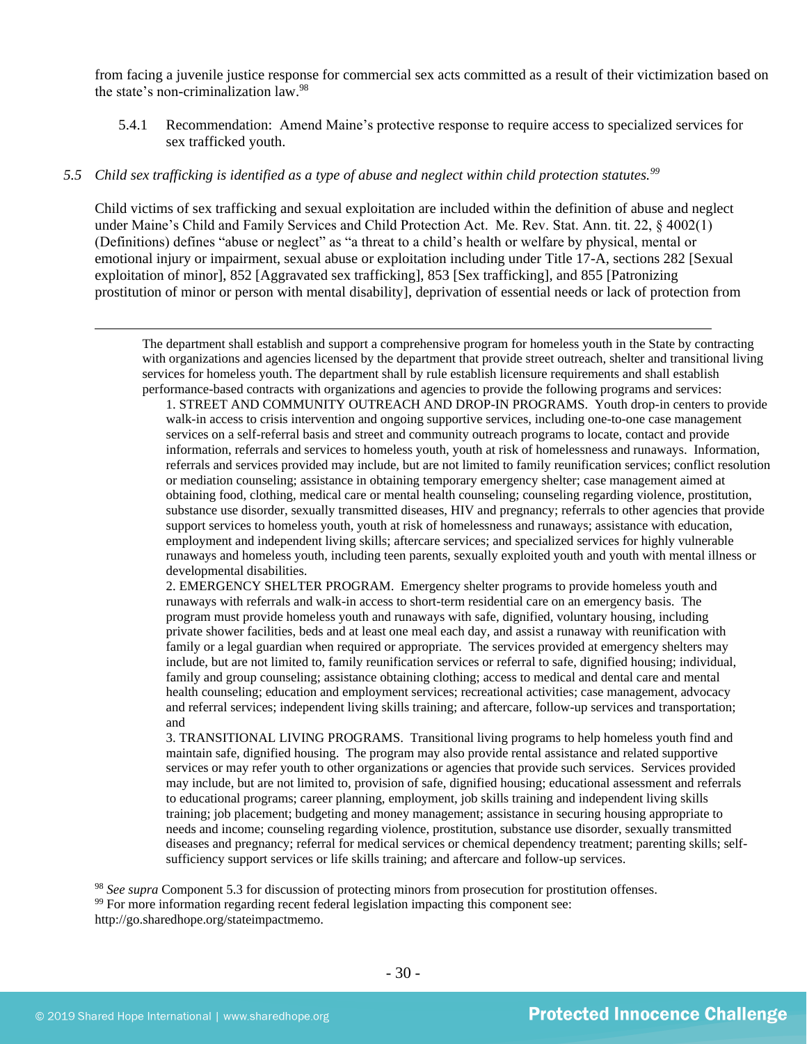from facing a juvenile justice response for commercial sex acts committed as a result of their victimization based on the state's non-criminalization law.[98]

5.4.1 Recommendation: Amend Maine's protective response to require access to specialized services for sex trafficked youth.

*5.5 Child sex trafficking is identified as a type of abuse and neglect within child protection statutes.[99]*

Child victims of sex trafficking and sexual exploitation are included within the definition of abuse and neglect under Maine's Child and Family Services and Child Protection Act. Me. Rev. Stat. Ann. tit. 22, § 4002(1) (Definitions) defines "abuse or neglect" as "a threat to a child's health or welfare by physical, mental or emotional injury or impairment, sexual abuse or exploitation including under Title 17-A, sections 282 [Sexual exploitation of minor], 852 [Aggravated sex trafficking], 853 [Sex trafficking], and 855 [Patronizing prostitution of minor or person with mental disability], deprivation of essential needs or lack of protection from

---

The department shall establish and support a comprehensive program for homeless youth in the State by contracting with organizations and agencies licensed by the department that provide street outreach, shelter and transitional living services for homeless youth. The department shall by rule establish licensure requirements and shall establish performance-based contracts with organizations and agencies to provide the following programs and services:

1. STREET AND COMMUNITY OUTREACH AND DROP-IN PROGRAMS. Youth drop-in centers to provide walk-in access to crisis intervention and ongoing supportive services, including one-to-one case management services on a self-referral basis and street and community outreach programs to locate, contact and provide information, referrals and services to homeless youth, youth at risk of homelessness and runaways. Information, referrals and services provided may include, but are not limited to family reunification services; conflict resolution or mediation counseling; assistance in obtaining temporary emergency shelter; case management aimed at obtaining food, clothing, medical care or mental health counseling; counseling regarding violence, prostitution, substance use disorder, sexually transmitted diseases, HIV and pregnancy; referrals to other agencies that provide support services to homeless youth, youth at risk of homelessness and runaways; assistance with education, employment and independent living skills; aftercare services; and specialized services for highly vulnerable runaways and homeless youth, including teen parents, sexually exploited youth and youth with mental illness or developmental disabilities.

2. EMERGENCY SHELTER PROGRAM. Emergency shelter programs to provide homeless youth and runaways with referrals and walk-in access to short-term residential care on an emergency basis. The program must provide homeless youth and runaways with safe, dignified, voluntary housing, including private shower facilities, beds and at least one meal each day, and assist a runaway with reunification with family or a legal guardian when required or appropriate. The services provided at emergency shelters may include, but are not limited to, family reunification services or referral to safe, dignified housing; individual, family and group counseling; assistance obtaining clothing; access to medical and dental care and mental health counseling; education and employment services; recreational activities; case management, advocacy and referral services; independent living skills training; and aftercare, follow-up services and transportation; and

3. TRANSITIONAL LIVING PROGRAMS. Transitional living programs to help homeless youth find and maintain safe, dignified housing. The program may also provide rental assistance and related supportive services or may refer youth to other organizations or agencies that provide such services. Services provided may include, but are not limited to, provision of safe, dignified housing; educational assessment and referrals to educational programs; career planning, employment, job skills training and independent living skills training; job placement; budgeting and money management; assistance in securing housing appropriate to needs and income; counseling regarding violence, prostitution, substance use disorder, sexually transmitted diseases and pregnancy; referral for medical services or chemical dependency treatment; parenting skills; self-sufficiency support services or life skills training; and aftercare and follow-up services.

[98] *See supra* Component 5.3 for discussion of protecting minors from prosecution for prostitution offenses.

[99] For more information regarding recent federal legislation impacting this component see: http://go.sharedhope.org/stateimpactmemo.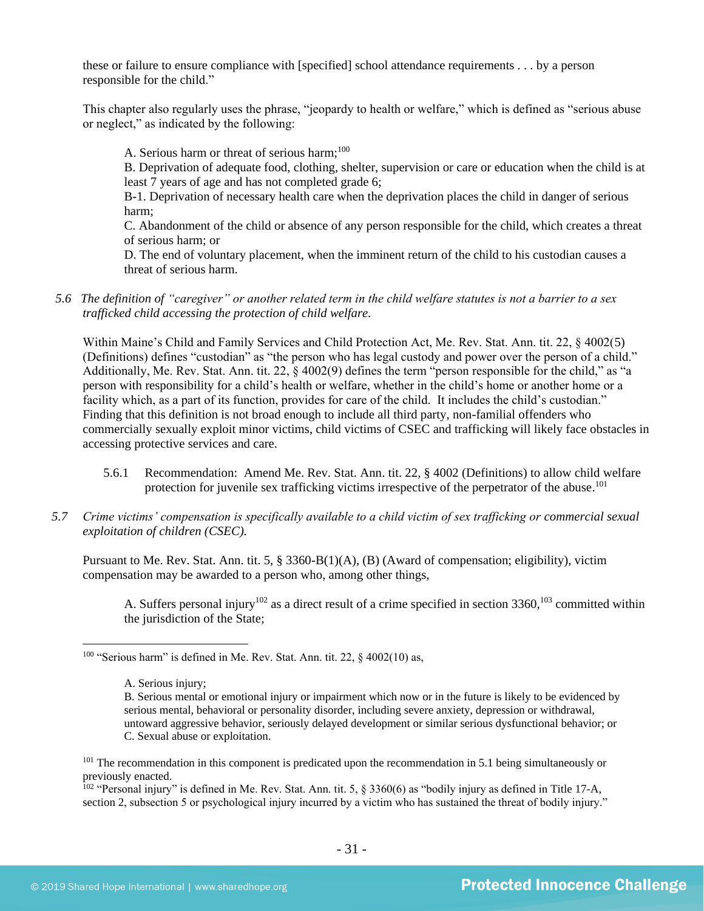these or failure to ensure compliance with [specified] school attendance requirements . . . by a person responsible for the child."

This chapter also regularly uses the phrase, "jeopardy to health or welfare," which is defined as "serious abuse or neglect," as indicated by the following:

> A. Serious harm or threat of serious harm;[100]
> B. Deprivation of adequate food, clothing, shelter, supervision or care or education when the child is at least 7 years of age and has not completed grade 6;
> B-1. Deprivation of necessary health care when the deprivation places the child in danger of serious harm;
> C. Abandonment of the child or absence of any person responsible for the child, which creates a threat of serious harm; or
> D. The end of voluntary placement, when the imminent return of the child to his custodian causes a threat of serious harm.

5.6 *The definition of "caregiver" or another related term in the child welfare statutes is not a barrier to a sex trafficked child accessing the protection of child welfare.*

Within Maine's Child and Family Services and Child Protection Act, Me. Rev. Stat. Ann. tit. 22, § 4002(5) (Definitions) defines "custodian" as "the person who has legal custody and power over the person of a child." Additionally, Me. Rev. Stat. Ann. tit. 22, § 4002(9) defines the term "person responsible for the child," as "a person with responsibility for a child's health or welfare, whether in the child's home or another home or a facility which, as a part of its function, provides for care of the child. It includes the child's custodian." Finding that this definition is not broad enough to include all third party, non-familial offenders who commercially sexually exploit minor victims, child victims of CSEC and trafficking will likely face obstacles in accessing protective services and care.

5.6.1 Recommendation: Amend Me. Rev. Stat. Ann. tit. 22, § 4002 (Definitions) to allow child welfare protection for juvenile sex trafficking victims irrespective of the perpetrator of the abuse.[101]

5.7 *Crime victims' compensation is specifically available to a child victim of sex trafficking or commercial sexual exploitation of children (CSEC).*

Pursuant to Me. Rev. Stat. Ann. tit. 5, § 3360-B(1)(A), (B) (Award of compensation; eligibility), victim compensation may be awarded to a person who, among other things,

> A. Suffers personal injury[102] as a direct result of a crime specified in section 3360,[103] committed within the jurisdiction of the State;

---

[100] "Serious harm" is defined in Me. Rev. Stat. Ann. tit. 22, § 4002(10) as,

> A. Serious injury;
> B. Serious mental or emotional injury or impairment which now or in the future is likely to be evidenced by serious mental, behavioral or personality disorder, including severe anxiety, depression or withdrawal, untoward aggressive behavior, seriously delayed development or similar serious dysfunctional behavior; or
> C. Sexual abuse or exploitation.

[101] The recommendation in this component is predicated upon the recommendation in 5.1 being simultaneously or previously enacted.

[102] "Personal injury" is defined in Me. Rev. Stat. Ann. tit. 5, § 3360(6) as "bodily injury as defined in Title 17-A, section 2, subsection 5 or psychological injury incurred by a victim who has sustained the threat of bodily injury."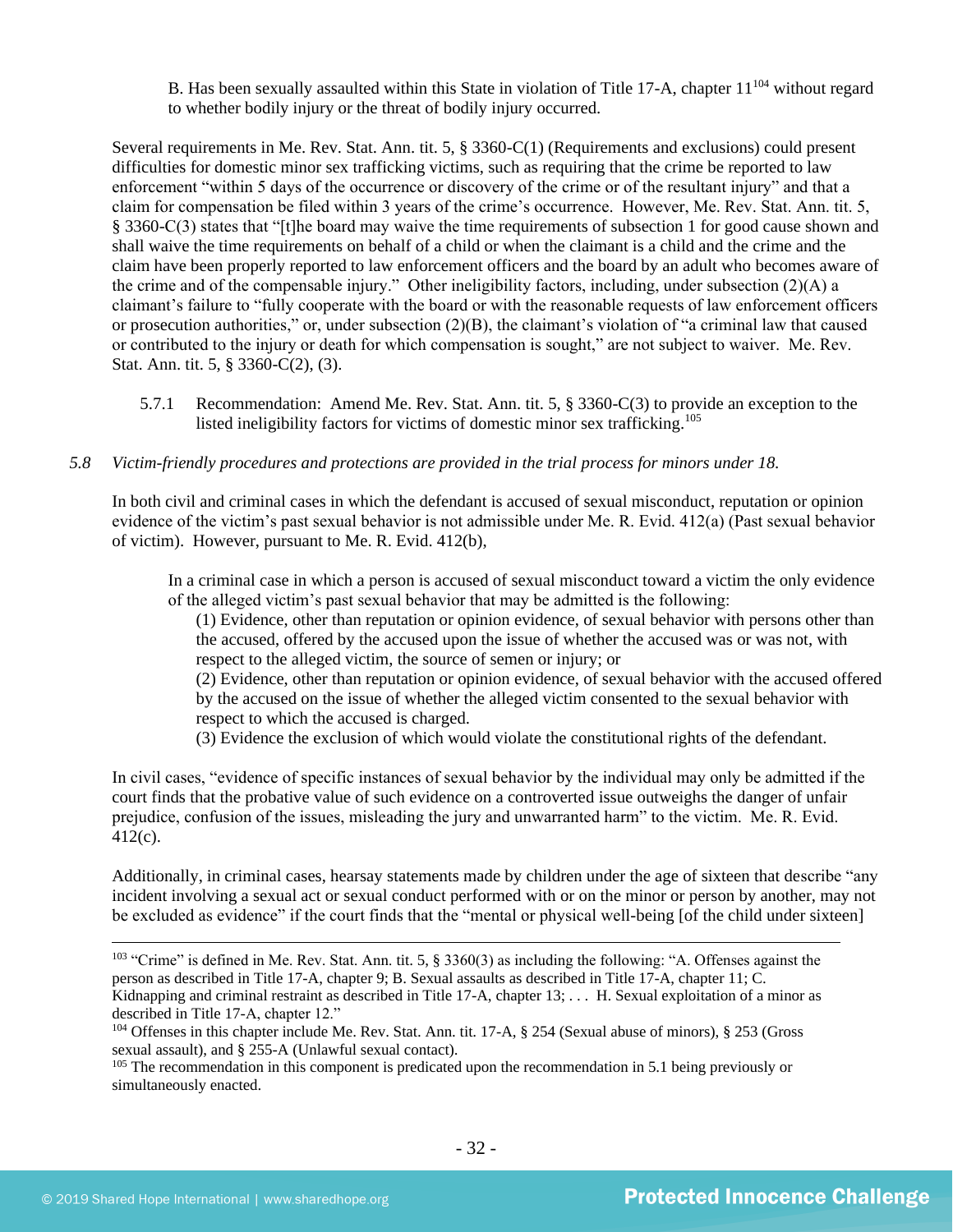B. Has been sexually assaulted within this State in violation of Title 17-A, chapter 11[104] without regard to whether bodily injury or the threat of bodily injury occurred.

Several requirements in Me. Rev. Stat. Ann. tit. 5, § 3360-C(1) (Requirements and exclusions) could present difficulties for domestic minor sex trafficking victims, such as requiring that the crime be reported to law enforcement "within 5 days of the occurrence or discovery of the crime or of the resultant injury" and that a claim for compensation be filed within 3 years of the crime's occurrence. However, Me. Rev. Stat. Ann. tit. 5, § 3360-C(3) states that "[t]he board may waive the time requirements of subsection 1 for good cause shown and shall waive the time requirements on behalf of a child or when the claimant is a child and the crime and the claim have been properly reported to law enforcement officers and the board by an adult who becomes aware of the crime and of the compensable injury." Other ineligibility factors, including, under subsection (2)(A) a claimant's failure to "fully cooperate with the board or with the reasonable requests of law enforcement officers or prosecution authorities," or, under subsection (2)(B), the claimant's violation of "a criminal law that caused or contributed to the injury or death for which compensation is sought," are not subject to waiver. Me. Rev. Stat. Ann. tit. 5, § 3360-C(2), (3).

5.7.1 Recommendation: Amend Me. Rev. Stat. Ann. tit. 5, § 3360-C(3) to provide an exception to the listed ineligibility factors for victims of domestic minor sex trafficking.[105]

*5.8 Victim-friendly procedures and protections are provided in the trial process for minors under 18.*

In both civil and criminal cases in which the defendant is accused of sexual misconduct, reputation or opinion evidence of the victim's past sexual behavior is not admissible under Me. R. Evid. 412(a) (Past sexual behavior of victim). However, pursuant to Me. R. Evid. 412(b),

> In a criminal case in which a person is accused of sexual misconduct toward a victim the only evidence of the alleged victim's past sexual behavior that may be admitted is the following:
> (1) Evidence, other than reputation or opinion evidence, of sexual behavior with persons other than the accused, offered by the accused upon the issue of whether the accused was or was not, with respect to the alleged victim, the source of semen or injury; or
> (2) Evidence, other than reputation or opinion evidence, of sexual behavior with the accused offered by the accused on the issue of whether the alleged victim consented to the sexual behavior with respect to which the accused is charged.
> (3) Evidence the exclusion of which would violate the constitutional rights of the defendant.

In civil cases, "evidence of specific instances of sexual behavior by the individual may only be admitted if the court finds that the probative value of such evidence on a controverted issue outweighs the danger of unfair prejudice, confusion of the issues, misleading the jury and unwarranted harm" to the victim. Me. R. Evid. 412(c).

Additionally, in criminal cases, hearsay statements made by children under the age of sixteen that describe "any incident involving a sexual act or sexual conduct performed with or on the minor or person by another, may not be excluded as evidence" if the court finds that the "mental or physical well-being [of the child under sixteen]

---

[103] "Crime" is defined in Me. Rev. Stat. Ann. tit. 5, § 3360(3) as including the following: "A. Offenses against the person as described in Title 17-A, chapter 9; B. Sexual assaults as described in Title 17-A, chapter 11; C. Kidnapping and criminal restraint as described in Title 17-A, chapter 13; . . . H. Sexual exploitation of a minor as described in Title 17-A, chapter 12."

[104] Offenses in this chapter include Me. Rev. Stat. Ann. tit. 17-A, § 254 (Sexual abuse of minors), § 253 (Gross sexual assault), and § 255-A (Unlawful sexual contact).

[105] The recommendation in this component is predicated upon the recommendation in 5.1 being previously or simultaneously enacted.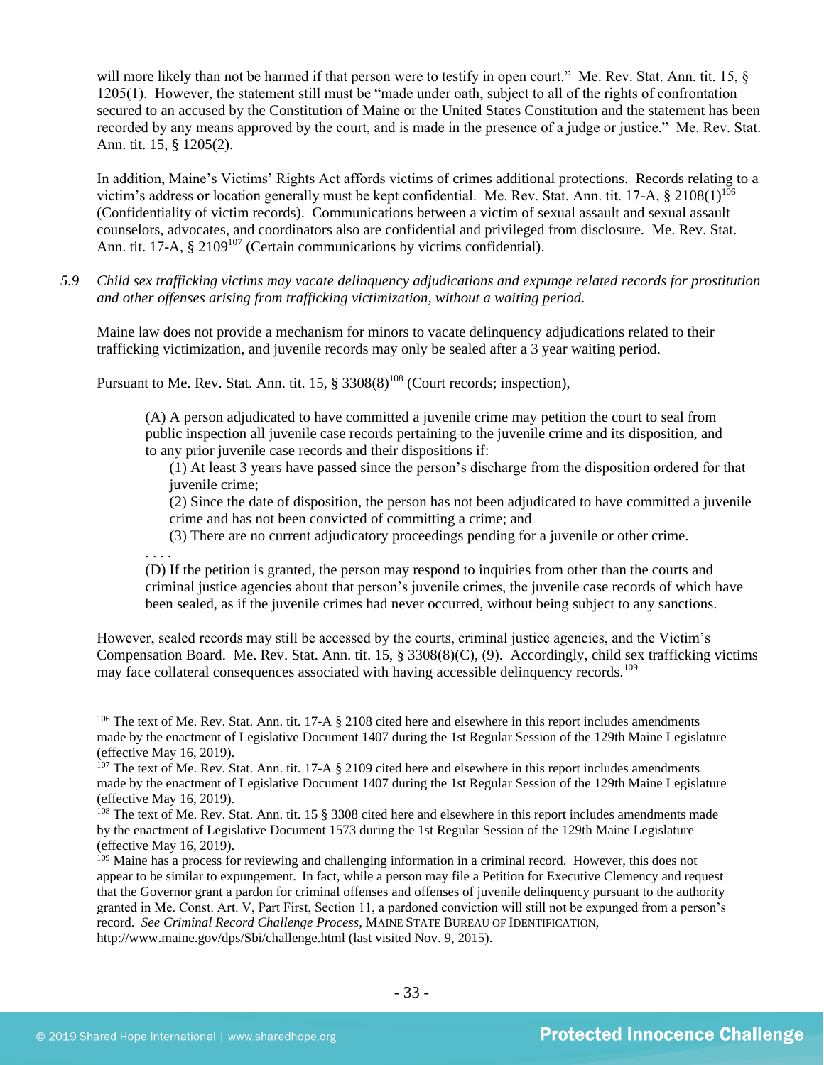will more likely than not be harmed if that person were to testify in open court." Me. Rev. Stat. Ann. tit. 15, § 1205(1). However, the statement still must be "made under oath, subject to all of the rights of confrontation secured to an accused by the Constitution of Maine or the United States Constitution and the statement has been recorded by any means approved by the court, and is made in the presence of a judge or justice." Me. Rev. Stat. Ann. tit. 15, § 1205(2).

In addition, Maine's Victims' Rights Act affords victims of crimes additional protections. Records relating to a victim's address or location generally must be kept confidential. Me. Rev. Stat. Ann. tit. 17-A, § 2108(1)[106] (Confidentiality of victim records). Communications between a victim of sexual assault and sexual assault counselors, advocates, and coordinators also are confidential and privileged from disclosure. Me. Rev. Stat. Ann. tit. 17-A, § 2109[107] (Certain communications by victims confidential).

5.9 *Child sex trafficking victims may vacate delinquency adjudications and expunge related records for prostitution and other offenses arising from trafficking victimization, without a waiting period.*

Maine law does not provide a mechanism for minors to vacate delinquency adjudications related to their trafficking victimization, and juvenile records may only be sealed after a 3 year waiting period.

Pursuant to Me. Rev. Stat. Ann. tit. 15, § 3308(8)[108] (Court records; inspection),

> (A) A person adjudicated to have committed a juvenile crime may petition the court to seal from public inspection all juvenile case records pertaining to the juvenile crime and its disposition, and to any prior juvenile case records and their dispositions if:
>
> (1) At least 3 years have passed since the person's discharge from the disposition ordered for that juvenile crime;
>
> (2) Since the date of disposition, the person has not been adjudicated to have committed a juvenile crime and has not been convicted of committing a crime; and
>
> (3) There are no current adjudicatory proceedings pending for a juvenile or other crime.
>
> . . . .
>
> (D) If the petition is granted, the person may respond to inquiries from other than the courts and criminal justice agencies about that person's juvenile crimes, the juvenile case records of which have been sealed, as if the juvenile crimes had never occurred, without being subject to any sanctions.

However, sealed records may still be accessed by the courts, criminal justice agencies, and the Victim's Compensation Board. Me. Rev. Stat. Ann. tit. 15, § 3308(8)(C), (9). Accordingly, child sex trafficking victims may face collateral consequences associated with having accessible delinquency records.[109]

---

[106] The text of Me. Rev. Stat. Ann. tit. 17-A § 2108 cited here and elsewhere in this report includes amendments made by the enactment of Legislative Document 1407 during the 1st Regular Session of the 129th Maine Legislature (effective May 16, 2019).

[107] The text of Me. Rev. Stat. Ann. tit. 17-A § 2109 cited here and elsewhere in this report includes amendments made by the enactment of Legislative Document 1407 during the 1st Regular Session of the 129th Maine Legislature (effective May 16, 2019).

[108] The text of Me. Rev. Stat. Ann. tit. 15 § 3308 cited here and elsewhere in this report includes amendments made by the enactment of Legislative Document 1573 during the 1st Regular Session of the 129th Maine Legislature (effective May 16, 2019).

[109] Maine has a process for reviewing and challenging information in a criminal record. However, this does not appear to be similar to expungement. In fact, while a person may file a Petition for Executive Clemency and request that the Governor grant a pardon for criminal offenses and offenses of juvenile delinquency pursuant to the authority granted in Me. Const. Art. V, Part First, Section 11, a pardoned conviction will still not be expunged from a person's record. *See Criminal Record Challenge Process*, MAINE STATE BUREAU OF IDENTIFICATION, http://www.maine.gov/dps/Sbi/challenge.html (last visited Nov. 9, 2015).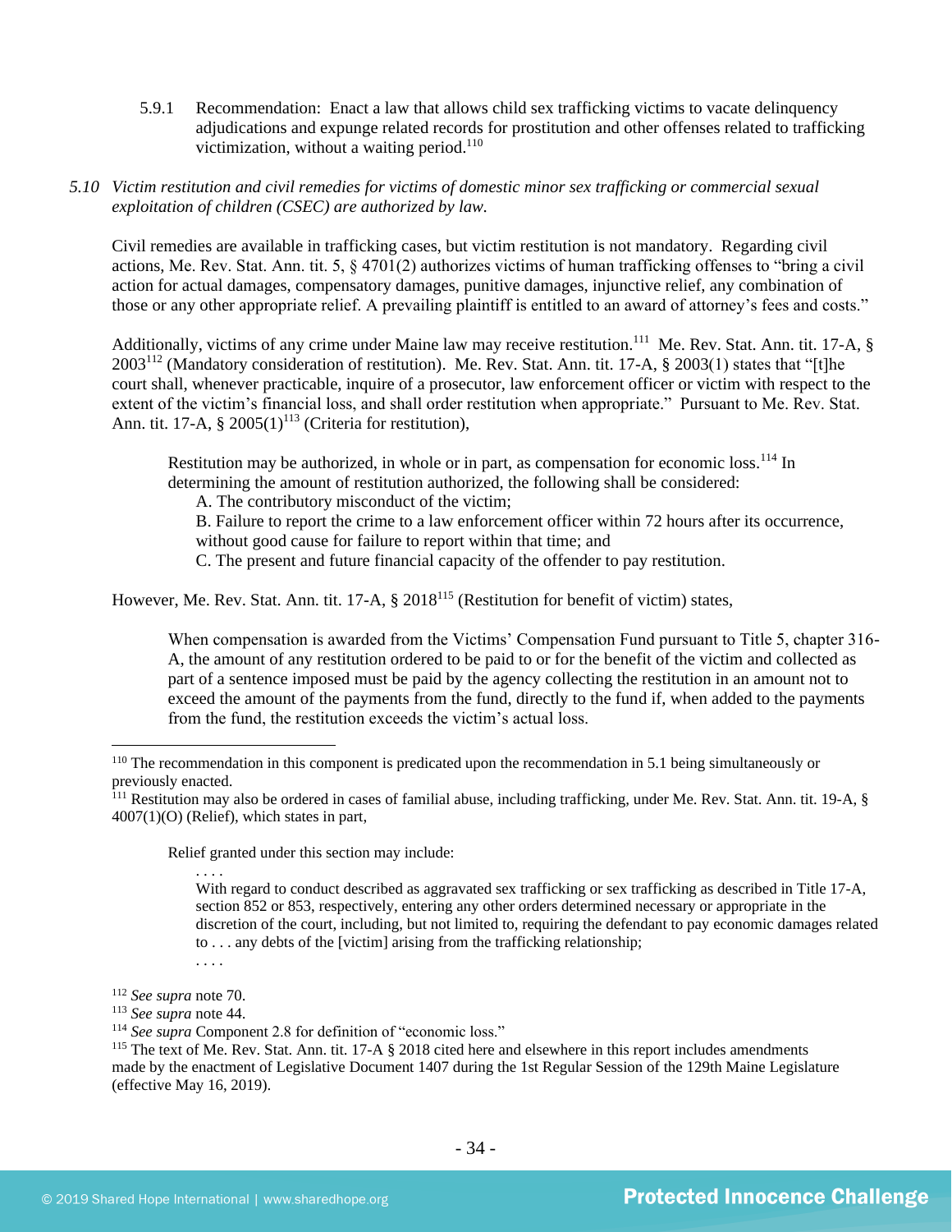5.9.1 Recommendation: Enact a law that allows child sex trafficking victims to vacate delinquency adjudications and expunge related records for prostitution and other offenses related to trafficking victimization, without a waiting period.[110]

*5.10 Victim restitution and civil remedies for victims of domestic minor sex trafficking or commercial sexual exploitation of children (CSEC) are authorized by law.*

Civil remedies are available in trafficking cases, but victim restitution is not mandatory. Regarding civil actions, Me. Rev. Stat. Ann. tit. 5, § 4701(2) authorizes victims of human trafficking offenses to "bring a civil action for actual damages, compensatory damages, punitive damages, injunctive relief, any combination of those or any other appropriate relief. A prevailing plaintiff is entitled to an award of attorney's fees and costs."

Additionally, victims of any crime under Maine law may receive restitution.[111] Me. Rev. Stat. Ann. tit. 17-A, § 2003[112] (Mandatory consideration of restitution). Me. Rev. Stat. Ann. tit. 17-A, § 2003(1) states that "[t]he court shall, whenever practicable, inquire of a prosecutor, law enforcement officer or victim with respect to the extent of the victim's financial loss, and shall order restitution when appropriate." Pursuant to Me. Rev. Stat. Ann. tit. 17-A, § 2005(1)[113] (Criteria for restitution),

> Restitution may be authorized, in whole or in part, as compensation for economic loss.[114] In determining the amount of restitution authorized, the following shall be considered:
> A. The contributory misconduct of the victim;
> B. Failure to report the crime to a law enforcement officer within 72 hours after its occurrence, without good cause for failure to report within that time; and
> C. The present and future financial capacity of the offender to pay restitution.

However, Me. Rev. Stat. Ann. tit. 17-A, § 2018[115] (Restitution for benefit of victim) states,

> When compensation is awarded from the Victims' Compensation Fund pursuant to Title 5, chapter 316-A, the amount of any restitution ordered to be paid to or for the benefit of the victim and collected as part of a sentence imposed must be paid by the agency collecting the restitution in an amount not to exceed the amount of the payments from the fund, directly to the fund if, when added to the payments from the fund, the restitution exceeds the victim's actual loss.

---

[110] The recommendation in this component is predicated upon the recommendation in 5.1 being simultaneously or previously enacted.

[111] Restitution may also be ordered in cases of familial abuse, including trafficking, under Me. Rev. Stat. Ann. tit. 19-A, § 4007(1)(O) (Relief), which states in part,

> Relief granted under this section may include:
> . . . .
> With regard to conduct described as aggravated sex trafficking or sex trafficking as described in Title 17-A, section 852 or 853, respectively, entering any other orders determined necessary or appropriate in the discretion of the court, including, but not limited to, requiring the defendant to pay economic damages related to . . . any debts of the [victim] arising from the trafficking relationship;
> . . . .

[112] *See supra* note 70.

[113] *See supra* note 44.

[114] *See supra* Component 2.8 for definition of "economic loss."

[115] The text of Me. Rev. Stat. Ann. tit. 17-A § 2018 cited here and elsewhere in this report includes amendments made by the enactment of Legislative Document 1407 during the 1st Regular Session of the 129th Maine Legislature (effective May 16, 2019).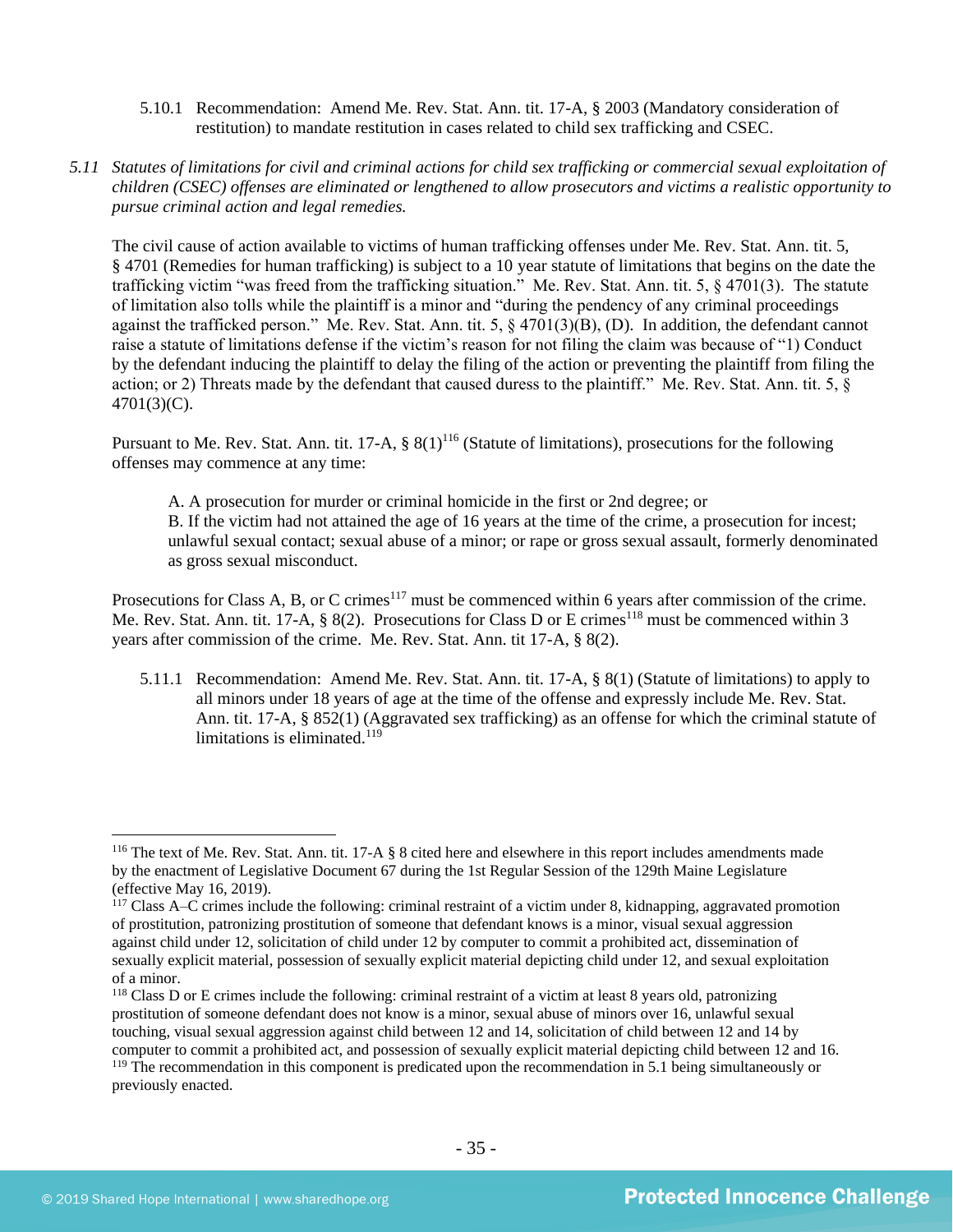5.10.1 Recommendation: Amend Me. Rev. Stat. Ann. tit. 17-A, § 2003 (Mandatory consideration of restitution) to mandate restitution in cases related to child sex trafficking and CSEC.

*5.11 Statutes of limitations for civil and criminal actions for child sex trafficking or commercial sexual exploitation of children (CSEC) offenses are eliminated or lengthened to allow prosecutors and victims a realistic opportunity to pursue criminal action and legal remedies.*

The civil cause of action available to victims of human trafficking offenses under Me. Rev. Stat. Ann. tit. 5, § 4701 (Remedies for human trafficking) is subject to a 10 year statute of limitations that begins on the date the trafficking victim "was freed from the trafficking situation." Me. Rev. Stat. Ann. tit. 5, § 4701(3). The statute of limitation also tolls while the plaintiff is a minor and "during the pendency of any criminal proceedings against the trafficked person." Me. Rev. Stat. Ann. tit. 5, § 4701(3)(B), (D). In addition, the defendant cannot raise a statute of limitations defense if the victim's reason for not filing the claim was because of "1) Conduct by the defendant inducing the plaintiff to delay the filing of the action or preventing the plaintiff from filing the action; or 2) Threats made by the defendant that caused duress to the plaintiff." Me. Rev. Stat. Ann. tit. 5, § 4701(3)(C).

Pursuant to Me. Rev. Stat. Ann. tit. 17-A, § 8(1)[116] (Statute of limitations), prosecutions for the following offenses may commence at any time:

> A. A prosecution for murder or criminal homicide in the first or 2nd degree; or
> B. If the victim had not attained the age of 16 years at the time of the crime, a prosecution for incest; unlawful sexual contact; sexual abuse of a minor; or rape or gross sexual assault, formerly denominated as gross sexual misconduct.

Prosecutions for Class A, B, or C crimes[117] must be commenced within 6 years after commission of the crime. Me. Rev. Stat. Ann. tit. 17-A, § 8(2). Prosecutions for Class D or E crimes[118] must be commenced within 3 years after commission of the crime. Me. Rev. Stat. Ann. tit 17-A, § 8(2).

5.11.1 Recommendation: Amend Me. Rev. Stat. Ann. tit. 17-A, § 8(1) (Statute of limitations) to apply to all minors under 18 years of age at the time of the offense and expressly include Me. Rev. Stat. Ann. tit. 17-A, § 852(1) (Aggravated sex trafficking) as an offense for which the criminal statute of limitations is eliminated.[119]

---

[116] The text of Me. Rev. Stat. Ann. tit. 17-A § 8 cited here and elsewhere in this report includes amendments made by the enactment of Legislative Document 67 during the 1st Regular Session of the 129th Maine Legislature (effective May 16, 2019).

[117] Class A–C crimes include the following: criminal restraint of a victim under 8, kidnapping, aggravated promotion of prostitution, patronizing prostitution of someone that defendant knows is a minor, visual sexual aggression against child under 12, solicitation of child under 12 by computer to commit a prohibited act, dissemination of sexually explicit material, possession of sexually explicit material depicting child under 12, and sexual exploitation of a minor.

[118] Class D or E crimes include the following: criminal restraint of a victim at least 8 years old, patronizing prostitution of someone defendant does not know is a minor, sexual abuse of minors over 16, unlawful sexual touching, visual sexual aggression against child between 12 and 14, solicitation of child between 12 and 14 by computer to commit a prohibited act, and possession of sexually explicit material depicting child between 12 and 16.

[119] The recommendation in this component is predicated upon the recommendation in 5.1 being simultaneously or previously enacted.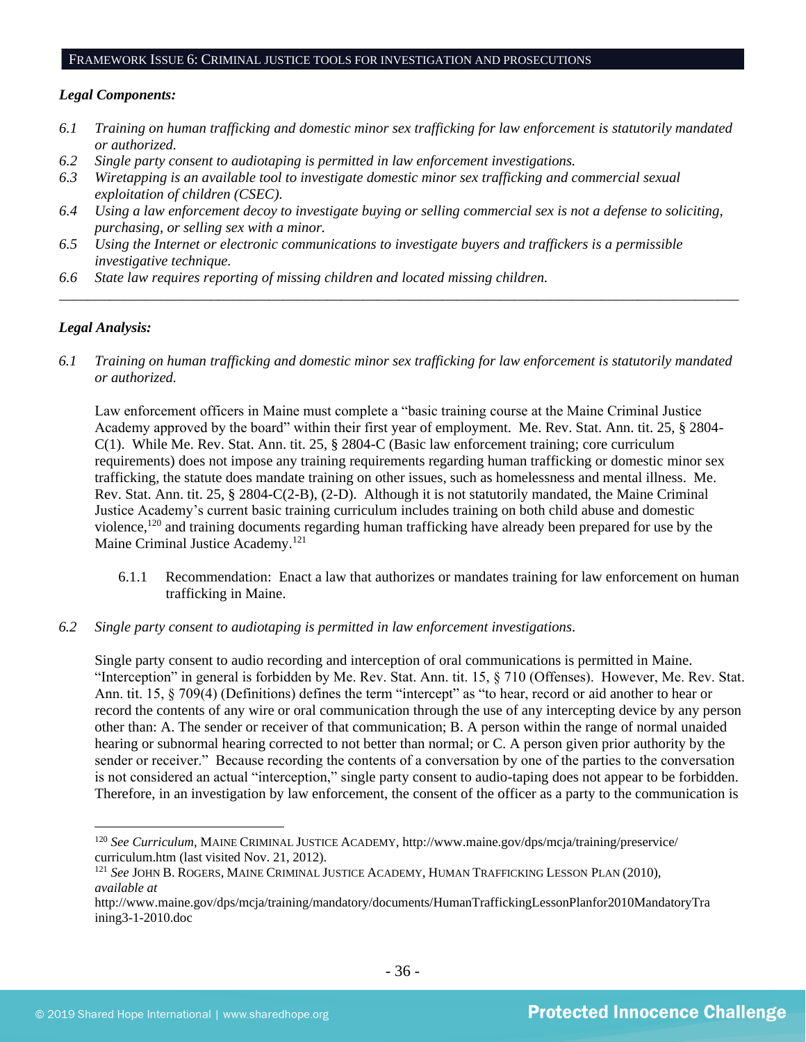## FRAMEWORK ISSUE 6: CRIMINAL JUSTICE TOOLS FOR INVESTIGATION AND PROSECUTIONS

***Legal Components:***

*6.1 Training on human trafficking and domestic minor sex trafficking for law enforcement is statutorily mandated or authorized.*
*6.2 Single party consent to audiotaping is permitted in law enforcement investigations.*
*6.3 Wiretapping is an available tool to investigate domestic minor sex trafficking and commercial sexual exploitation of children (CSEC).*
*6.4 Using a law enforcement decoy to investigate buying or selling commercial sex is not a defense to soliciting, purchasing, or selling sex with a minor.*
*6.5 Using the Internet or electronic communications to investigate buyers and traffickers is a permissible investigative technique.*
*6.6 State law requires reporting of missing children and located missing children.*

---

***Legal Analysis:***

*6.1 Training on human trafficking and domestic minor sex trafficking for law enforcement is statutorily mandated or authorized.*

Law enforcement officers in Maine must complete a "basic training course at the Maine Criminal Justice Academy approved by the board" within their first year of employment. Me. Rev. Stat. Ann. tit. 25, § 2804-C(1). While Me. Rev. Stat. Ann. tit. 25, § 2804-C (Basic law enforcement training; core curriculum requirements) does not impose any training requirements regarding human trafficking or domestic minor sex trafficking, the statute does mandate training on other issues, such as homelessness and mental illness. Me. Rev. Stat. Ann. tit. 25, § 2804-C(2-B), (2-D). Although it is not statutorily mandated, the Maine Criminal Justice Academy's current basic training curriculum includes training on both child abuse and domestic violence,[120] and training documents regarding human trafficking have already been prepared for use by the Maine Criminal Justice Academy.[121]

6.1.1 Recommendation: Enact a law that authorizes or mandates training for law enforcement on human trafficking in Maine.

*6.2 Single party consent to audiotaping is permitted in law enforcement investigations.*

Single party consent to audio recording and interception of oral communications is permitted in Maine. "Interception" in general is forbidden by Me. Rev. Stat. Ann. tit. 15, § 710 (Offenses). However, Me. Rev. Stat. Ann. tit. 15, § 709(4) (Definitions) defines the term "intercept" as "to hear, record or aid another to hear or record the contents of any wire or oral communication through the use of any intercepting device by any person other than: A. The sender or receiver of that communication; B. A person within the range of normal unaided hearing or subnormal hearing corrected to not better than normal; or C. A person given prior authority by the sender or receiver." Because recording the contents of a conversation by one of the parties to the conversation is not considered an actual "interception," single party consent to audio-taping does not appear to be forbidden. Therefore, in an investigation by law enforcement, the consent of the officer as a party to the communication is

---

[120] *See Curriculum*, MAINE CRIMINAL JUSTICE ACADEMY, http://www.maine.gov/dps/mcja/training/preservice/curriculum.htm (last visited Nov. 21, 2012).

[121] *See* JOHN B. ROGERS, MAINE CRIMINAL JUSTICE ACADEMY, HUMAN TRAFFICKING LESSON PLAN (2010), *available at* http://www.maine.gov/dps/mcja/training/mandatory/documents/HumanTraffickingLessonPlanfor2010MandatoryTraining3-1-2010.doc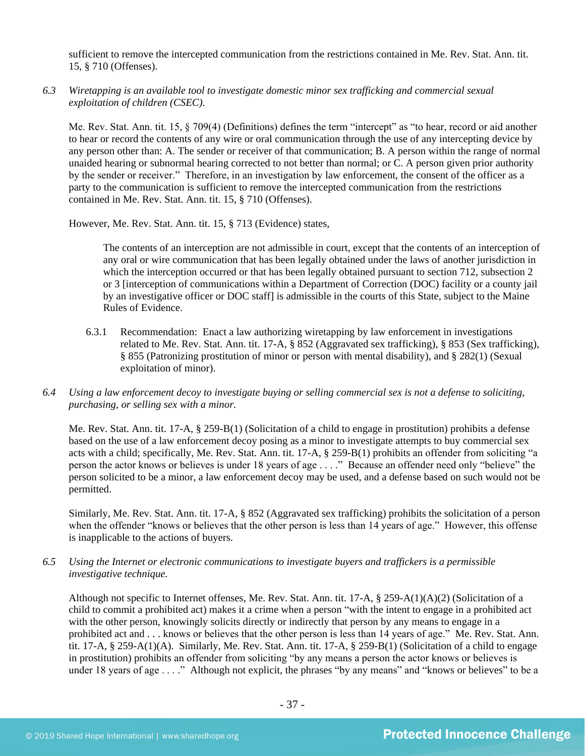sufficient to remove the intercepted communication from the restrictions contained in Me. Rev. Stat. Ann. tit. 15, § 710 (Offenses).

*6.3 Wiretapping is an available tool to investigate domestic minor sex trafficking and commercial sexual exploitation of children (CSEC).*

Me. Rev. Stat. Ann. tit. 15, § 709(4) (Definitions) defines the term "intercept" as "to hear, record or aid another to hear or record the contents of any wire or oral communication through the use of any intercepting device by any person other than: A. The sender or receiver of that communication; B. A person within the range of normal unaided hearing or subnormal hearing corrected to not better than normal; or C. A person given prior authority by the sender or receiver." Therefore, in an investigation by law enforcement, the consent of the officer as a party to the communication is sufficient to remove the intercepted communication from the restrictions contained in Me. Rev. Stat. Ann. tit. 15, § 710 (Offenses).

However, Me. Rev. Stat. Ann. tit. 15, § 713 (Evidence) states,

> The contents of an interception are not admissible in court, except that the contents of an interception of any oral or wire communication that has been legally obtained under the laws of another jurisdiction in which the interception occurred or that has been legally obtained pursuant to section 712, subsection 2 or 3 [interception of communications within a Department of Correction (DOC) facility or a county jail by an investigative officer or DOC staff] is admissible in the courts of this State, subject to the Maine Rules of Evidence.

6.3.1 Recommendation: Enact a law authorizing wiretapping by law enforcement in investigations related to Me. Rev. Stat. Ann. tit. 17-A, § 852 (Aggravated sex trafficking), § 853 (Sex trafficking), § 855 (Patronizing prostitution of minor or person with mental disability), and § 282(1) (Sexual exploitation of minor).

*6.4 Using a law enforcement decoy to investigate buying or selling commercial sex is not a defense to soliciting, purchasing, or selling sex with a minor.*

Me. Rev. Stat. Ann. tit. 17-A, § 259-B(1) (Solicitation of a child to engage in prostitution) prohibits a defense based on the use of a law enforcement decoy posing as a minor to investigate attempts to buy commercial sex acts with a child; specifically, Me. Rev. Stat. Ann. tit. 17-A, § 259-B(1) prohibits an offender from soliciting "a person the actor knows or believes is under 18 years of age . . . ." Because an offender need only "believe" the person solicited to be a minor, a law enforcement decoy may be used, and a defense based on such would not be permitted.

Similarly, Me. Rev. Stat. Ann. tit. 17-A, § 852 (Aggravated sex trafficking) prohibits the solicitation of a person when the offender "knows or believes that the other person is less than 14 years of age." However, this offense is inapplicable to the actions of buyers.

*6.5 Using the Internet or electronic communications to investigate buyers and traffickers is a permissible investigative technique.*

Although not specific to Internet offenses, Me. Rev. Stat. Ann. tit. 17-A, § 259-A(1)(A)(2) (Solicitation of a child to commit a prohibited act) makes it a crime when a person "with the intent to engage in a prohibited act with the other person, knowingly solicits directly or indirectly that person by any means to engage in a prohibited act and . . . knows or believes that the other person is less than 14 years of age." Me. Rev. Stat. Ann. tit. 17-A, § 259-A(1)(A). Similarly, Me. Rev. Stat. Ann. tit. 17-A, § 259-B(1) (Solicitation of a child to engage in prostitution) prohibits an offender from soliciting "by any means a person the actor knows or believes is under 18 years of age . . . ." Although not explicit, the phrases "by any means" and "knows or believes" to be a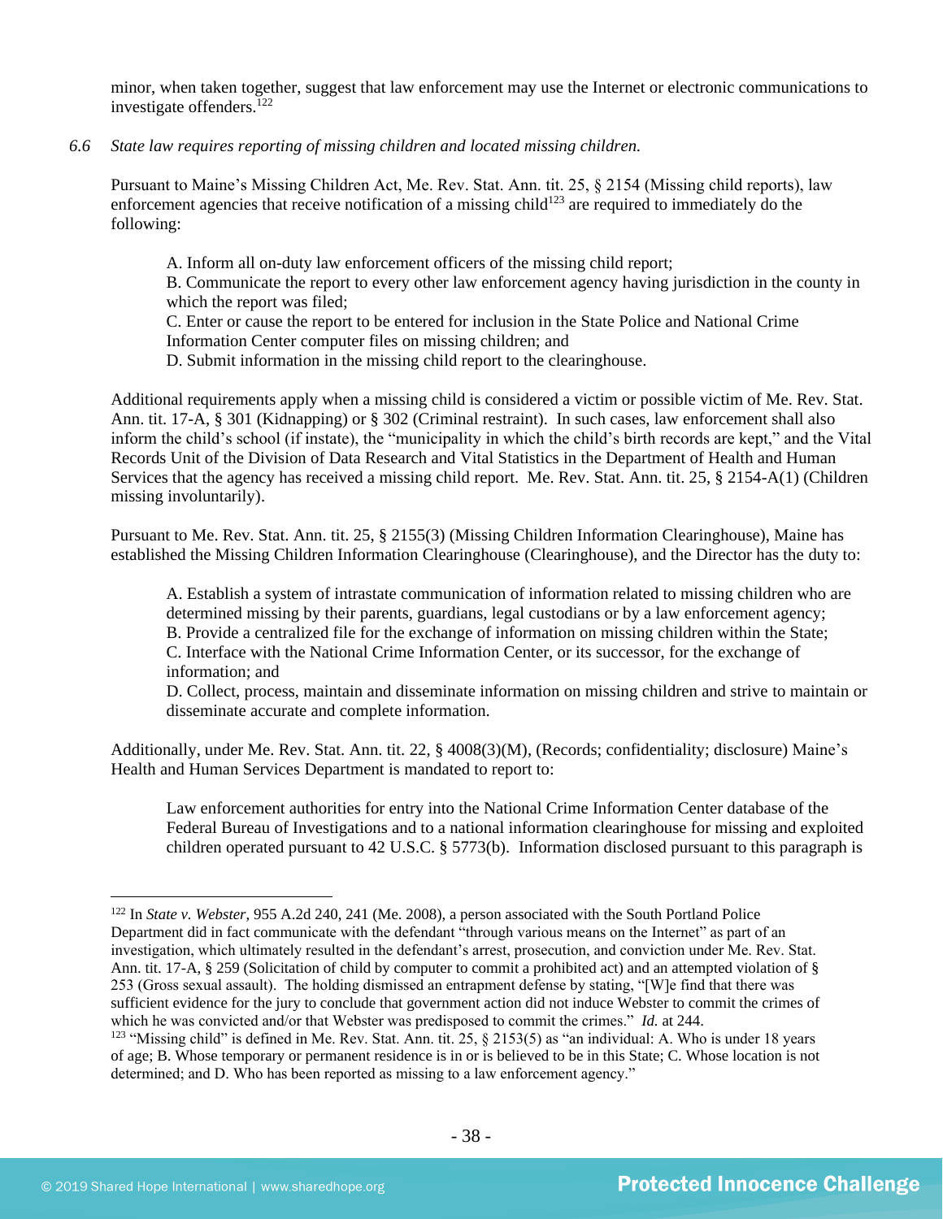minor, when taken together, suggest that law enforcement may use the Internet or electronic communications to investigate offenders.[122]

*6.6 State law requires reporting of missing children and located missing children.*

Pursuant to Maine's Missing Children Act, Me. Rev. Stat. Ann. tit. 25, § 2154 (Missing child reports), law enforcement agencies that receive notification of a missing child[123] are required to immediately do the following:

> A. Inform all on-duty law enforcement officers of the missing child report;
> B. Communicate the report to every other law enforcement agency having jurisdiction in the county in which the report was filed;
> C. Enter or cause the report to be entered for inclusion in the State Police and National Crime Information Center computer files on missing children; and
> D. Submit information in the missing child report to the clearinghouse.

Additional requirements apply when a missing child is considered a victim or possible victim of Me. Rev. Stat. Ann. tit. 17-A, § 301 (Kidnapping) or § 302 (Criminal restraint). In such cases, law enforcement shall also inform the child's school (if instate), the "municipality in which the child's birth records are kept," and the Vital Records Unit of the Division of Data Research and Vital Statistics in the Department of Health and Human Services that the agency has received a missing child report. Me. Rev. Stat. Ann. tit. 25, § 2154-A(1) (Children missing involuntarily).

Pursuant to Me. Rev. Stat. Ann. tit. 25, § 2155(3) (Missing Children Information Clearinghouse), Maine has established the Missing Children Information Clearinghouse (Clearinghouse), and the Director has the duty to:

> A. Establish a system of intrastate communication of information related to missing children who are determined missing by their parents, guardians, legal custodians or by a law enforcement agency;
> B. Provide a centralized file for the exchange of information on missing children within the State;
> C. Interface with the National Crime Information Center, or its successor, for the exchange of information; and
> D. Collect, process, maintain and disseminate information on missing children and strive to maintain or disseminate accurate and complete information.

Additionally, under Me. Rev. Stat. Ann. tit. 22, § 4008(3)(M), (Records; confidentiality; disclosure) Maine's Health and Human Services Department is mandated to report to:

> Law enforcement authorities for entry into the National Crime Information Center database of the Federal Bureau of Investigations and to a national information clearinghouse for missing and exploited children operated pursuant to 42 U.S.C. § 5773(b). Information disclosed pursuant to this paragraph is

---

[122] In *State v. Webster*, 955 A.2d 240, 241 (Me. 2008), a person associated with the South Portland Police Department did in fact communicate with the defendant "through various means on the Internet" as part of an investigation, which ultimately resulted in the defendant's arrest, prosecution, and conviction under Me. Rev. Stat. Ann. tit. 17-A, § 259 (Solicitation of child by computer to commit a prohibited act) and an attempted violation of § 253 (Gross sexual assault). The holding dismissed an entrapment defense by stating, "[W]e find that there was sufficient evidence for the jury to conclude that government action did not induce Webster to commit the crimes of which he was convicted and/or that Webster was predisposed to commit the crimes." *Id.* at 244.

[123] "Missing child" is defined in Me. Rev. Stat. Ann. tit. 25, § 2153(5) as "an individual: A. Who is under 18 years of age; B. Whose temporary or permanent residence is in or is believed to be in this State; C. Whose location is not determined; and D. Who has been reported as missing to a law enforcement agency."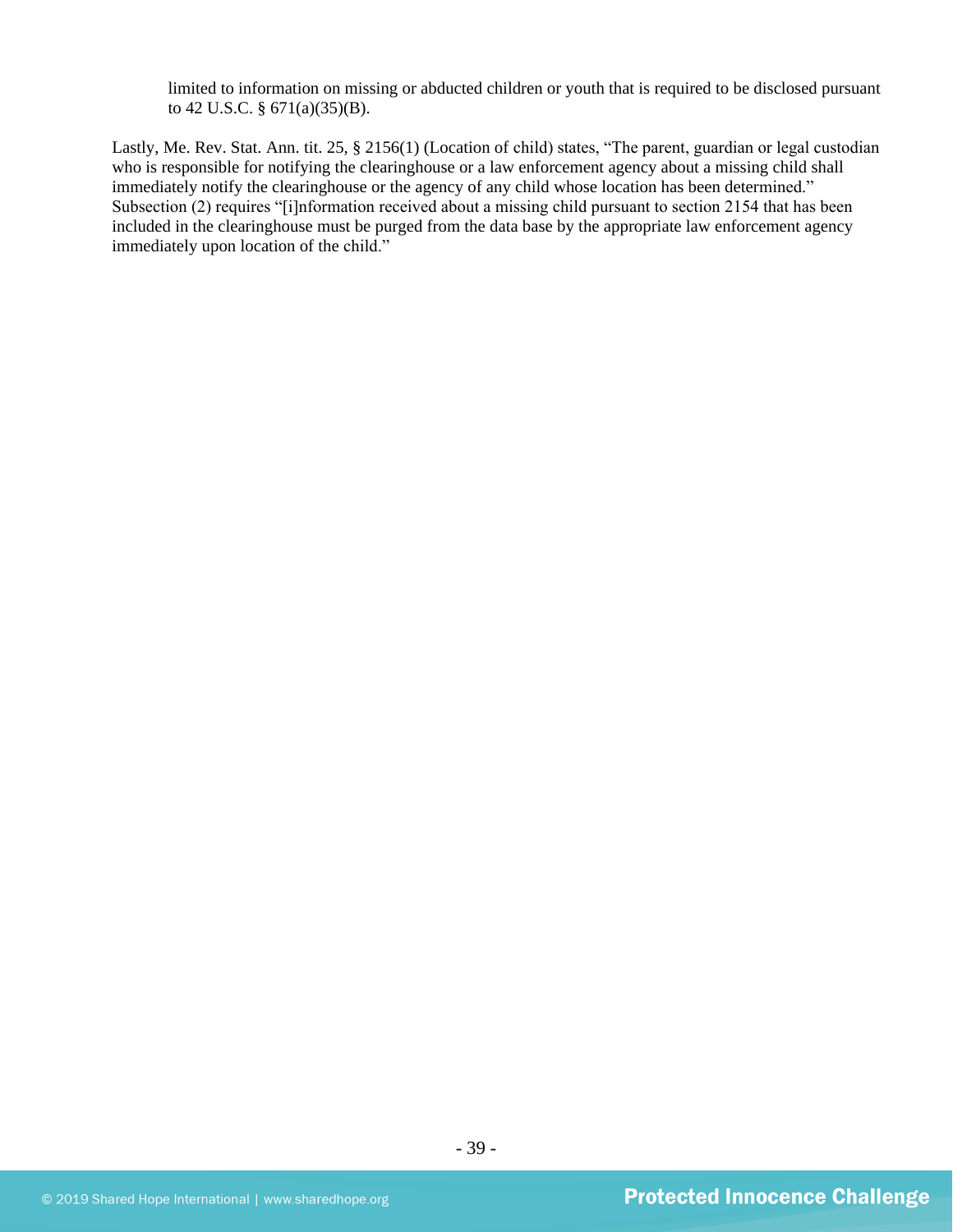limited to information on missing or abducted children or youth that is required to be disclosed pursuant to 42 U.S.C. § 671(a)(35)(B).

Lastly, Me. Rev. Stat. Ann. tit. 25, § 2156(1) (Location of child) states, "The parent, guardian or legal custodian who is responsible for notifying the clearinghouse or a law enforcement agency about a missing child shall immediately notify the clearinghouse or the agency of any child whose location has been determined." Subsection (2) requires "[i]nformation received about a missing child pursuant to section 2154 that has been included in the clearinghouse must be purged from the data base by the appropriate law enforcement agency immediately upon location of the child."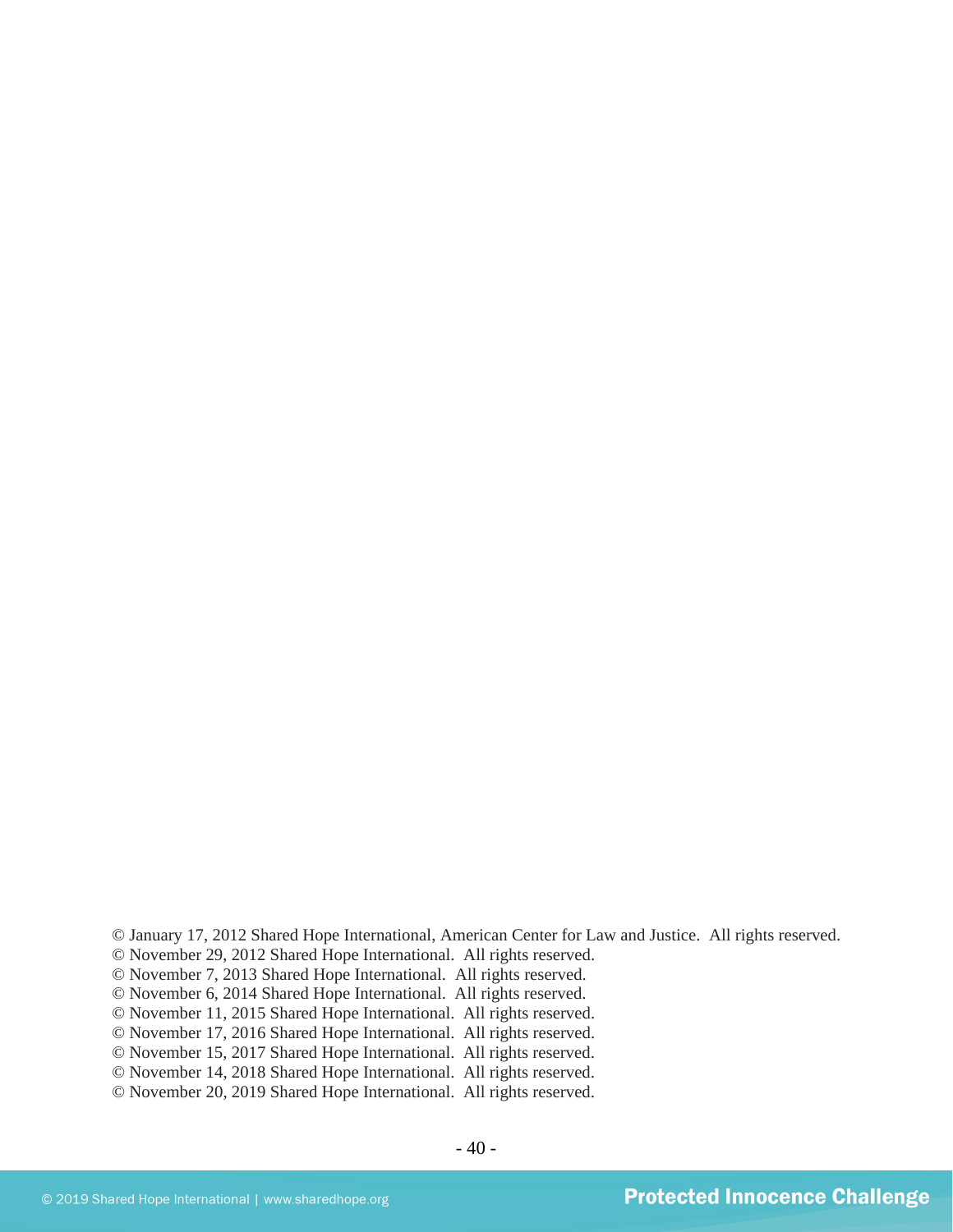© January 17, 2012 Shared Hope International, American Center for Law and Justice.  All rights reserved.
© November 29, 2012 Shared Hope International.  All rights reserved.
© November 7, 2013 Shared Hope International.  All rights reserved.
© November 6, 2014 Shared Hope International.  All rights reserved.
© November 11, 2015 Shared Hope International.  All rights reserved.
© November 17, 2016 Shared Hope International.  All rights reserved.
© November 15, 2017 Shared Hope International.  All rights reserved.
© November 14, 2018 Shared Hope International.  All rights reserved.
© November 20, 2019 Shared Hope International.  All rights reserved.